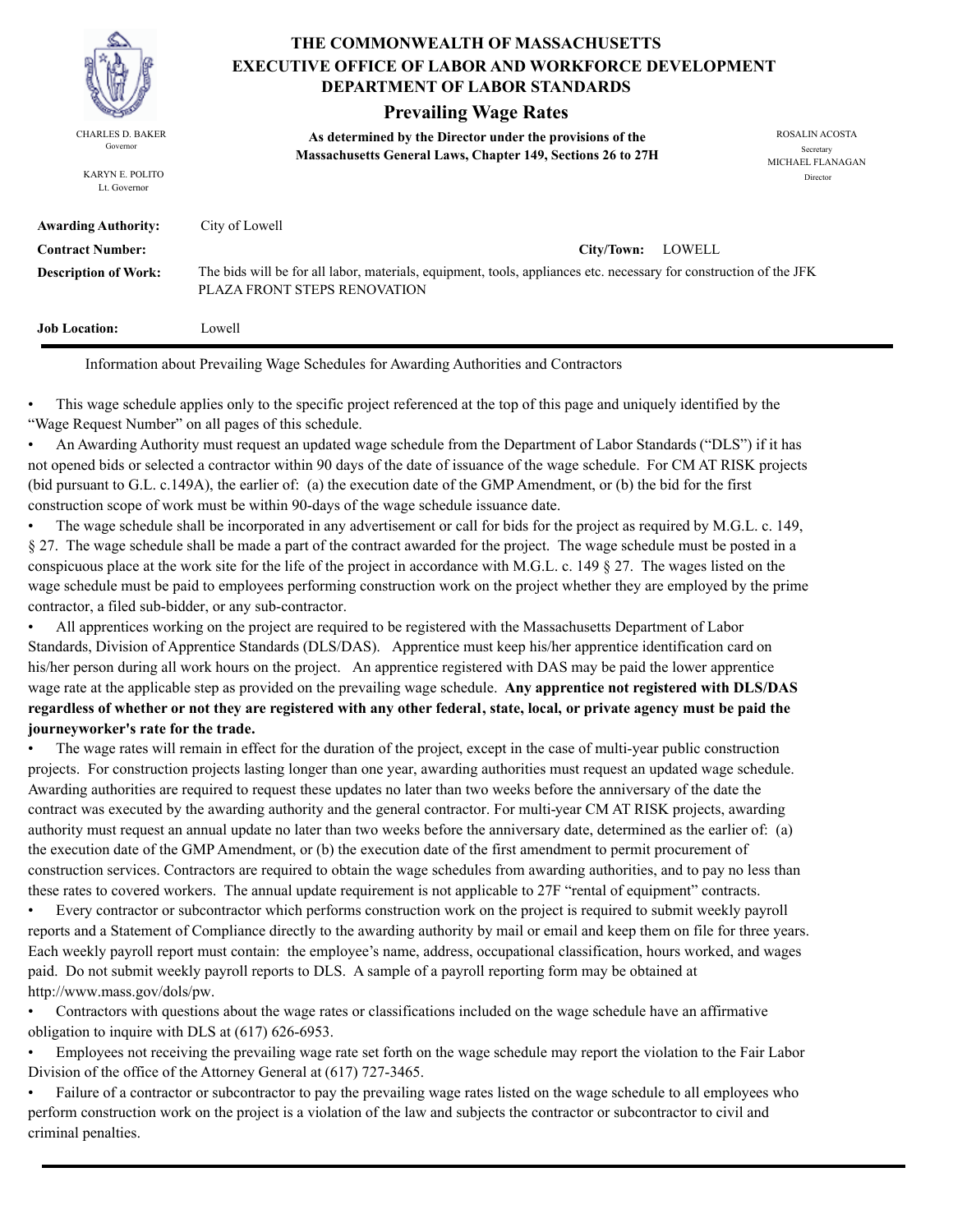# THE COMMONWEALTH OF MASSACHUSETTS
## EXECUTIVE OFFICE OF LABOR AND WORKFORCE DEVELOPMENT
## DEPARTMENT OF LABOR STANDARDS

### Prevailing Wage Rates

CHARLES D. BAKER
Governor

KARYN E. POLITO
Lt. Governor

**As determined by the Director under the provisions of the Massachusetts General Laws, Chapter 149, Sections 26 to 27H**

ROSALIN ACOSTA
Secretary

MICHAEL FLANAGAN
Director

**Awarding Authority:** City of Lowell

**Contract Number:**

**City/Town:** LOWELL

**Description of Work:** The bids will be for all labor, materials, equipment, tools, appliances etc. necessary for construction of the JFK PLAZA FRONT STEPS RENOVATION

**Job Location:** Lowell

---

Information about Prevailing Wage Schedules for Awarding Authorities and Contractors

- This wage schedule applies only to the specific project referenced at the top of this page and uniquely identified by the "Wage Request Number" on all pages of this schedule.
- An Awarding Authority must request an updated wage schedule from the Department of Labor Standards ("DLS") if it has not opened bids or selected a contractor within 90 days of the date of issuance of the wage schedule. For CM AT RISK projects (bid pursuant to G.L. c.149A), the earlier of: (a) the execution date of the GMP Amendment, or (b) the bid for the first construction scope of work must be within 90-days of the wage schedule issuance date.
- The wage schedule shall be incorporated in any advertisement or call for bids for the project as required by M.G.L. c. 149, § 27. The wage schedule shall be made a part of the contract awarded for the project. The wage schedule must be posted in a conspicuous place at the work site for the life of the project in accordance with M.G.L. c. 149 § 27. The wages listed on the wage schedule must be paid to employees performing construction work on the project whether they are employed by the prime contractor, a filed sub-bidder, or any sub-contractor.
- All apprentices working on the project are required to be registered with the Massachusetts Department of Labor Standards, Division of Apprentice Standards (DLS/DAS). Apprentice must keep his/her apprentice identification card on his/her person during all work hours on the project. An apprentice registered with DAS may be paid the lower apprentice wage rate at the applicable step as provided on the prevailing wage schedule. **Any apprentice not registered with DLS/DAS regardless of whether or not they are registered with any other federal, state, local, or private agency must be paid the journeyworker's rate for the trade.**
- The wage rates will remain in effect for the duration of the project, except in the case of multi-year public construction projects. For construction projects lasting longer than one year, awarding authorities must request an updated wage schedule. Awarding authorities are required to request these updates no later than two weeks before the anniversary of the date the contract was executed by the awarding authority and the general contractor. For multi-year CM AT RISK projects, awarding authority must request an annual update no later than two weeks before the anniversary date, determined as the earlier of: (a) the execution date of the GMP Amendment, or (b) the execution date of the first amendment to permit procurement of construction services. Contractors are required to obtain the wage schedules from awarding authorities, and to pay no less than these rates to covered workers. The annual update requirement is not applicable to 27F "rental of equipment" contracts.
- Every contractor or subcontractor which performs construction work on the project is required to submit weekly payroll reports and a Statement of Compliance directly to the awarding authority by mail or email and keep them on file for three years. Each weekly payroll report must contain: the employee's name, address, occupational classification, hours worked, and wages paid. Do not submit weekly payroll reports to DLS. A sample of a payroll reporting form may be obtained at http://www.mass.gov/dols/pw.
- Contractors with questions about the wage rates or classifications included on the wage schedule have an affirmative obligation to inquire with DLS at (617) 626-6953.
- Employees not receiving the prevailing wage rate set forth on the wage schedule may report the violation to the Fair Labor Division of the office of the Attorney General at (617) 727-3465.
- Failure of a contractor or subcontractor to pay the prevailing wage rates listed on the wage schedule to all employees who perform construction work on the project is a violation of the law and subjects the contractor or subcontractor to civil and criminal penalties.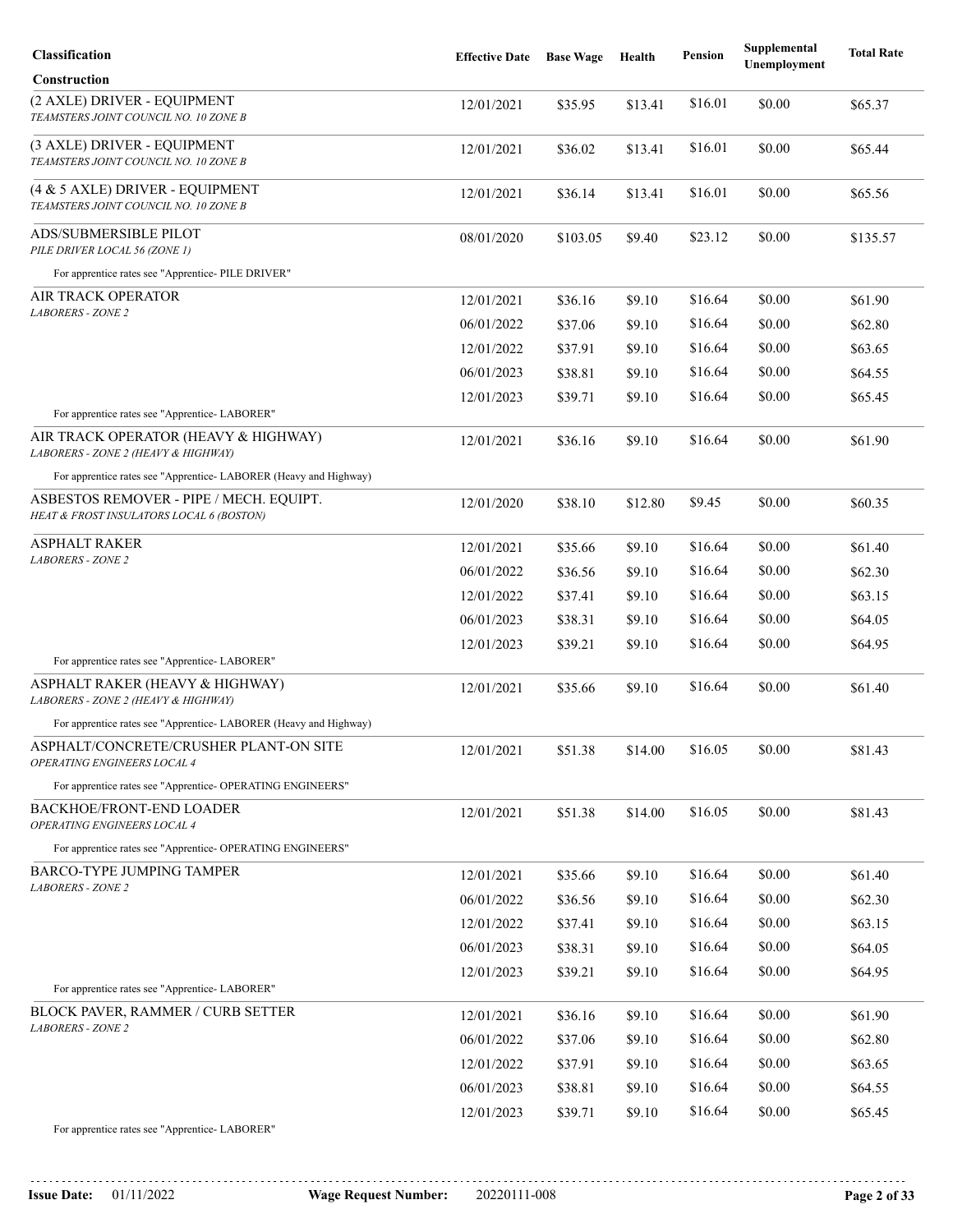| Classification | Effective Date | Base Wage | Health | Pension | Supplemental Unemployment | Total Rate |
|---|---|---|---|---|---|---|
| **Construction** | | | | | | |
| (2 AXLE) DRIVER - EQUIPMENT<br>*TEAMSTERS JOINT COUNCIL NO. 10 ZONE B* | 12/01/2021 | $35.95 | $13.41 | $16.01 | $0.00 | $65.37 |
| (3 AXLE) DRIVER - EQUIPMENT<br>*TEAMSTERS JOINT COUNCIL NO. 10 ZONE B* | 12/01/2021 | $36.02 | $13.41 | $16.01 | $0.00 | $65.44 |
| (4 & 5 AXLE) DRIVER - EQUIPMENT<br>*TEAMSTERS JOINT COUNCIL NO. 10 ZONE B* | 12/01/2021 | $36.14 | $13.41 | $16.01 | $0.00 | $65.56 |
| ADS/SUBMERSIBLE PILOT<br>*PILE DRIVER LOCAL 56 (ZONE 1)* | 08/01/2020 | $103.05 | $9.40 | $23.12 | $0.00 | $135.57 |
| For apprentice rates see "Apprentice- PILE DRIVER" | | | | | | |
| AIR TRACK OPERATOR<br>*LABORERS - ZONE 2* | 12/01/2021 | $36.16 | $9.10 | $16.64 | $0.00 | $61.90 |
| | 06/01/2022 | $37.06 | $9.10 | $16.64 | $0.00 | $62.80 |
| | 12/01/2022 | $37.91 | $9.10 | $16.64 | $0.00 | $63.65 |
| | 06/01/2023 | $38.81 | $9.10 | $16.64 | $0.00 | $64.55 |
| | 12/01/2023 | $39.71 | $9.10 | $16.64 | $0.00 | $65.45 |
| For apprentice rates see "Apprentice- LABORER" | | | | | | |
| AIR TRACK OPERATOR (HEAVY & HIGHWAY)<br>*LABORERS - ZONE 2 (HEAVY & HIGHWAY)* | 12/01/2021 | $36.16 | $9.10 | $16.64 | $0.00 | $61.90 |
| For apprentice rates see "Apprentice- LABORER (Heavy and Highway) | | | | | | |
| ASBESTOS REMOVER - PIPE / MECH. EQUIPT.<br>*HEAT & FROST INSULATORS LOCAL 6 (BOSTON)* | 12/01/2020 | $38.10 | $12.80 | $9.45 | $0.00 | $60.35 |
| ASPHALT RAKER<br>*LABORERS - ZONE 2* | 12/01/2021 | $35.66 | $9.10 | $16.64 | $0.00 | $61.40 |
| | 06/01/2022 | $36.56 | $9.10 | $16.64 | $0.00 | $62.30 |
| | 12/01/2022 | $37.41 | $9.10 | $16.64 | $0.00 | $63.15 |
| | 06/01/2023 | $38.31 | $9.10 | $16.64 | $0.00 | $64.05 |
| | 12/01/2023 | $39.21 | $9.10 | $16.64 | $0.00 | $64.95 |
| For apprentice rates see "Apprentice- LABORER" | | | | | | |
| ASPHALT RAKER (HEAVY & HIGHWAY)<br>*LABORERS - ZONE 2 (HEAVY & HIGHWAY)* | 12/01/2021 | $35.66 | $9.10 | $16.64 | $0.00 | $61.40 |
| For apprentice rates see "Apprentice- LABORER (Heavy and Highway) | | | | | | |
| ASPHALT/CONCRETE/CRUSHER PLANT-ON SITE<br>*OPERATING ENGINEERS LOCAL 4* | 12/01/2021 | $51.38 | $14.00 | $16.05 | $0.00 | $81.43 |
| For apprentice rates see "Apprentice- OPERATING ENGINEERS" | | | | | | |
| BACKHOE/FRONT-END LOADER<br>*OPERATING ENGINEERS LOCAL 4* | 12/01/2021 | $51.38 | $14.00 | $16.05 | $0.00 | $81.43 |
| For apprentice rates see "Apprentice- OPERATING ENGINEERS" | | | | | | |
| BARCO-TYPE JUMPING TAMPER<br>*LABORERS - ZONE 2* | 12/01/2021 | $35.66 | $9.10 | $16.64 | $0.00 | $61.40 |
| | 06/01/2022 | $36.56 | $9.10 | $16.64 | $0.00 | $62.30 |
| | 12/01/2022 | $37.41 | $9.10 | $16.64 | $0.00 | $63.15 |
| | 06/01/2023 | $38.31 | $9.10 | $16.64 | $0.00 | $64.05 |
| | 12/01/2023 | $39.21 | $9.10 | $16.64 | $0.00 | $64.95 |
| For apprentice rates see "Apprentice- LABORER" | | | | | | |
| BLOCK PAVER, RAMMER / CURB SETTER<br>*LABORERS - ZONE 2* | 12/01/2021 | $36.16 | $9.10 | $16.64 | $0.00 | $61.90 |
| | 06/01/2022 | $37.06 | $9.10 | $16.64 | $0.00 | $62.80 |
| | 12/01/2022 | $37.91 | $9.10 | $16.64 | $0.00 | $63.65 |
| | 06/01/2023 | $38.81 | $9.10 | $16.64 | $0.00 | $64.55 |
| | 12/01/2023 | $39.71 | $9.10 | $16.64 | $0.00 | $65.45 |
| For apprentice rates see "Apprentice- LABORER" | | | | | | |

**Issue Date:** 01/11/2022 **Wage Request Number:** 20220111-008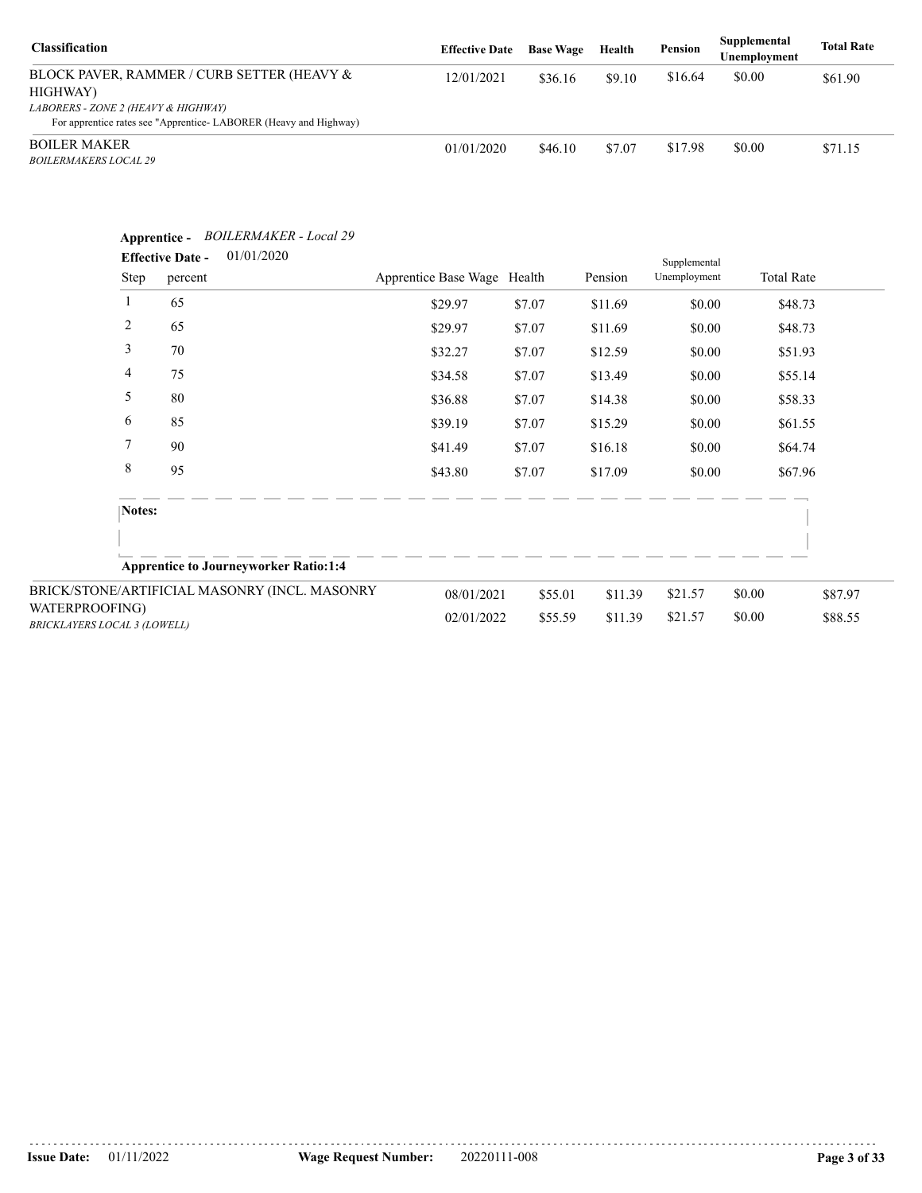| Classification | Effective Date | Base Wage | Health | Pension | Supplemental Unemployment | Total Rate |
|---|---|---|---|---|---|---|
| BLOCK PAVER, RAMMER / CURB SETTER (HEAVY & HIGHWAY)<br>*LABORERS - ZONE 2 (HEAVY & HIGHWAY)*<br>For apprentice rates see "Apprentice- LABORER (Heavy and Highway) | 12/01/2021 | $36.16 | $9.10 | $16.64 | $0.00 | $61.90 |
| BOILER MAKER<br>*BOILERMAKERS LOCAL 29* | 01/01/2020 | $46.10 | $7.07 | $17.98 | $0.00 | $71.15 |

**Apprentice -** *BOILERMAKER - Local 29*

**Effective Date -** 01/01/2020

| Step | percent | Apprentice Base Wage | Health | Pension | Supplemental Unemployment | Total Rate |
|---|---|---|---|---|---|---|
| 1 | 65 | $29.97 | $7.07 | $11.69 | $0.00 | $48.73 |
| 2 | 65 | $29.97 | $7.07 | $11.69 | $0.00 | $48.73 |
| 3 | 70 | $32.27 | $7.07 | $12.59 | $0.00 | $51.93 |
| 4 | 75 | $34.58 | $7.07 | $13.49 | $0.00 | $55.14 |
| 5 | 80 | $36.88 | $7.07 | $14.38 | $0.00 | $58.33 |
| 6 | 85 | $39.19 | $7.07 | $15.29 | $0.00 | $61.55 |
| 7 | 90 | $41.49 | $7.07 | $16.18 | $0.00 | $64.74 |
| 8 | 95 | $43.80 | $7.07 | $17.09 | $0.00 | $67.96 |

**Notes:**

**Apprentice to Journeyworker Ratio:1:4**

| Classification | Effective Date | Base Wage | Health | Pension | Supplemental Unemployment | Total Rate |
|---|---|---|---|---|---|---|
| BRICK/STONE/ARTIFICIAL MASONRY (INCL. MASONRY WATERPROOFING)<br>*BRICKLAYERS LOCAL 3 (LOWELL)* | 08/01/2021 | $55.01 | $11.39 | $21.57 | $0.00 | $87.97 |
| | 02/01/2022 | $55.59 | $11.39 | $21.57 | $0.00 | $88.55 |

**Issue Date:** 01/11/2022 **Wage Request Number:** 20220111-008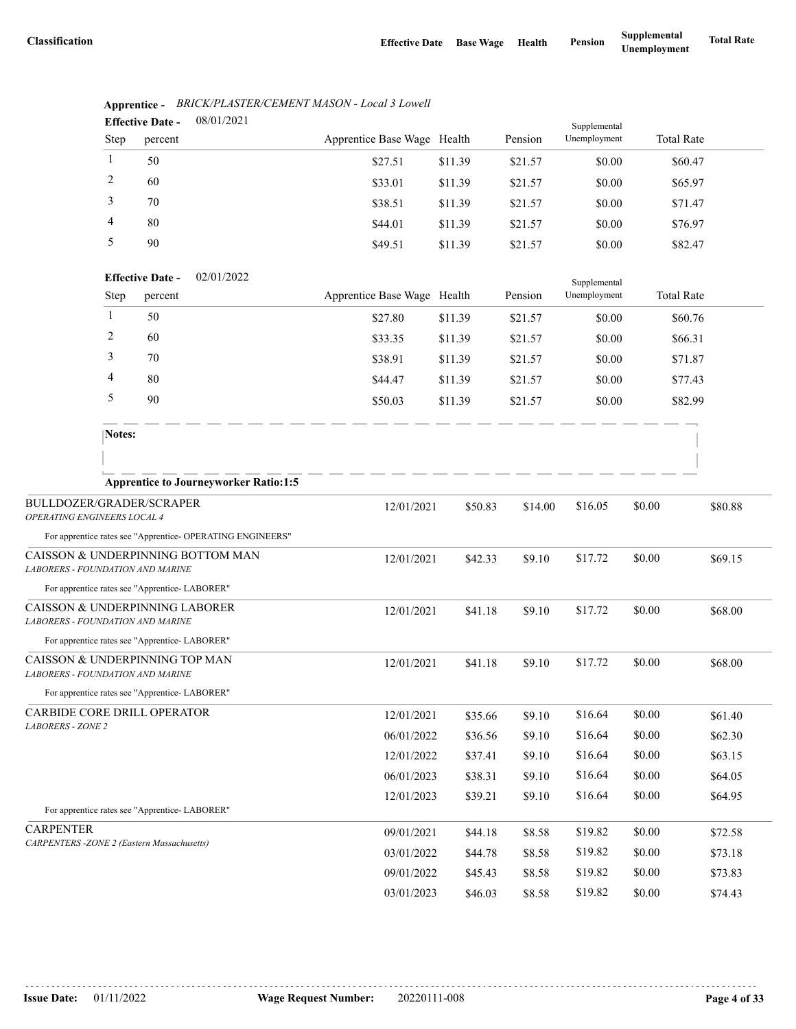| Classification | Effective Date | Base Wage | Health | Pension | Supplemental Unemployment | Total Rate |
|---|---|---|---|---|---|---|

**Apprentice -** *BRICK/PLASTER/CEMENT MASON - Local 3 Lowell*

**Effective Date -** 08/01/2021

| Step | percent | Apprentice Base Wage | Health | Pension | Supplemental Unemployment | Total Rate |
|---|---|---|---|---|---|---|
| 1 | 50 | $27.51 | $11.39 | $21.57 | $0.00 | $60.47 |
| 2 | 60 | $33.01 | $11.39 | $21.57 | $0.00 | $65.97 |
| 3 | 70 | $38.51 | $11.39 | $21.57 | $0.00 | $71.47 |
| 4 | 80 | $44.01 | $11.39 | $21.57 | $0.00 | $76.97 |
| 5 | 90 | $49.51 | $11.39 | $21.57 | $0.00 | $82.47 |

**Effective Date -** 02/01/2022

| Step | percent | Apprentice Base Wage | Health | Pension | Supplemental Unemployment | Total Rate |
|---|---|---|---|---|---|---|
| 1 | 50 | $27.80 | $11.39 | $21.57 | $0.00 | $60.76 |
| 2 | 60 | $33.35 | $11.39 | $21.57 | $0.00 | $66.31 |
| 3 | 70 | $38.91 | $11.39 | $21.57 | $0.00 | $71.87 |
| 4 | 80 | $44.47 | $11.39 | $21.57 | $0.00 | $77.43 |
| 5 | 90 | $50.03 | $11.39 | $21.57 | $0.00 | $82.99 |

**Notes:**

**Apprentice to Journeyworker Ratio:1:5**

| Classification | Effective Date | Base Wage | Health | Pension | Supplemental Unemployment | Total Rate |
|---|---|---|---|---|---|---|
| BULLDOZER/GRADER/SCRAPER *OPERATING ENGINEERS LOCAL 4* | 12/01/2021 | $50.83 | $14.00 | $16.05 | $0.00 | $80.88 |
| For apprentice rates see "Apprentice- OPERATING ENGINEERS" | | | | | | |
| CAISSON & UNDERPINNING BOTTOM MAN *LABORERS - FOUNDATION AND MARINE* | 12/01/2021 | $42.33 | $9.10 | $17.72 | $0.00 | $69.15 |
| For apprentice rates see "Apprentice- LABORER" | | | | | | |
| CAISSON & UNDERPINNING LABORER *LABORERS - FOUNDATION AND MARINE* | 12/01/2021 | $41.18 | $9.10 | $17.72 | $0.00 | $68.00 |
| For apprentice rates see "Apprentice- LABORER" | | | | | | |
| CAISSON & UNDERPINNING TOP MAN *LABORERS - FOUNDATION AND MARINE* | 12/01/2021 | $41.18 | $9.10 | $17.72 | $0.00 | $68.00 |
| For apprentice rates see "Apprentice- LABORER" | | | | | | |
| CARBIDE CORE DRILL OPERATOR *LABORERS - ZONE 2* | 12/01/2021 | $35.66 | $9.10 | $16.64 | $0.00 | $61.40 |
| | 06/01/2022 | $36.56 | $9.10 | $16.64 | $0.00 | $62.30 |
| | 12/01/2022 | $37.41 | $9.10 | $16.64 | $0.00 | $63.15 |
| | 06/01/2023 | $38.31 | $9.10 | $16.64 | $0.00 | $64.05 |
| | 12/01/2023 | $39.21 | $9.10 | $16.64 | $0.00 | $64.95 |
| For apprentice rates see "Apprentice- LABORER" | | | | | | |
| CARPENTER *CARPENTERS -ZONE 2 (Eastern Massachusetts)* | 09/01/2021 | $44.18 | $8.58 | $19.82 | $0.00 | $72.58 |
| | 03/01/2022 | $44.78 | $8.58 | $19.82 | $0.00 | $73.18 |
| | 09/01/2022 | $45.43 | $8.58 | $19.82 | $0.00 | $73.83 |
| | 03/01/2023 | $46.03 | $8.58 | $19.82 | $0.00 | $74.43 |

**Issue Date:** 01/11/2022 **Wage Request Number:** 20220111-008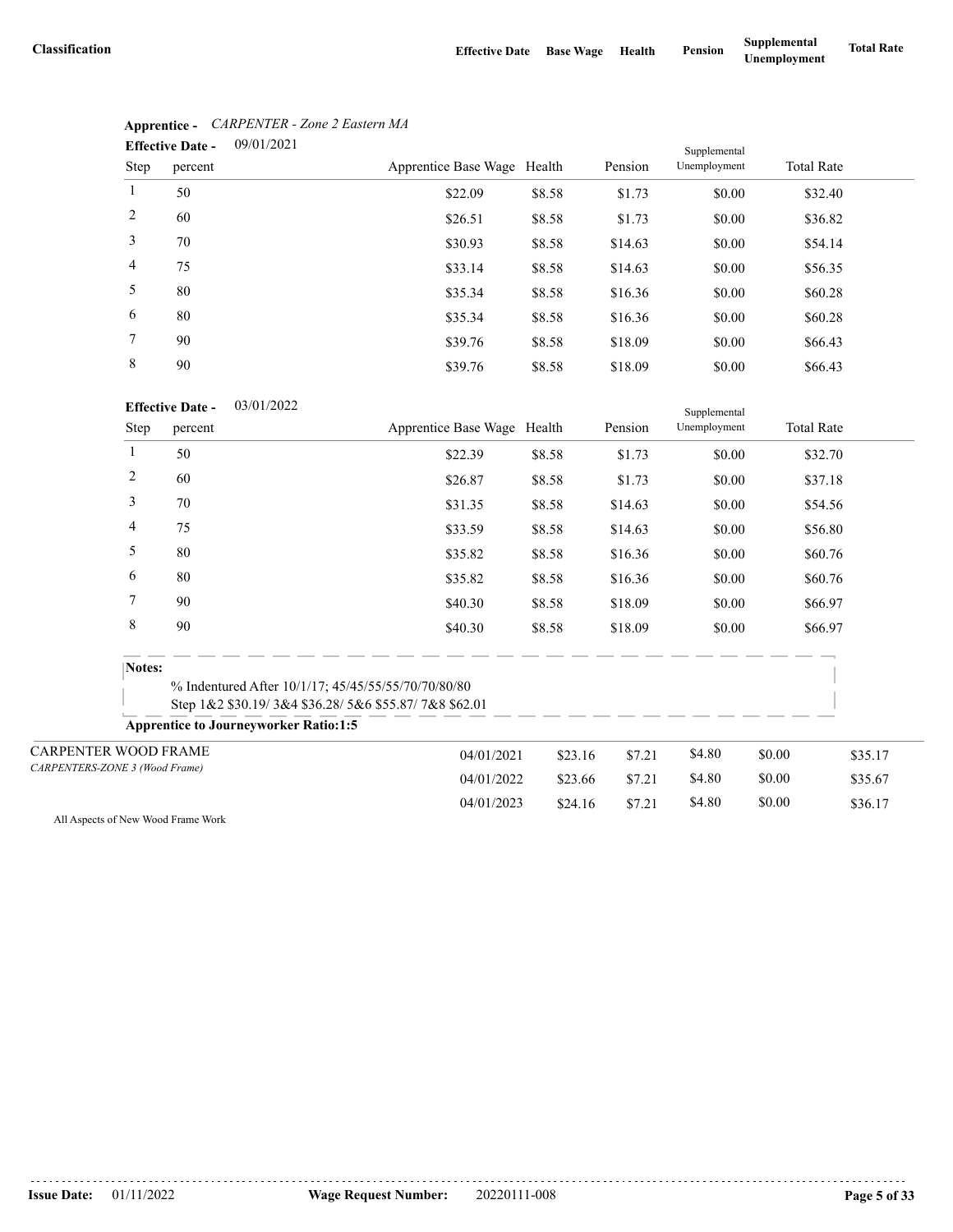| Classification | Effective Date | Base Wage | Health | Pension | Supplemental Unemployment | Total Rate |
|---|---|---|---|---|---|---|

**Apprentice -** *CARPENTER - Zone 2 Eastern MA*

**Effective Date -** 09/01/2021

| Step | percent | Apprentice Base Wage | Health | Pension | Supplemental Unemployment | Total Rate |
|---|---|---|---|---|---|---|
| 1 | 50 | $22.09 | $8.58 | $1.73 | $0.00 | $32.40 |
| 2 | 60 | $26.51 | $8.58 | $1.73 | $0.00 | $36.82 |
| 3 | 70 | $30.93 | $8.58 | $14.63 | $0.00 | $54.14 |
| 4 | 75 | $33.14 | $8.58 | $14.63 | $0.00 | $56.35 |
| 5 | 80 | $35.34 | $8.58 | $16.36 | $0.00 | $60.28 |
| 6 | 80 | $35.34 | $8.58 | $16.36 | $0.00 | $60.28 |
| 7 | 90 | $39.76 | $8.58 | $18.09 | $0.00 | $66.43 |
| 8 | 90 | $39.76 | $8.58 | $18.09 | $0.00 | $66.43 |

**Effective Date -** 03/01/2022

| Step | percent | Apprentice Base Wage | Health | Pension | Supplemental Unemployment | Total Rate |
|---|---|---|---|---|---|---|
| 1 | 50 | $22.39 | $8.58 | $1.73 | $0.00 | $32.70 |
| 2 | 60 | $26.87 | $8.58 | $1.73 | $0.00 | $37.18 |
| 3 | 70 | $31.35 | $8.58 | $14.63 | $0.00 | $54.56 |
| 4 | 75 | $33.59 | $8.58 | $14.63 | $0.00 | $56.80 |
| 5 | 80 | $35.82 | $8.58 | $16.36 | $0.00 | $60.76 |
| 6 | 80 | $35.82 | $8.58 | $16.36 | $0.00 | $60.76 |
| 7 | 90 | $40.30 | $8.58 | $18.09 | $0.00 | $66.97 |
| 8 | 90 | $40.30 | $8.58 | $18.09 | $0.00 | $66.97 |

**Notes:**

% Indentured After 10/1/17; 45/45/55/55/70/70/80/80
Step 1&2 $30.19/ 3&4 $36.28/ 5&6 $55.87/ 7&8 $62.01

**Apprentice to Journeyworker Ratio:1:5**

| Classification | Effective Date | Base Wage | Health | Pension | Supplemental Unemployment | Total Rate |
|---|---|---|---|---|---|---|
| CARPENTER WOOD FRAME<br>*CARPENTERS-ZONE 3 (Wood Frame)* | 04/01/2021 | $23.16 | $7.21 | $4.80 | $0.00 | $35.17 |
| | 04/01/2022 | $23.66 | $7.21 | $4.80 | $0.00 | $35.67 |
| | 04/01/2023 | $24.16 | $7.21 | $4.80 | $0.00 | $36.17 |

All Aspects of New Wood Frame Work

**Issue Date:** 01/11/2022 **Wage Request Number:** 20220111-008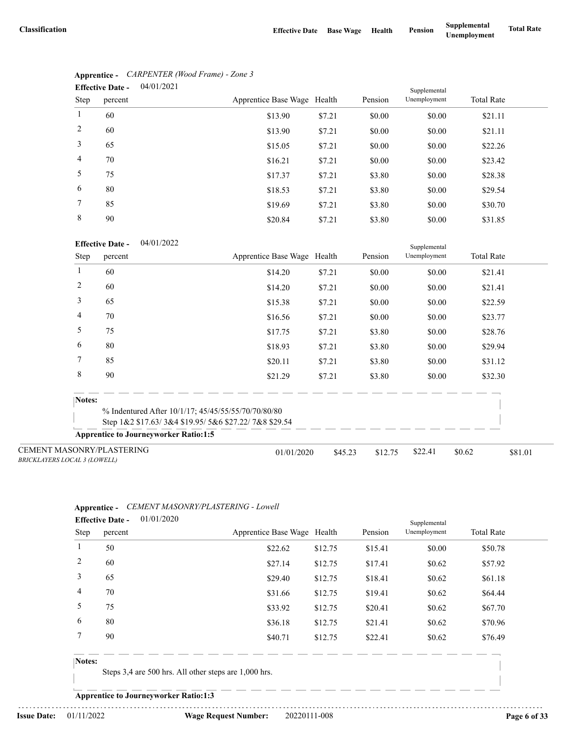| Classification | Effective Date | Base Wage | Health | Pension | Supplemental Unemployment | Total Rate |
|---|---|---|---|---|---|---|

**Apprentice -** *CARPENTER (Wood Frame) - Zone 3*

**Effective Date -** 04/01/2021

| Step | percent | Apprentice Base Wage | Health | Pension | Supplemental Unemployment | Total Rate |
|---|---|---|---|---|---|---|
| 1 | 60 | $13.90 | $7.21 | $0.00 | $0.00 | $21.11 |
| 2 | 60 | $13.90 | $7.21 | $0.00 | $0.00 | $21.11 |
| 3 | 65 | $15.05 | $7.21 | $0.00 | $0.00 | $22.26 |
| 4 | 70 | $16.21 | $7.21 | $0.00 | $0.00 | $23.42 |
| 5 | 75 | $17.37 | $7.21 | $3.80 | $0.00 | $28.38 |
| 6 | 80 | $18.53 | $7.21 | $3.80 | $0.00 | $29.54 |
| 7 | 85 | $19.69 | $7.21 | $3.80 | $0.00 | $30.70 |
| 8 | 90 | $20.84 | $7.21 | $3.80 | $0.00 | $31.85 |

**Effective Date -** 04/01/2022

| Step | percent | Apprentice Base Wage | Health | Pension | Supplemental Unemployment | Total Rate |
|---|---|---|---|---|---|---|
| 1 | 60 | $14.20 | $7.21 | $0.00 | $0.00 | $21.41 |
| 2 | 60 | $14.20 | $7.21 | $0.00 | $0.00 | $21.41 |
| 3 | 65 | $15.38 | $7.21 | $0.00 | $0.00 | $22.59 |
| 4 | 70 | $16.56 | $7.21 | $0.00 | $0.00 | $23.77 |
| 5 | 75 | $17.75 | $7.21 | $3.80 | $0.00 | $28.76 |
| 6 | 80 | $18.93 | $7.21 | $3.80 | $0.00 | $29.94 |
| 7 | 85 | $20.11 | $7.21 | $3.80 | $0.00 | $31.12 |
| 8 | 90 | $21.29 | $7.21 | $3.80 | $0.00 | $32.30 |

**Notes:**

% Indentured After 10/1/17; 45/45/55/55/70/70/80/80
Step 1&2 $17.63/ 3&4 $19.95/ 5&6 $27.22/ 7&8 $29.54

**Apprentice to Journeyworker Ratio:1:5**

| Classification | Effective Date | Base Wage | Health | Pension | Supplemental Unemployment | Total Rate |
|---|---|---|---|---|---|---|
| CEMENT MASONRY/PLASTERING *BRICKLAYERS LOCAL 3 (LOWELL)* | 01/01/2020 | $45.23 | $12.75 | $22.41 | $0.62 | $81.01 |

**Apprentice -** *CEMENT MASONRY/PLASTERING - Lowell*

**Effective Date -** 01/01/2020

| Step | percent | Apprentice Base Wage | Health | Pension | Supplemental Unemployment | Total Rate |
|---|---|---|---|---|---|---|
| 1 | 50 | $22.62 | $12.75 | $15.41 | $0.00 | $50.78 |
| 2 | 60 | $27.14 | $12.75 | $17.41 | $0.62 | $57.92 |
| 3 | 65 | $29.40 | $12.75 | $18.41 | $0.62 | $61.18 |
| 4 | 70 | $31.66 | $12.75 | $19.41 | $0.62 | $64.44 |
| 5 | 75 | $33.92 | $12.75 | $20.41 | $0.62 | $67.70 |
| 6 | 80 | $36.18 | $12.75 | $21.41 | $0.62 | $70.96 |
| 7 | 90 | $40.71 | $12.75 | $22.41 | $0.62 | $76.49 |

**Notes:**

Steps 3,4 are 500 hrs. All other steps are 1,000 hrs.

**Apprentice to Journeyworker Ratio:1:3**

**Issue Date:** 01/11/2022 **Wage Request Number:** 20220111-008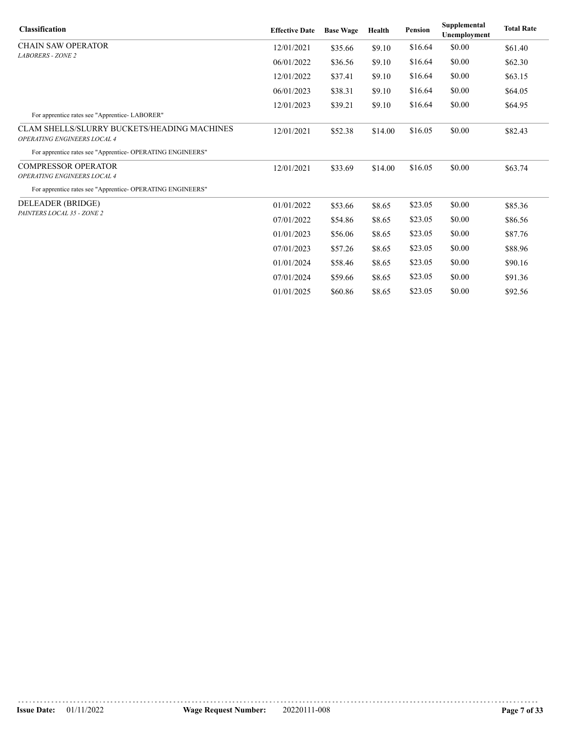| Classification | Effective Date | Base Wage | Health | Pension | Supplemental Unemployment | Total Rate |
|---|---|---|---|---|---|---|
| CHAIN SAW OPERATOR<br>*LABORERS - ZONE 2* | 12/01/2021 | $35.66 | $9.10 | $16.64 | $0.00 | $61.40 |
| | 06/01/2022 | $36.56 | $9.10 | $16.64 | $0.00 | $62.30 |
| | 12/01/2022 | $37.41 | $9.10 | $16.64 | $0.00 | $63.15 |
| | 06/01/2023 | $38.31 | $9.10 | $16.64 | $0.00 | $64.05 |
| | 12/01/2023 | $39.21 | $9.10 | $16.64 | $0.00 | $64.95 |
| For apprentice rates see "Apprentice- LABORER" | | | | | | |
| CLAM SHELLS/SLURRY BUCKETS/HEADING MACHINES<br>*OPERATING ENGINEERS LOCAL 4* | 12/01/2021 | $52.38 | $14.00 | $16.05 | $0.00 | $82.43 |
| For apprentice rates see "Apprentice- OPERATING ENGINEERS" | | | | | | |
| COMPRESSOR OPERATOR<br>*OPERATING ENGINEERS LOCAL 4* | 12/01/2021 | $33.69 | $14.00 | $16.05 | $0.00 | $63.74 |
| For apprentice rates see "Apprentice- OPERATING ENGINEERS" | | | | | | |
| DELEADER (BRIDGE)<br>*PAINTERS LOCAL 35 - ZONE 2* | 01/01/2022 | $53.66 | $8.65 | $23.05 | $0.00 | $85.36 |
| | 07/01/2022 | $54.86 | $8.65 | $23.05 | $0.00 | $86.56 |
| | 01/01/2023 | $56.06 | $8.65 | $23.05 | $0.00 | $87.76 |
| | 07/01/2023 | $57.26 | $8.65 | $23.05 | $0.00 | $88.96 |
| | 01/01/2024 | $58.46 | $8.65 | $23.05 | $0.00 | $90.16 |
| | 07/01/2024 | $59.66 | $8.65 | $23.05 | $0.00 | $91.36 |
| | 01/01/2025 | $60.86 | $8.65 | $23.05 | $0.00 | $92.56 |

**Issue Date:** 01/11/2022 **Wage Request Number:** 20220111-008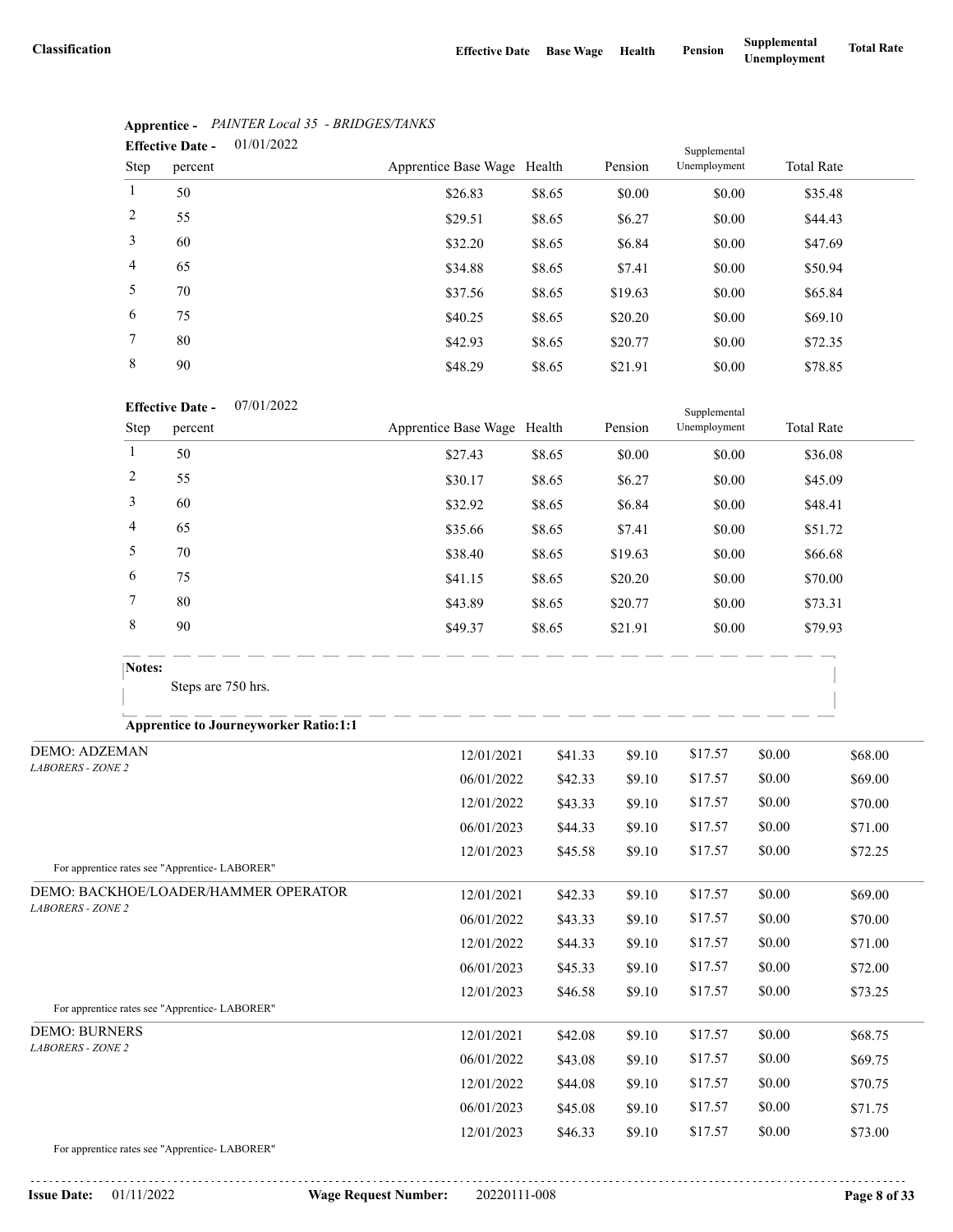| Classification | Effective Date | Base Wage | Health | Pension | Supplemental Unemployment | Total Rate |
|---|---|---|---|---|---|---|

**Apprentice -** *PAINTER Local 35 - BRIDGES/TANKS*

**Effective Date -** 01/01/2022

| Step | percent | Apprentice Base Wage | Health | Pension | Supplemental Unemployment | Total Rate |
|---|---|---|---|---|---|---|
| 1 | 50 | $26.83 | $8.65 | $0.00 | $0.00 | $35.48 |
| 2 | 55 | $29.51 | $8.65 | $6.27 | $0.00 | $44.43 |
| 3 | 60 | $32.20 | $8.65 | $6.84 | $0.00 | $47.69 |
| 4 | 65 | $34.88 | $8.65 | $7.41 | $0.00 | $50.94 |
| 5 | 70 | $37.56 | $8.65 | $19.63 | $0.00 | $65.84 |
| 6 | 75 | $40.25 | $8.65 | $20.20 | $0.00 | $69.10 |
| 7 | 80 | $42.93 | $8.65 | $20.77 | $0.00 | $72.35 |
| 8 | 90 | $48.29 | $8.65 | $21.91 | $0.00 | $78.85 |

**Effective Date -** 07/01/2022

| Step | percent | Apprentice Base Wage | Health | Pension | Supplemental Unemployment | Total Rate |
|---|---|---|---|---|---|---|
| 1 | 50 | $27.43 | $8.65 | $0.00 | $0.00 | $36.08 |
| 2 | 55 | $30.17 | $8.65 | $6.27 | $0.00 | $45.09 |
| 3 | 60 | $32.92 | $8.65 | $6.84 | $0.00 | $48.41 |
| 4 | 65 | $35.66 | $8.65 | $7.41 | $0.00 | $51.72 |
| 5 | 70 | $38.40 | $8.65 | $19.63 | $0.00 | $66.68 |
| 6 | 75 | $41.15 | $8.65 | $20.20 | $0.00 | $70.00 |
| 7 | 80 | $43.89 | $8.65 | $20.77 | $0.00 | $73.31 |
| 8 | 90 | $49.37 | $8.65 | $21.91 | $0.00 | $79.93 |

**Notes:**

Steps are 750 hrs.

**Apprentice to Journeyworker Ratio:1:1**

| Classification | Effective Date | Base Wage | Health | Pension | Supplemental Unemployment | Total Rate |
|---|---|---|---|---|---|---|
| DEMO: ADZEMAN<br>*LABORERS - ZONE 2* | 12/01/2021 | $41.33 | $9.10 | $17.57 | $0.00 | $68.00 |
| | 06/01/2022 | $42.33 | $9.10 | $17.57 | $0.00 | $69.00 |
| | 12/01/2022 | $43.33 | $9.10 | $17.57 | $0.00 | $70.00 |
| | 06/01/2023 | $44.33 | $9.10 | $17.57 | $0.00 | $71.00 |
| | 12/01/2023 | $45.58 | $9.10 | $17.57 | $0.00 | $72.25 |
| For apprentice rates see "Apprentice- LABORER" | | | | | | |
| DEMO: BACKHOE/LOADER/HAMMER OPERATOR<br>*LABORERS - ZONE 2* | 12/01/2021 | $42.33 | $9.10 | $17.57 | $0.00 | $69.00 |
| | 06/01/2022 | $43.33 | $9.10 | $17.57 | $0.00 | $70.00 |
| | 12/01/2022 | $44.33 | $9.10 | $17.57 | $0.00 | $71.00 |
| | 06/01/2023 | $45.33 | $9.10 | $17.57 | $0.00 | $72.00 |
| | 12/01/2023 | $46.58 | $9.10 | $17.57 | $0.00 | $73.25 |
| For apprentice rates see "Apprentice- LABORER" | | | | | | |
| DEMO: BURNERS<br>*LABORERS - ZONE 2* | 12/01/2021 | $42.08 | $9.10 | $17.57 | $0.00 | $68.75 |
| | 06/01/2022 | $43.08 | $9.10 | $17.57 | $0.00 | $69.75 |
| | 12/01/2022 | $44.08 | $9.10 | $17.57 | $0.00 | $70.75 |
| | 06/01/2023 | $45.08 | $9.10 | $17.57 | $0.00 | $71.75 |
| | 12/01/2023 | $46.33 | $9.10 | $17.57 | $0.00 | $73.00 |
| For apprentice rates see "Apprentice- LABORER" | | | | | | |

**Issue Date:** 01/11/2022 **Wage Request Number:** 20220111-008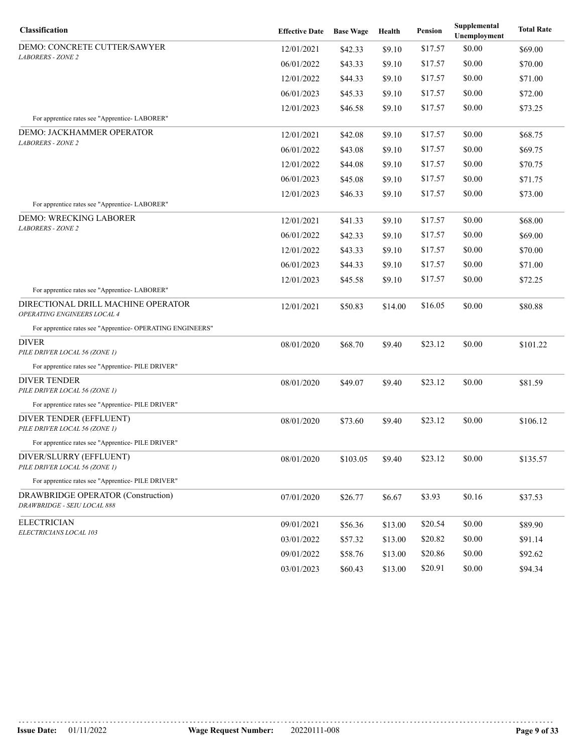| Classification | Effective Date | Base Wage | Health | Pension | Supplemental Unemployment | Total Rate |
|---|---|---|---|---|---|---|
| DEMO: CONCRETE CUTTER/SAWYER<br>*LABORERS - ZONE 2* | 12/01/2021 | $42.33 | $9.10 | $17.57 | $0.00 | $69.00 |
| | 06/01/2022 | $43.33 | $9.10 | $17.57 | $0.00 | $70.00 |
| | 12/01/2022 | $44.33 | $9.10 | $17.57 | $0.00 | $71.00 |
| | 06/01/2023 | $45.33 | $9.10 | $17.57 | $0.00 | $72.00 |
| | 12/01/2023 | $46.58 | $9.10 | $17.57 | $0.00 | $73.25 |
| For apprentice rates see "Apprentice- LABORER" | | | | | | |
| DEMO: JACKHAMMER OPERATOR<br>*LABORERS - ZONE 2* | 12/01/2021 | $42.08 | $9.10 | $17.57 | $0.00 | $68.75 |
| | 06/01/2022 | $43.08 | $9.10 | $17.57 | $0.00 | $69.75 |
| | 12/01/2022 | $44.08 | $9.10 | $17.57 | $0.00 | $70.75 |
| | 06/01/2023 | $45.08 | $9.10 | $17.57 | $0.00 | $71.75 |
| | 12/01/2023 | $46.33 | $9.10 | $17.57 | $0.00 | $73.00 |
| For apprentice rates see "Apprentice- LABORER" | | | | | | |
| DEMO: WRECKING LABORER<br>*LABORERS - ZONE 2* | 12/01/2021 | $41.33 | $9.10 | $17.57 | $0.00 | $68.00 |
| | 06/01/2022 | $42.33 | $9.10 | $17.57 | $0.00 | $69.00 |
| | 12/01/2022 | $43.33 | $9.10 | $17.57 | $0.00 | $70.00 |
| | 06/01/2023 | $44.33 | $9.10 | $17.57 | $0.00 | $71.00 |
| | 12/01/2023 | $45.58 | $9.10 | $17.57 | $0.00 | $72.25 |
| For apprentice rates see "Apprentice- LABORER" | | | | | | |
| DIRECTIONAL DRILL MACHINE OPERATOR<br>*OPERATING ENGINEERS LOCAL 4* | 12/01/2021 | $50.83 | $14.00 | $16.05 | $0.00 | $80.88 |
| For apprentice rates see "Apprentice- OPERATING ENGINEERS" | | | | | | |
| DIVER<br>*PILE DRIVER LOCAL 56 (ZONE 1)* | 08/01/2020 | $68.70 | $9.40 | $23.12 | $0.00 | $101.22 |
| For apprentice rates see "Apprentice- PILE DRIVER" | | | | | | |
| DIVER TENDER<br>*PILE DRIVER LOCAL 56 (ZONE 1)* | 08/01/2020 | $49.07 | $9.40 | $23.12 | $0.00 | $81.59 |
| For apprentice rates see "Apprentice- PILE DRIVER" | | | | | | |
| DIVER TENDER (EFFLUENT)<br>*PILE DRIVER LOCAL 56 (ZONE 1)* | 08/01/2020 | $73.60 | $9.40 | $23.12 | $0.00 | $106.12 |
| For apprentice rates see "Apprentice- PILE DRIVER" | | | | | | |
| DIVER/SLURRY (EFFLUENT)<br>*PILE DRIVER LOCAL 56 (ZONE 1)* | 08/01/2020 | $103.05 | $9.40 | $23.12 | $0.00 | $135.57 |
| For apprentice rates see "Apprentice- PILE DRIVER" | | | | | | |
| DRAWBRIDGE OPERATOR (Construction)<br>*DRAWBRIDGE - SEIU LOCAL 888* | 07/01/2020 | $26.77 | $6.67 | $3.93 | $0.16 | $37.53 |
| ELECTRICIAN<br>*ELECTRICIANS LOCAL 103* | 09/01/2021 | $56.36 | $13.00 | $20.54 | $0.00 | $89.90 |
| | 03/01/2022 | $57.32 | $13.00 | $20.82 | $0.00 | $91.14 |
| | 09/01/2022 | $58.76 | $13.00 | $20.86 | $0.00 | $92.62 |
| | 03/01/2023 | $60.43 | $13.00 | $20.91 | $0.00 | $94.34 |

**Issue Date:** 01/11/2022 **Wage Request Number:** 20220111-008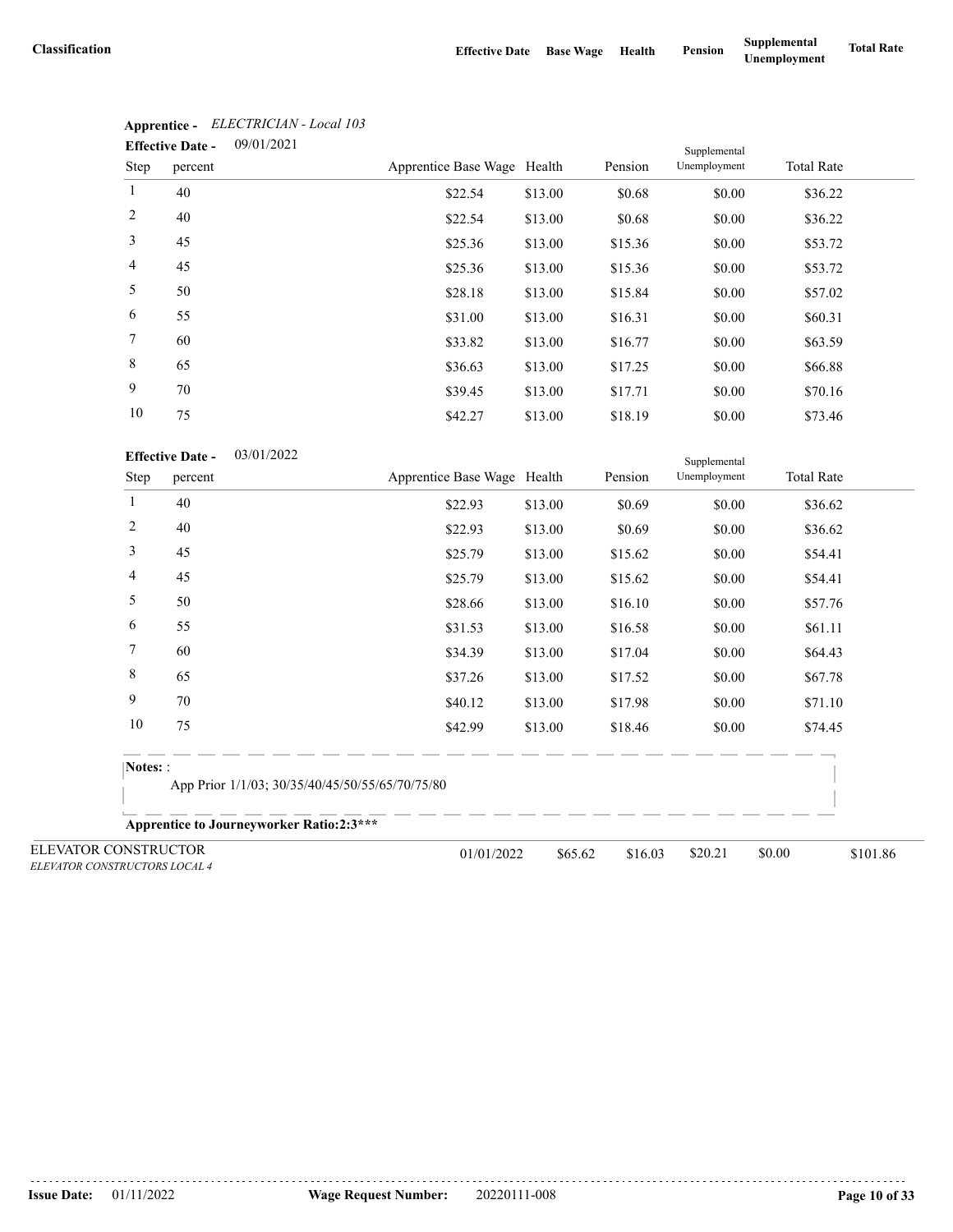| Classification | Effective Date | Base Wage | Health | Pension | Supplemental Unemployment | Total Rate |
|---|---|---|---|---|---|---|

**Apprentice -** *ELECTRICIAN - Local 103*

**Effective Date -** 09/01/2021

| Step | percent | Apprentice Base Wage | Health | Pension | Supplemental Unemployment | Total Rate |
|---|---|---|---|---|---|---|
| 1 | 40 | $22.54 | $13.00 | $0.68 | $0.00 | $36.22 |
| 2 | 40 | $22.54 | $13.00 | $0.68 | $0.00 | $36.22 |
| 3 | 45 | $25.36 | $13.00 | $15.36 | $0.00 | $53.72 |
| 4 | 45 | $25.36 | $13.00 | $15.36 | $0.00 | $53.72 |
| 5 | 50 | $28.18 | $13.00 | $15.84 | $0.00 | $57.02 |
| 6 | 55 | $31.00 | $13.00 | $16.31 | $0.00 | $60.31 |
| 7 | 60 | $33.82 | $13.00 | $16.77 | $0.00 | $63.59 |
| 8 | 65 | $36.63 | $13.00 | $17.25 | $0.00 | $66.88 |
| 9 | 70 | $39.45 | $13.00 | $17.71 | $0.00 | $70.16 |
| 10 | 75 | $42.27 | $13.00 | $18.19 | $0.00 | $73.46 |

**Effective Date -** 03/01/2022

| Step | percent | Apprentice Base Wage | Health | Pension | Supplemental Unemployment | Total Rate |
|---|---|---|---|---|---|---|
| 1 | 40 | $22.93 | $13.00 | $0.69 | $0.00 | $36.62 |
| 2 | 40 | $22.93 | $13.00 | $0.69 | $0.00 | $36.62 |
| 3 | 45 | $25.79 | $13.00 | $15.62 | $0.00 | $54.41 |
| 4 | 45 | $25.79 | $13.00 | $15.62 | $0.00 | $54.41 |
| 5 | 50 | $28.66 | $13.00 | $16.10 | $0.00 | $57.76 |
| 6 | 55 | $31.53 | $13.00 | $16.58 | $0.00 | $61.11 |
| 7 | 60 | $34.39 | $13.00 | $17.04 | $0.00 | $64.43 |
| 8 | 65 | $37.26 | $13.00 | $17.52 | $0.00 | $67.78 |
| 9 | 70 | $40.12 | $13.00 | $17.98 | $0.00 | $71.10 |
| 10 | 75 | $42.99 | $13.00 | $18.46 | $0.00 | $74.45 |

**Notes:** :

App Prior 1/1/03; 30/35/40/45/50/55/65/70/75/80

**Apprentice to Journeyworker Ratio:2:3*****

| Classification | Effective Date | Base Wage | Health | Pension | Supplemental Unemployment | Total Rate |
|---|---|---|---|---|---|---|
| ELEVATOR CONSTRUCTOR<br>*ELEVATOR CONSTRUCTORS LOCAL 4* | 01/01/2022 | $65.62 | $16.03 | $20.21 | $0.00 | $101.86 |

**Issue Date:** 01/11/2022 **Wage Request Number:** 20220111-008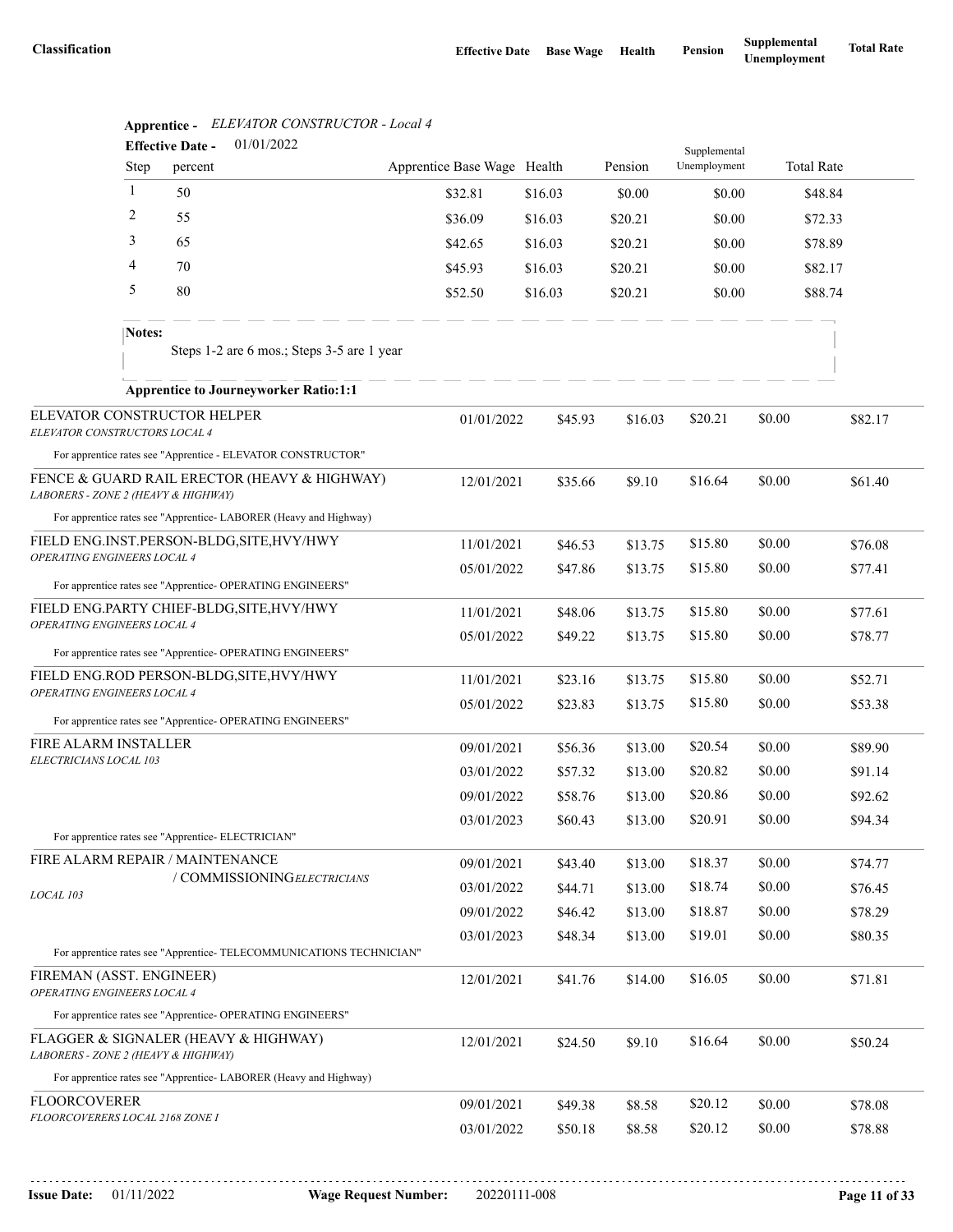| Classification | Effective Date | Base Wage | Health | Pension | Supplemental Unemployment | Total Rate |
|---|---|---|---|---|---|---|

**Apprentice -** *ELEVATOR CONSTRUCTOR - Local 4*

**Effective Date -** 01/01/2022

| Step | percent | Apprentice Base Wage | Health | Pension | Supplemental Unemployment | Total Rate |
|---|---|---|---|---|---|---|
| 1 | 50 | $32.81 | $16.03 | $0.00 | $0.00 | $48.84 |
| 2 | 55 | $36.09 | $16.03 | $20.21 | $0.00 | $72.33 |
| 3 | 65 | $42.65 | $16.03 | $20.21 | $0.00 | $78.89 |
| 4 | 70 | $45.93 | $16.03 | $20.21 | $0.00 | $82.17 |
| 5 | 80 | $52.50 | $16.03 | $20.21 | $0.00 | $88.74 |

**Notes:**
Steps 1-2 are 6 mos.; Steps 3-5 are 1 year

**Apprentice to Journeyworker Ratio:1:1**

| Classification | Effective Date | Base Wage | Health | Pension | Supplemental Unemployment | Total Rate |
|---|---|---|---|---|---|---|
| ELEVATOR CONSTRUCTOR HELPER<br>*ELEVATOR CONSTRUCTORS LOCAL 4* | 01/01/2022 | $45.93 | $16.03 | $20.21 | $0.00 | $82.17 |
| For apprentice rates see "Apprentice - ELEVATOR CONSTRUCTOR" | | | | | | |
| FENCE & GUARD RAIL ERECTOR (HEAVY & HIGHWAY)<br>*LABORERS - ZONE 2 (HEAVY & HIGHWAY)* | 12/01/2021 | $35.66 | $9.10 | $16.64 | $0.00 | $61.40 |
| For apprentice rates see "Apprentice- LABORER (Heavy and Highway) | | | | | | |
| FIELD ENG.INST.PERSON-BLDG,SITE,HVY/HWY<br>*OPERATING ENGINEERS LOCAL 4* | 11/01/2021 | $46.53 | $13.75 | $15.80 | $0.00 | $76.08 |
| | 05/01/2022 | $47.86 | $13.75 | $15.80 | $0.00 | $77.41 |
| For apprentice rates see "Apprentice- OPERATING ENGINEERS" | | | | | | |
| FIELD ENG.PARTY CHIEF-BLDG,SITE,HVY/HWY<br>*OPERATING ENGINEERS LOCAL 4* | 11/01/2021 | $48.06 | $13.75 | $15.80 | $0.00 | $77.61 |
| | 05/01/2022 | $49.22 | $13.75 | $15.80 | $0.00 | $78.77 |
| For apprentice rates see "Apprentice- OPERATING ENGINEERS" | | | | | | |
| FIELD ENG.ROD PERSON-BLDG,SITE,HVY/HWY<br>*OPERATING ENGINEERS LOCAL 4* | 11/01/2021 | $23.16 | $13.75 | $15.80 | $0.00 | $52.71 |
| | 05/01/2022 | $23.83 | $13.75 | $15.80 | $0.00 | $53.38 |
| For apprentice rates see "Apprentice- OPERATING ENGINEERS" | | | | | | |
| FIRE ALARM INSTALLER<br>*ELECTRICIANS LOCAL 103* | 09/01/2021 | $56.36 | $13.00 | $20.54 | $0.00 | $89.90 |
| | 03/01/2022 | $57.32 | $13.00 | $20.82 | $0.00 | $91.14 |
| | 09/01/2022 | $58.76 | $13.00 | $20.86 | $0.00 | $92.62 |
| | 03/01/2023 | $60.43 | $13.00 | $20.91 | $0.00 | $94.34 |
| For apprentice rates see "Apprentice- ELECTRICIAN" | | | | | | |
| FIRE ALARM REPAIR / MAINTENANCE / COMMISSIONING<br>*ELECTRICIANS LOCAL 103* | 09/01/2021 | $43.40 | $13.00 | $18.37 | $0.00 | $74.77 |
| | 03/01/2022 | $44.71 | $13.00 | $18.74 | $0.00 | $76.45 |
| | 09/01/2022 | $46.42 | $13.00 | $18.87 | $0.00 | $78.29 |
| | 03/01/2023 | $48.34 | $13.00 | $19.01 | $0.00 | $80.35 |
| For apprentice rates see "Apprentice- TELECOMMUNICATIONS TECHNICIAN" | | | | | | |
| FIREMAN (ASST. ENGINEER)<br>*OPERATING ENGINEERS LOCAL 4* | 12/01/2021 | $41.76 | $14.00 | $16.05 | $0.00 | $71.81 |
| For apprentice rates see "Apprentice- OPERATING ENGINEERS" | | | | | | |
| FLAGGER & SIGNALER (HEAVY & HIGHWAY)<br>*LABORERS - ZONE 2 (HEAVY & HIGHWAY)* | 12/01/2021 | $24.50 | $9.10 | $16.64 | $0.00 | $50.24 |
| For apprentice rates see "Apprentice- LABORER (Heavy and Highway) | | | | | | |
| FLOORCOVERER<br>*FLOORCOVERERS LOCAL 2168 ZONE I* | 09/01/2021 | $49.38 | $8.58 | $20.12 | $0.00 | $78.08 |
| | 03/01/2022 | $50.18 | $8.58 | $20.12 | $0.00 | $78.88 |

**Issue Date:** 01/11/2022 **Wage Request Number:** 20220111-008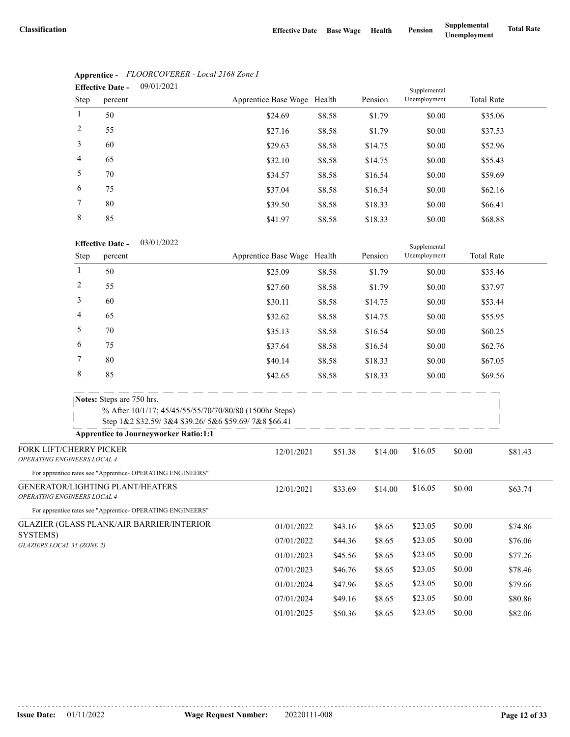| Classification | Effective Date | Base Wage | Health | Pension | Supplemental Unemployment | Total Rate |
|---|---|---|---|---|---|---|

**Apprentice -** *FLOORCOVERER - Local 2168 Zone I*

**Effective Date -** 09/01/2021

| Step | percent | Apprentice Base Wage | Health | Pension | Supplemental Unemployment | Total Rate |
|---|---|---|---|---|---|---|
| 1 | 50 | $24.69 | $8.58 | $1.79 | $0.00 | $35.06 |
| 2 | 55 | $27.16 | $8.58 | $1.79 | $0.00 | $37.53 |
| 3 | 60 | $29.63 | $8.58 | $14.75 | $0.00 | $52.96 |
| 4 | 65 | $32.10 | $8.58 | $14.75 | $0.00 | $55.43 |
| 5 | 70 | $34.57 | $8.58 | $16.54 | $0.00 | $59.69 |
| 6 | 75 | $37.04 | $8.58 | $16.54 | $0.00 | $62.16 |
| 7 | 80 | $39.50 | $8.58 | $18.33 | $0.00 | $66.41 |
| 8 | 85 | $41.97 | $8.58 | $18.33 | $0.00 | $68.88 |

**Effective Date -** 03/01/2022

| Step | percent | Apprentice Base Wage | Health | Pension | Supplemental Unemployment | Total Rate |
|---|---|---|---|---|---|---|
| 1 | 50 | $25.09 | $8.58 | $1.79 | $0.00 | $35.46 |
| 2 | 55 | $27.60 | $8.58 | $1.79 | $0.00 | $37.97 |
| 3 | 60 | $30.11 | $8.58 | $14.75 | $0.00 | $53.44 |
| 4 | 65 | $32.62 | $8.58 | $14.75 | $0.00 | $55.95 |
| 5 | 70 | $35.13 | $8.58 | $16.54 | $0.00 | $60.25 |
| 6 | 75 | $37.64 | $8.58 | $16.54 | $0.00 | $62.76 |
| 7 | 80 | $40.14 | $8.58 | $18.33 | $0.00 | $67.05 |
| 8 | 85 | $42.65 | $8.58 | $18.33 | $0.00 | $69.56 |

**Notes:** Steps are 750 hrs.
% After 10/1/17; 45/45/55/55/70/70/80/80 (1500hr Steps)
Step 1&2 $32.59/ 3&4 $39.26/ 5&6 $59.69/ 7&8 $66.41

**Apprentice to Journeyworker Ratio:1:1**

| Classification | Effective Date | Base Wage | Health | Pension | Supplemental Unemployment | Total Rate |
|---|---|---|---|---|---|---|
| FORK LIFT/CHERRY PICKER<br>*OPERATING ENGINEERS LOCAL 4* | 12/01/2021 | $51.38 | $14.00 | $16.05 | $0.00 | $81.43 |
| For apprentice rates see "Apprentice- OPERATING ENGINEERS" | | | | | | |
| GENERATOR/LIGHTING PLANT/HEATERS<br>*OPERATING ENGINEERS LOCAL 4* | 12/01/2021 | $33.69 | $14.00 | $16.05 | $0.00 | $63.74 |
| For apprentice rates see "Apprentice- OPERATING ENGINEERS" | | | | | | |
| GLAZIER (GLASS PLANK/AIR BARRIER/INTERIOR SYSTEMS)<br>*GLAZIERS LOCAL 35 (ZONE 2)* | 01/01/2022 | $43.16 | $8.65 | $23.05 | $0.00 | $74.86 |
| | 07/01/2022 | $44.36 | $8.65 | $23.05 | $0.00 | $76.06 |
| | 01/01/2023 | $45.56 | $8.65 | $23.05 | $0.00 | $77.26 |
| | 07/01/2023 | $46.76 | $8.65 | $23.05 | $0.00 | $78.46 |
| | 01/01/2024 | $47.96 | $8.65 | $23.05 | $0.00 | $79.66 |
| | 07/01/2024 | $49.16 | $8.65 | $23.05 | $0.00 | $80.86 |
| | 01/01/2025 | $50.36 | $8.65 | $23.05 | $0.00 | $82.06 |

**Issue Date:** 01/11/2022 **Wage Request Number:** 20220111-008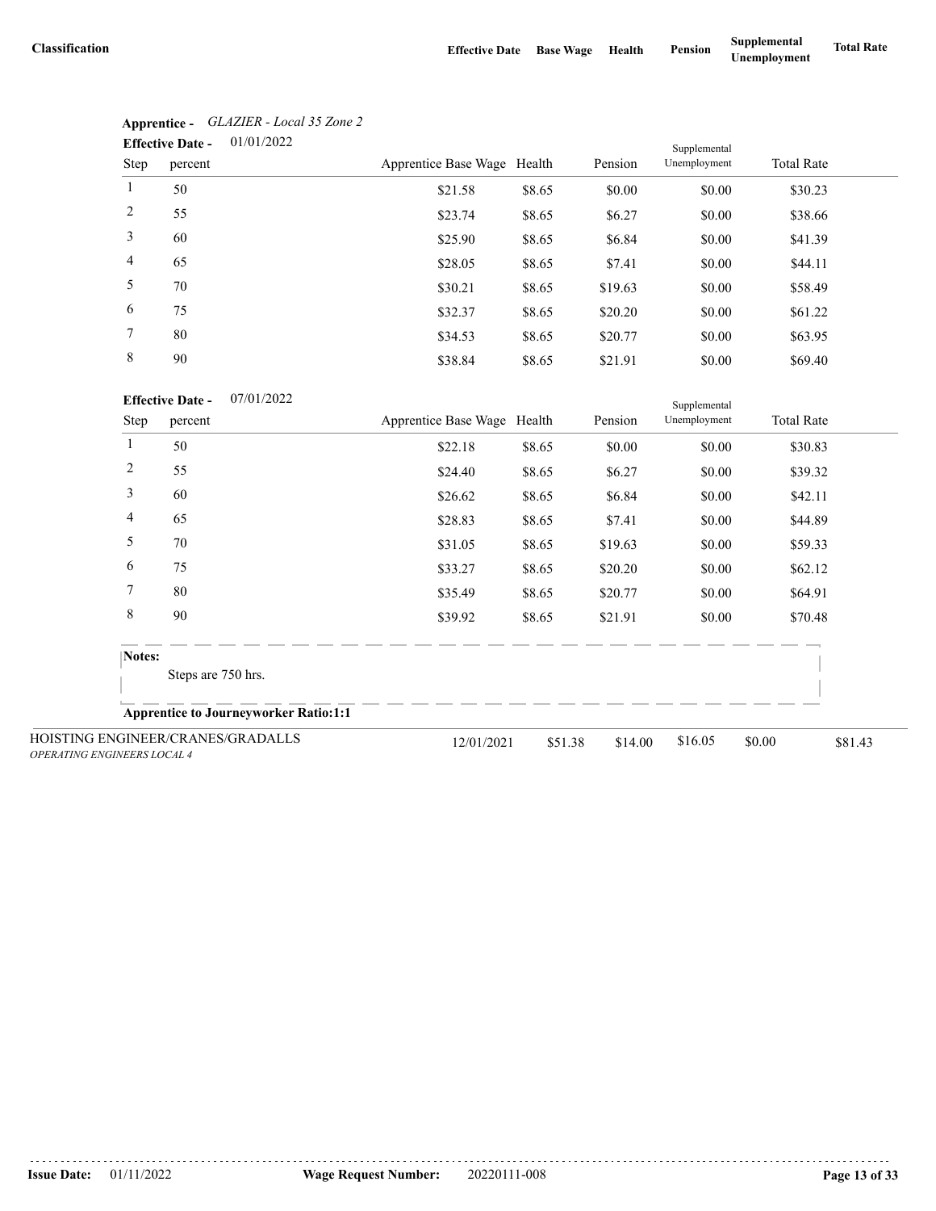| Classification | Effective Date | Base Wage | Health | Pension | Supplemental Unemployment | Total Rate |
|---|---|---|---|---|---|---|

**Apprentice -** *GLAZIER - Local 35 Zone 2*

**Effective Date -** 01/01/2022

| Step | percent | Apprentice Base Wage | Health | Pension | Supplemental Unemployment | Total Rate |
|---|---|---|---|---|---|---|
| 1 | 50 | $21.58 | $8.65 | $0.00 | $0.00 | $30.23 |
| 2 | 55 | $23.74 | $8.65 | $6.27 | $0.00 | $38.66 |
| 3 | 60 | $25.90 | $8.65 | $6.84 | $0.00 | $41.39 |
| 4 | 65 | $28.05 | $8.65 | $7.41 | $0.00 | $44.11 |
| 5 | 70 | $30.21 | $8.65 | $19.63 | $0.00 | $58.49 |
| 6 | 75 | $32.37 | $8.65 | $20.20 | $0.00 | $61.22 |
| 7 | 80 | $34.53 | $8.65 | $20.77 | $0.00 | $63.95 |
| 8 | 90 | $38.84 | $8.65 | $21.91 | $0.00 | $69.40 |

**Effective Date -** 07/01/2022

| Step | percent | Apprentice Base Wage | Health | Pension | Supplemental Unemployment | Total Rate |
|---|---|---|---|---|---|---|
| 1 | 50 | $22.18 | $8.65 | $0.00 | $0.00 | $30.83 |
| 2 | 55 | $24.40 | $8.65 | $6.27 | $0.00 | $39.32 |
| 3 | 60 | $26.62 | $8.65 | $6.84 | $0.00 | $42.11 |
| 4 | 65 | $28.83 | $8.65 | $7.41 | $0.00 | $44.89 |
| 5 | 70 | $31.05 | $8.65 | $19.63 | $0.00 | $59.33 |
| 6 | 75 | $33.27 | $8.65 | $20.20 | $0.00 | $62.12 |
| 7 | 80 | $35.49 | $8.65 | $20.77 | $0.00 | $64.91 |
| 8 | 90 | $39.92 | $8.65 | $21.91 | $0.00 | $70.48 |

**Notes:**

Steps are 750 hrs.

**Apprentice to Journeyworker Ratio:1:1**

| Classification | Effective Date | Base Wage | Health | Pension | Supplemental Unemployment | Total Rate |
|---|---|---|---|---|---|---|
| HOISTING ENGINEER/CRANES/GRADALLS *OPERATING ENGINEERS LOCAL 4* | 12/01/2021 | $51.38 | $14.00 | $16.05 | $0.00 | $81.43 |

**Issue Date:** 01/11/2022 **Wage Request Number:** 20220111-008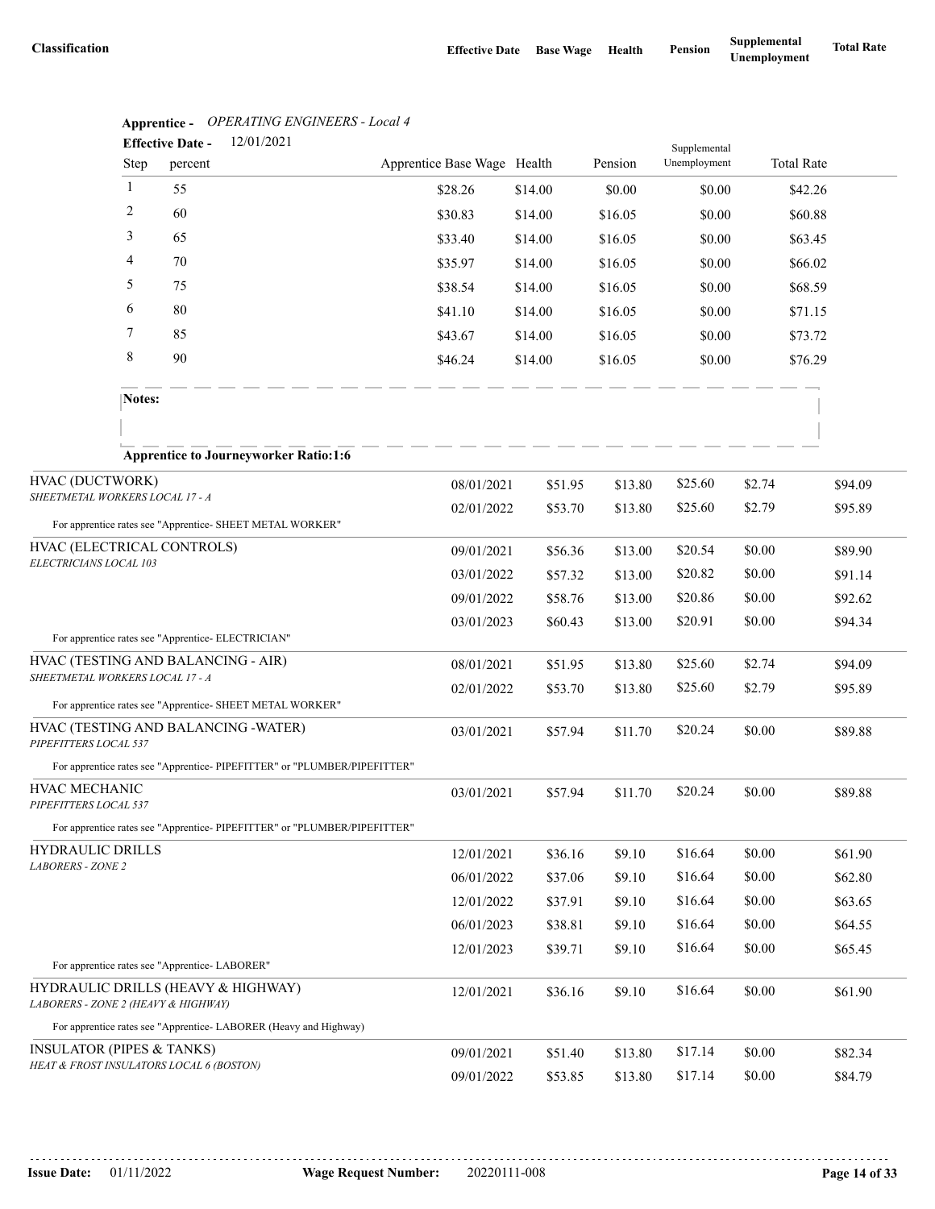| Classification | Effective Date | Base Wage | Health | Pension | Supplemental Unemployment | Total Rate |
|---|---|---|---|---|---|---|

**Apprentice -** *OPERATING ENGINEERS - Local 4*

**Effective Date -** 12/01/2021

| Step | percent | Apprentice Base Wage | Health | Pension | Supplemental Unemployment | Total Rate |
|---|---|---|---|---|---|---|
| 1 | 55 | $28.26 | $14.00 | $0.00 | $0.00 | $42.26 |
| 2 | 60 | $30.83 | $14.00 | $16.05 | $0.00 | $60.88 |
| 3 | 65 | $33.40 | $14.00 | $16.05 | $0.00 | $63.45 |
| 4 | 70 | $35.97 | $14.00 | $16.05 | $0.00 | $66.02 |
| 5 | 75 | $38.54 | $14.00 | $16.05 | $0.00 | $68.59 |
| 6 | 80 | $41.10 | $14.00 | $16.05 | $0.00 | $71.15 |
| 7 | 85 | $43.67 | $14.00 | $16.05 | $0.00 | $73.72 |
| 8 | 90 | $46.24 | $14.00 | $16.05 | $0.00 | $76.29 |

**Notes:**

**Apprentice to Journeyworker Ratio:1:6**

| Classification | Effective Date | Base Wage | Health | Pension | Supplemental Unemployment | Total Rate |
|---|---|---|---|---|---|---|
| HVAC (DUCTWORK)<br>*SHEETMETAL WORKERS LOCAL 17 - A* | 08/01/2021 | $51.95 | $13.80 | $25.60 | $2.74 | $94.09 |
| | 02/01/2022 | $53.70 | $13.80 | $25.60 | $2.79 | $95.89 |
| For apprentice rates see "Apprentice- SHEET METAL WORKER" | | | | | | |
| HVAC (ELECTRICAL CONTROLS)<br>*ELECTRICIANS LOCAL 103* | 09/01/2021 | $56.36 | $13.00 | $20.54 | $0.00 | $89.90 |
| | 03/01/2022 | $57.32 | $13.00 | $20.82 | $0.00 | $91.14 |
| | 09/01/2022 | $58.76 | $13.00 | $20.86 | $0.00 | $92.62 |
| | 03/01/2023 | $60.43 | $13.00 | $20.91 | $0.00 | $94.34 |
| For apprentice rates see "Apprentice- ELECTRICIAN" | | | | | | |
| HVAC (TESTING AND BALANCING - AIR)<br>*SHEETMETAL WORKERS LOCAL 17 - A* | 08/01/2021 | $51.95 | $13.80 | $25.60 | $2.74 | $94.09 |
| | 02/01/2022 | $53.70 | $13.80 | $25.60 | $2.79 | $95.89 |
| For apprentice rates see "Apprentice- SHEET METAL WORKER" | | | | | | |
| HVAC (TESTING AND BALANCING -WATER)<br>*PIPEFITTERS LOCAL 537* | 03/01/2021 | $57.94 | $11.70 | $20.24 | $0.00 | $89.88 |
| For apprentice rates see "Apprentice- PIPEFITTER" or "PLUMBER/PIPEFITTER" | | | | | | |
| HVAC MECHANIC<br>*PIPEFITTERS LOCAL 537* | 03/01/2021 | $57.94 | $11.70 | $20.24 | $0.00 | $89.88 |
| For apprentice rates see "Apprentice- PIPEFITTER" or "PLUMBER/PIPEFITTER" | | | | | | |
| HYDRAULIC DRILLS<br>*LABORERS - ZONE 2* | 12/01/2021 | $36.16 | $9.10 | $16.64 | $0.00 | $61.90 |
| | 06/01/2022 | $37.06 | $9.10 | $16.64 | $0.00 | $62.80 |
| | 12/01/2022 | $37.91 | $9.10 | $16.64 | $0.00 | $63.65 |
| | 06/01/2023 | $38.81 | $9.10 | $16.64 | $0.00 | $64.55 |
| | 12/01/2023 | $39.71 | $9.10 | $16.64 | $0.00 | $65.45 |
| For apprentice rates see "Apprentice- LABORER" | | | | | | |
| HYDRAULIC DRILLS (HEAVY & HIGHWAY)<br>*LABORERS - ZONE 2 (HEAVY & HIGHWAY)* | 12/01/2021 | $36.16 | $9.10 | $16.64 | $0.00 | $61.90 |
| For apprentice rates see "Apprentice- LABORER (Heavy and Highway) | | | | | | |
| INSULATOR (PIPES & TANKS)<br>*HEAT & FROST INSULATORS LOCAL 6 (BOSTON)* | 09/01/2021 | $51.40 | $13.80 | $17.14 | $0.00 | $82.34 |
| | 09/01/2022 | $53.85 | $13.80 | $17.14 | $0.00 | $84.79 |

**Issue Date:** 01/11/2022 **Wage Request Number:** 20220111-008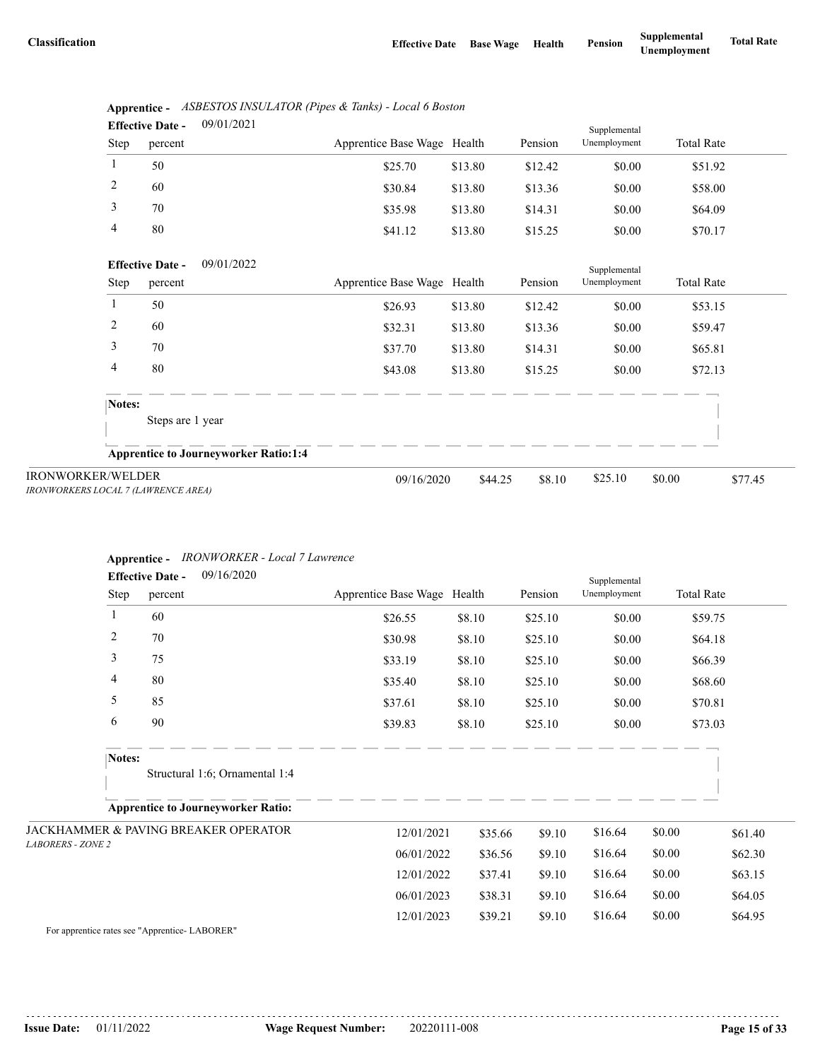| Classification | Effective Date | Base Wage | Health | Pension | Supplemental Unemployment | Total Rate |
|---|---|---|---|---|---|---|

**Apprentice -** *ASBESTOS INSULATOR (Pipes & Tanks) - Local 6 Boston*

**Effective Date -** 09/01/2021

| Step | percent | Apprentice Base Wage | Health | Pension | Supplemental Unemployment | Total Rate |
|---|---|---|---|---|---|---|
| 1 | 50 | $25.70 | $13.80 | $12.42 | $0.00 | $51.92 |
| 2 | 60 | $30.84 | $13.80 | $13.36 | $0.00 | $58.00 |
| 3 | 70 | $35.98 | $13.80 | $14.31 | $0.00 | $64.09 |
| 4 | 80 | $41.12 | $13.80 | $15.25 | $0.00 | $70.17 |

**Effective Date -** 09/01/2022

| Step | percent | Apprentice Base Wage | Health | Pension | Supplemental Unemployment | Total Rate |
|---|---|---|---|---|---|---|
| 1 | 50 | $26.93 | $13.80 | $12.42 | $0.00 | $53.15 |
| 2 | 60 | $32.31 | $13.80 | $13.36 | $0.00 | $59.47 |
| 3 | 70 | $37.70 | $13.80 | $14.31 | $0.00 | $65.81 |
| 4 | 80 | $43.08 | $13.80 | $15.25 | $0.00 | $72.13 |

**Notes:**

Steps are 1 year

**Apprentice to Journeyworker Ratio:1:4**

| Classification | Effective Date | Base Wage | Health | Pension | Supplemental Unemployment | Total Rate |
|---|---|---|---|---|---|---|
| IRONWORKER/WELDER *IRONWORKERS LOCAL 7 (LAWRENCE AREA)* | 09/16/2020 | $44.25 | $8.10 | $25.10 | $0.00 | $77.45 |

**Apprentice -** *IRONWORKER - Local 7 Lawrence*

**Effective Date -** 09/16/2020

| Step | percent | Apprentice Base Wage | Health | Pension | Supplemental Unemployment | Total Rate |
|---|---|---|---|---|---|---|
| 1 | 60 | $26.55 | $8.10 | $25.10 | $0.00 | $59.75 |
| 2 | 70 | $30.98 | $8.10 | $25.10 | $0.00 | $64.18 |
| 3 | 75 | $33.19 | $8.10 | $25.10 | $0.00 | $66.39 |
| 4 | 80 | $35.40 | $8.10 | $25.10 | $0.00 | $68.60 |
| 5 | 85 | $37.61 | $8.10 | $25.10 | $0.00 | $70.81 |
| 6 | 90 | $39.83 | $8.10 | $25.10 | $0.00 | $73.03 |

**Notes:**

Structural 1:6; Ornamental 1:4

**Apprentice to Journeyworker Ratio:**

| Classification | Effective Date | Base Wage | Health | Pension | Supplemental Unemployment | Total Rate |
|---|---|---|---|---|---|---|
| JACKHAMMER & PAVING BREAKER OPERATOR *LABORERS - ZONE 2* | 12/01/2021 | $35.66 | $9.10 | $16.64 | $0.00 | $61.40 |
| | 06/01/2022 | $36.56 | $9.10 | $16.64 | $0.00 | $62.30 |
| | 12/01/2022 | $37.41 | $9.10 | $16.64 | $0.00 | $63.15 |
| | 06/01/2023 | $38.31 | $9.10 | $16.64 | $0.00 | $64.05 |
| | 12/01/2023 | $39.21 | $9.10 | $16.64 | $0.00 | $64.95 |

For apprentice rates see "Apprentice- LABORER"

**Issue Date:** 01/11/2022 **Wage Request Number:** 20220111-008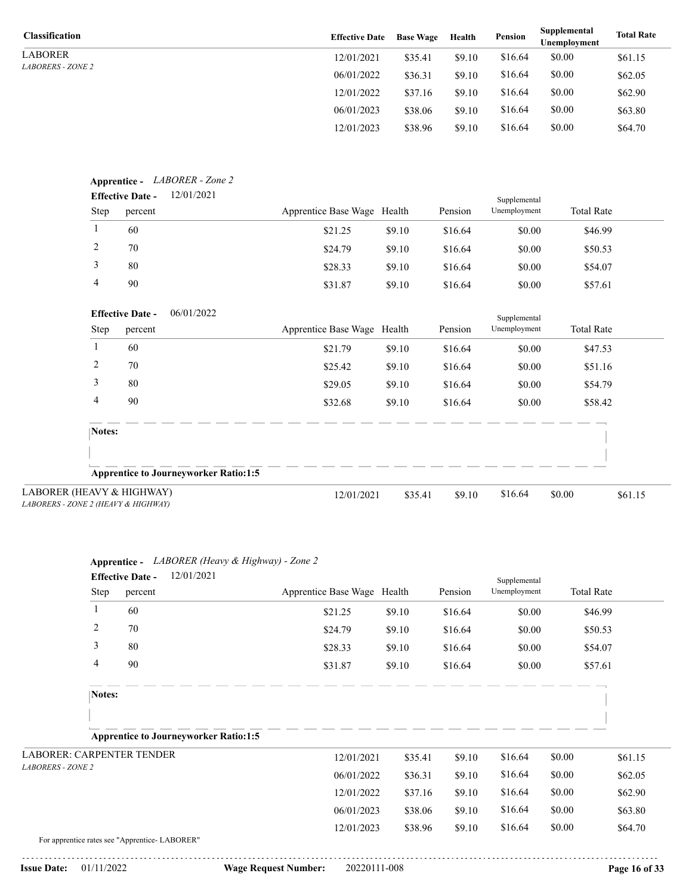| Classification | Effective Date | Base Wage | Health | Pension | Supplemental Unemployment | Total Rate |
|---|---|---|---|---|---|---|
| LABORER<br>*LABORERS - ZONE 2* | 12/01/2021 | $35.41 | $9.10 | $16.64 | $0.00 | $61.15 |
| | 06/01/2022 | $36.31 | $9.10 | $16.64 | $0.00 | $62.05 |
| | 12/01/2022 | $37.16 | $9.10 | $16.64 | $0.00 | $62.90 |
| | 06/01/2023 | $38.06 | $9.10 | $16.64 | $0.00 | $63.80 |
| | 12/01/2023 | $38.96 | $9.10 | $16.64 | $0.00 | $64.70 |

**Apprentice -** *LABORER - Zone 2*

**Effective Date -** 12/01/2021

| Step | percent | Apprentice Base Wage | Health | Pension | Supplemental Unemployment | Total Rate |
|---|---|---|---|---|---|---|
| 1 | 60 | $21.25 | $9.10 | $16.64 | $0.00 | $46.99 |
| 2 | 70 | $24.79 | $9.10 | $16.64 | $0.00 | $50.53 |
| 3 | 80 | $28.33 | $9.10 | $16.64 | $0.00 | $54.07 |
| 4 | 90 | $31.87 | $9.10 | $16.64 | $0.00 | $57.61 |

**Effective Date -** 06/01/2022

| Step | percent | Apprentice Base Wage | Health | Pension | Supplemental Unemployment | Total Rate |
|---|---|---|---|---|---|---|
| 1 | 60 | $21.79 | $9.10 | $16.64 | $0.00 | $47.53 |
| 2 | 70 | $25.42 | $9.10 | $16.64 | $0.00 | $51.16 |
| 3 | 80 | $29.05 | $9.10 | $16.64 | $0.00 | $54.79 |
| 4 | 90 | $32.68 | $9.10 | $16.64 | $0.00 | $58.42 |

**Notes:**

**Apprentice to Journeyworker Ratio:1:5**

| Classification | Effective Date | Base Wage | Health | Pension | Supplemental Unemployment | Total Rate |
|---|---|---|---|---|---|---|
| LABORER (HEAVY & HIGHWAY)<br>*LABORERS - ZONE 2 (HEAVY & HIGHWAY)* | 12/01/2021 | $35.41 | $9.10 | $16.64 | $0.00 | $61.15 |

**Apprentice -** *LABORER (Heavy & Highway) - Zone 2*

**Effective Date -** 12/01/2021

| Step | percent | Apprentice Base Wage | Health | Pension | Supplemental Unemployment | Total Rate |
|---|---|---|---|---|---|---|
| 1 | 60 | $21.25 | $9.10 | $16.64 | $0.00 | $46.99 |
| 2 | 70 | $24.79 | $9.10 | $16.64 | $0.00 | $50.53 |
| 3 | 80 | $28.33 | $9.10 | $16.64 | $0.00 | $54.07 |
| 4 | 90 | $31.87 | $9.10 | $16.64 | $0.00 | $57.61 |

**Notes:**

**Apprentice to Journeyworker Ratio:1:5**

| Classification | Effective Date | Base Wage | Health | Pension | Supplemental Unemployment | Total Rate |
|---|---|---|---|---|---|---|
| LABORER: CARPENTER TENDER<br>*LABORERS - ZONE 2* | 12/01/2021 | $35.41 | $9.10 | $16.64 | $0.00 | $61.15 |
| | 06/01/2022 | $36.31 | $9.10 | $16.64 | $0.00 | $62.05 |
| | 12/01/2022 | $37.16 | $9.10 | $16.64 | $0.00 | $62.90 |
| | 06/01/2023 | $38.06 | $9.10 | $16.64 | $0.00 | $63.80 |
| | 12/01/2023 | $38.96 | $9.10 | $16.64 | $0.00 | $64.70 |

For apprentice rates see "Apprentice- LABORER"

**Issue Date:** 01/11/2022 **Wage Request Number:** 20220111-008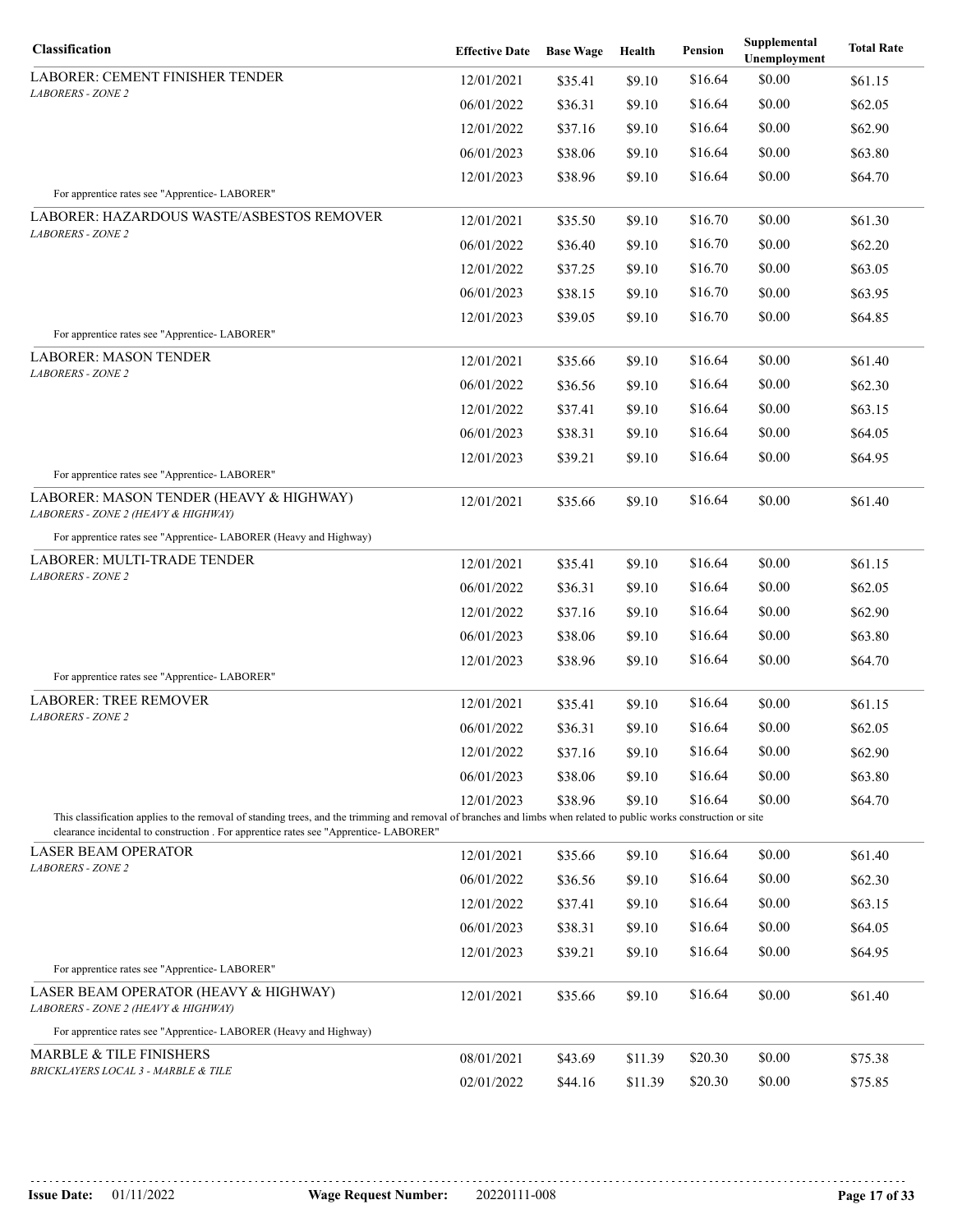| Classification | Effective Date | Base Wage | Health | Pension | Supplemental Unemployment | Total Rate |
|---|---|---|---|---|---|---|
| LABORER: CEMENT FINISHER TENDER<br>*LABORERS - ZONE 2* | 12/01/2021 | $35.41 | $9.10 | $16.64 | $0.00 | $61.15 |
| | 06/01/2022 | $36.31 | $9.10 | $16.64 | $0.00 | $62.05 |
| | 12/01/2022 | $37.16 | $9.10 | $16.64 | $0.00 | $62.90 |
| | 06/01/2023 | $38.06 | $9.10 | $16.64 | $0.00 | $63.80 |
| | 12/01/2023 | $38.96 | $9.10 | $16.64 | $0.00 | $64.70 |
| For apprentice rates see "Apprentice- LABORER" | | | | | | |
| LABORER: HAZARDOUS WASTE/ASBESTOS REMOVER<br>*LABORERS - ZONE 2* | 12/01/2021 | $35.50 | $9.10 | $16.70 | $0.00 | $61.30 |
| | 06/01/2022 | $36.40 | $9.10 | $16.70 | $0.00 | $62.20 |
| | 12/01/2022 | $37.25 | $9.10 | $16.70 | $0.00 | $63.05 |
| | 06/01/2023 | $38.15 | $9.10 | $16.70 | $0.00 | $63.95 |
| | 12/01/2023 | $39.05 | $9.10 | $16.70 | $0.00 | $64.85 |
| For apprentice rates see "Apprentice- LABORER" | | | | | | |
| LABORER: MASON TENDER<br>*LABORERS - ZONE 2* | 12/01/2021 | $35.66 | $9.10 | $16.64 | $0.00 | $61.40 |
| | 06/01/2022 | $36.56 | $9.10 | $16.64 | $0.00 | $62.30 |
| | 12/01/2022 | $37.41 | $9.10 | $16.64 | $0.00 | $63.15 |
| | 06/01/2023 | $38.31 | $9.10 | $16.64 | $0.00 | $64.05 |
| | 12/01/2023 | $39.21 | $9.10 | $16.64 | $0.00 | $64.95 |
| For apprentice rates see "Apprentice- LABORER" | | | | | | |
| LABORER: MASON TENDER (HEAVY & HIGHWAY)<br>*LABORERS - ZONE 2 (HEAVY & HIGHWAY)* | 12/01/2021 | $35.66 | $9.10 | $16.64 | $0.00 | $61.40 |
| For apprentice rates see "Apprentice- LABORER (Heavy and Highway) | | | | | | |
| LABORER: MULTI-TRADE TENDER<br>*LABORERS - ZONE 2* | 12/01/2021 | $35.41 | $9.10 | $16.64 | $0.00 | $61.15 |
| | 06/01/2022 | $36.31 | $9.10 | $16.64 | $0.00 | $62.05 |
| | 12/01/2022 | $37.16 | $9.10 | $16.64 | $0.00 | $62.90 |
| | 06/01/2023 | $38.06 | $9.10 | $16.64 | $0.00 | $63.80 |
| | 12/01/2023 | $38.96 | $9.10 | $16.64 | $0.00 | $64.70 |
| For apprentice rates see "Apprentice- LABORER" | | | | | | |
| LABORER: TREE REMOVER<br>*LABORERS - ZONE 2* | 12/01/2021 | $35.41 | $9.10 | $16.64 | $0.00 | $61.15 |
| | 06/01/2022 | $36.31 | $9.10 | $16.64 | $0.00 | $62.05 |
| | 12/01/2022 | $37.16 | $9.10 | $16.64 | $0.00 | $62.90 |
| | 06/01/2023 | $38.06 | $9.10 | $16.64 | $0.00 | $63.80 |
| | 12/01/2023 | $38.96 | $9.10 | $16.64 | $0.00 | $64.70 |
| This classification applies to the removal of standing trees, and the trimming and removal of branches and limbs when related to public works construction or site clearance incidental to construction . For apprentice rates see "Apprentice- LABORER" | | | | | | |
| LASER BEAM OPERATOR<br>*LABORERS - ZONE 2* | 12/01/2021 | $35.66 | $9.10 | $16.64 | $0.00 | $61.40 |
| | 06/01/2022 | $36.56 | $9.10 | $16.64 | $0.00 | $62.30 |
| | 12/01/2022 | $37.41 | $9.10 | $16.64 | $0.00 | $63.15 |
| | 06/01/2023 | $38.31 | $9.10 | $16.64 | $0.00 | $64.05 |
| | 12/01/2023 | $39.21 | $9.10 | $16.64 | $0.00 | $64.95 |
| For apprentice rates see "Apprentice- LABORER" | | | | | | |
| LASER BEAM OPERATOR (HEAVY & HIGHWAY)<br>*LABORERS - ZONE 2 (HEAVY & HIGHWAY)* | 12/01/2021 | $35.66 | $9.10 | $16.64 | $0.00 | $61.40 |
| For apprentice rates see "Apprentice- LABORER (Heavy and Highway) | | | | | | |
| MARBLE & TILE FINISHERS<br>*BRICKLAYERS LOCAL 3 - MARBLE & TILE* | 08/01/2021 | $43.69 | $11.39 | $20.30 | $0.00 | $75.38 |
| | 02/01/2022 | $44.16 | $11.39 | $20.30 | $0.00 | $75.85 |

**Issue Date:** 01/11/2022 **Wage Request Number:** 20220111-008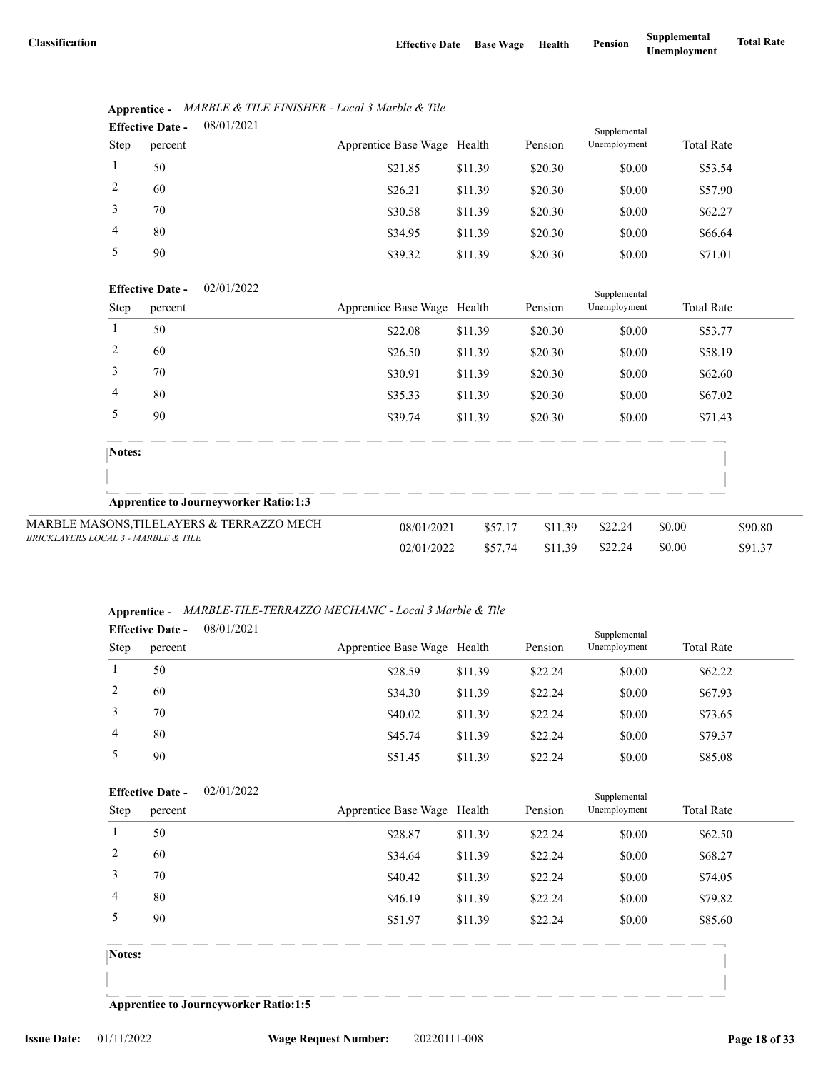| Classification | Effective Date | Base Wage | Health | Pension | Supplemental Unemployment | Total Rate |
|---|---|---|---|---|---|---|

**Apprentice -** *MARBLE & TILE FINISHER - Local 3 Marble & Tile*

**Effective Date -** 08/01/2021

| Step | percent | Apprentice Base Wage | Health | Pension | Supplemental Unemployment | Total Rate |
|---|---|---|---|---|---|---|
| 1 | 50 | $21.85 | $11.39 | $20.30 | $0.00 | $53.54 |
| 2 | 60 | $26.21 | $11.39 | $20.30 | $0.00 | $57.90 |
| 3 | 70 | $30.58 | $11.39 | $20.30 | $0.00 | $62.27 |
| 4 | 80 | $34.95 | $11.39 | $20.30 | $0.00 | $66.64 |
| 5 | 90 | $39.32 | $11.39 | $20.30 | $0.00 | $71.01 |

**Effective Date -** 02/01/2022

| Step | percent | Apprentice Base Wage | Health | Pension | Supplemental Unemployment | Total Rate |
|---|---|---|---|---|---|---|
| 1 | 50 | $22.08 | $11.39 | $20.30 | $0.00 | $53.77 |
| 2 | 60 | $26.50 | $11.39 | $20.30 | $0.00 | $58.19 |
| 3 | 70 | $30.91 | $11.39 | $20.30 | $0.00 | $62.60 |
| 4 | 80 | $35.33 | $11.39 | $20.30 | $0.00 | $67.02 |
| 5 | 90 | $39.74 | $11.39 | $20.30 | $0.00 | $71.43 |

**Notes:**

**Apprentice to Journeyworker Ratio:1:3**

| Classification | Effective Date | Base Wage | Health | Pension | Supplemental Unemployment | Total Rate |
|---|---|---|---|---|---|---|
| MARBLE MASONS,TILELAYERS & TERRAZZO MECH *BRICKLAYERS LOCAL 3 - MARBLE & TILE* | 08/01/2021 | $57.17 | $11.39 | $22.24 | $0.00 | $90.80 |
| | 02/01/2022 | $57.74 | $11.39 | $22.24 | $0.00 | $91.37 |

**Apprentice -** *MARBLE-TILE-TERRAZZO MECHANIC - Local 3 Marble & Tile*

**Effective Date -** 08/01/2021

| Step | percent | Apprentice Base Wage | Health | Pension | Supplemental Unemployment | Total Rate |
|---|---|---|---|---|---|---|
| 1 | 50 | $28.59 | $11.39 | $22.24 | $0.00 | $62.22 |
| 2 | 60 | $34.30 | $11.39 | $22.24 | $0.00 | $67.93 |
| 3 | 70 | $40.02 | $11.39 | $22.24 | $0.00 | $73.65 |
| 4 | 80 | $45.74 | $11.39 | $22.24 | $0.00 | $79.37 |
| 5 | 90 | $51.45 | $11.39 | $22.24 | $0.00 | $85.08 |

**Effective Date -** 02/01/2022

| Step | percent | Apprentice Base Wage | Health | Pension | Supplemental Unemployment | Total Rate |
|---|---|---|---|---|---|---|
| 1 | 50 | $28.87 | $11.39 | $22.24 | $0.00 | $62.50 |
| 2 | 60 | $34.64 | $11.39 | $22.24 | $0.00 | $68.27 |
| 3 | 70 | $40.42 | $11.39 | $22.24 | $0.00 | $74.05 |
| 4 | 80 | $46.19 | $11.39 | $22.24 | $0.00 | $79.82 |
| 5 | 90 | $51.97 | $11.39 | $22.24 | $0.00 | $85.60 |

**Notes:**

**Apprentice to Journeyworker Ratio:1:5**

**Issue Date:** 01/11/2022 **Wage Request Number:** 20220111-008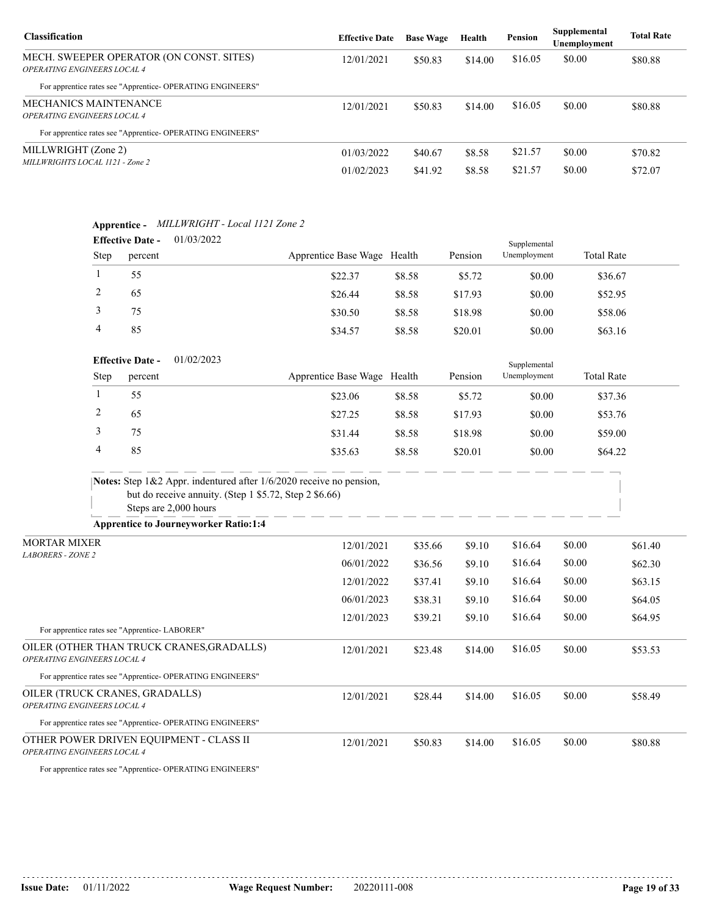| Classification | Effective Date | Base Wage | Health | Pension | Supplemental Unemployment | Total Rate |
|---|---|---|---|---|---|---|
| MECH. SWEEPER OPERATOR (ON CONST. SITES) *OPERATING ENGINEERS LOCAL 4* | 12/01/2021 | $50.83 | $14.00 | $16.05 | $0.00 | $80.88 |

For apprentice rates see "Apprentice- OPERATING ENGINEERS"

| Classification | Effective Date | Base Wage | Health | Pension | Supplemental Unemployment | Total Rate |
|---|---|---|---|---|---|---|
| MECHANICS MAINTENANCE *OPERATING ENGINEERS LOCAL 4* | 12/01/2021 | $50.83 | $14.00 | $16.05 | $0.00 | $80.88 |

For apprentice rates see "Apprentice- OPERATING ENGINEERS"

| Classification | Effective Date | Base Wage | Health | Pension | Supplemental Unemployment | Total Rate |
|---|---|---|---|---|---|---|
| MILLWRIGHT (Zone 2) *MILLWRIGHTS LOCAL 1121 - Zone 2* | 01/03/2022 | $40.67 | $8.58 | $21.57 | $0.00 | $70.82 |
| | 01/02/2023 | $41.92 | $8.58 | $21.57 | $0.00 | $72.07 |

**Apprentice -** *MILLWRIGHT - Local 1121 Zone 2*

**Effective Date -** 01/03/2022

| Step | percent | Apprentice Base Wage | Health | Pension | Supplemental Unemployment | Total Rate |
|---|---|---|---|---|---|---|
| 1 | 55 | $22.37 | $8.58 | $5.72 | $0.00 | $36.67 |
| 2 | 65 | $26.44 | $8.58 | $17.93 | $0.00 | $52.95 |
| 3 | 75 | $30.50 | $8.58 | $18.98 | $0.00 | $58.06 |
| 4 | 85 | $34.57 | $8.58 | $20.01 | $0.00 | $63.16 |

**Effective Date -** 01/02/2023

| Step | percent | Apprentice Base Wage | Health | Pension | Supplemental Unemployment | Total Rate |
|---|---|---|---|---|---|---|
| 1 | 55 | $23.06 | $8.58 | $5.72 | $0.00 | $37.36 |
| 2 | 65 | $27.25 | $8.58 | $17.93 | $0.00 | $53.76 |
| 3 | 75 | $31.44 | $8.58 | $18.98 | $0.00 | $59.00 |
| 4 | 85 | $35.63 | $8.58 | $20.01 | $0.00 | $64.22 |

**Notes:** Step 1&2 Appr. indentured after 1/6/2020 receive no pension, but do receive annuity. (Step 1 $5.72, Step 2 $6.66)
Steps are 2,000 hours

**Apprentice to Journeyworker Ratio:1:4**

| Classification | Effective Date | Base Wage | Health | Pension | Supplemental Unemployment | Total Rate |
|---|---|---|---|---|---|---|
| MORTAR MIXER *LABORERS - ZONE 2* | 12/01/2021 | $35.66 | $9.10 | $16.64 | $0.00 | $61.40 |
| | 06/01/2022 | $36.56 | $9.10 | $16.64 | $0.00 | $62.30 |
| | 12/01/2022 | $37.41 | $9.10 | $16.64 | $0.00 | $63.15 |
| | 06/01/2023 | $38.31 | $9.10 | $16.64 | $0.00 | $64.05 |
| | 12/01/2023 | $39.21 | $9.10 | $16.64 | $0.00 | $64.95 |

For apprentice rates see "Apprentice- LABORER"

| Classification | Effective Date | Base Wage | Health | Pension | Supplemental Unemployment | Total Rate |
|---|---|---|---|---|---|---|
| OILER (OTHER THAN TRUCK CRANES,GRADALLS) *OPERATING ENGINEERS LOCAL 4* | 12/01/2021 | $23.48 | $14.00 | $16.05 | $0.00 | $53.53 |

For apprentice rates see "Apprentice- OPERATING ENGINEERS"

| Classification | Effective Date | Base Wage | Health | Pension | Supplemental Unemployment | Total Rate |
|---|---|---|---|---|---|---|
| OILER (TRUCK CRANES, GRADALLS) *OPERATING ENGINEERS LOCAL 4* | 12/01/2021 | $28.44 | $14.00 | $16.05 | $0.00 | $58.49 |

For apprentice rates see "Apprentice- OPERATING ENGINEERS"

| Classification | Effective Date | Base Wage | Health | Pension | Supplemental Unemployment | Total Rate |
|---|---|---|---|---|---|---|
| OTHER POWER DRIVEN EQUIPMENT - CLASS II *OPERATING ENGINEERS LOCAL 4* | 12/01/2021 | $50.83 | $14.00 | $16.05 | $0.00 | $80.88 |

For apprentice rates see "Apprentice- OPERATING ENGINEERS"

**Issue Date:** 01/11/2022 **Wage Request Number:** 20220111-008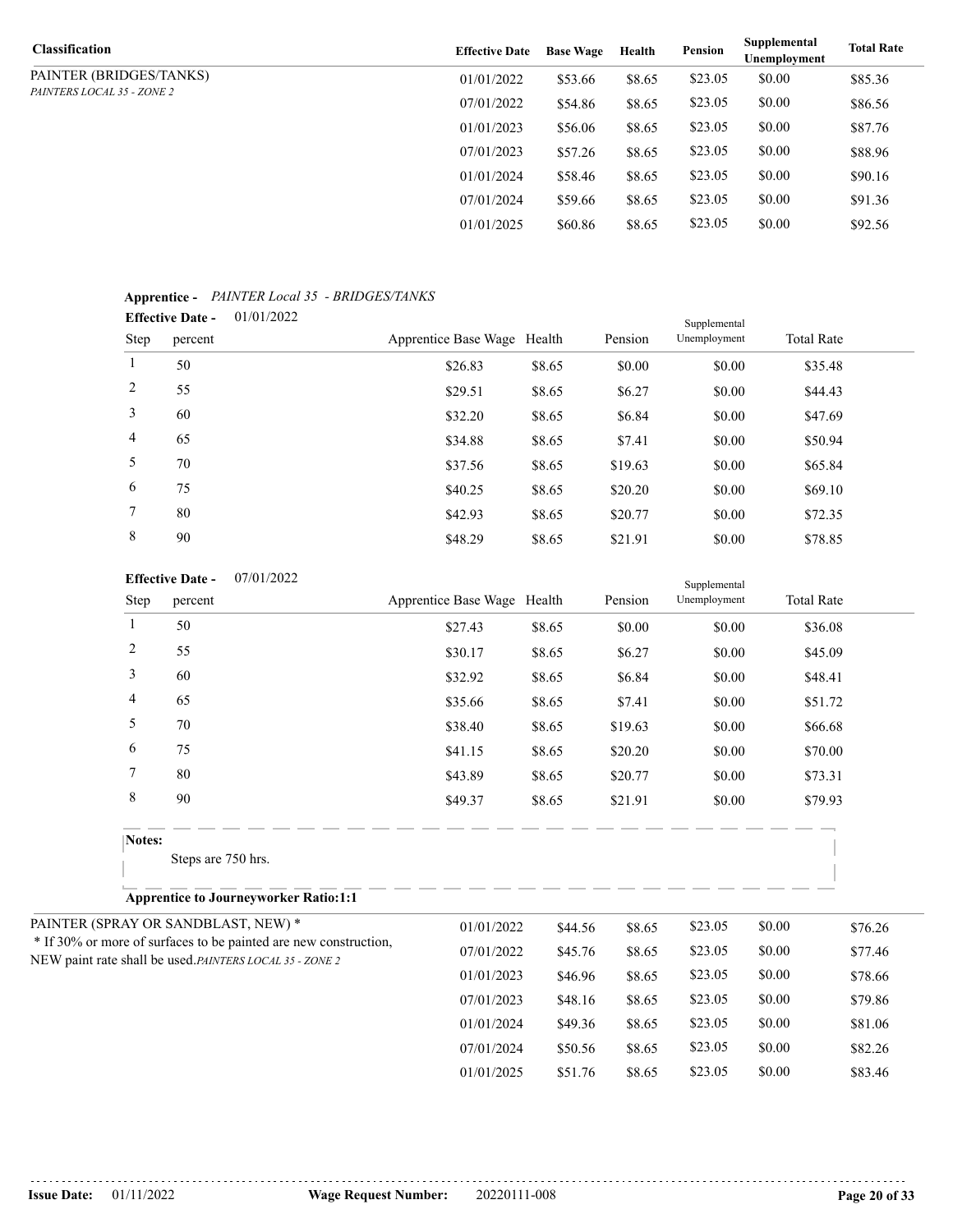| Classification | Effective Date | Base Wage | Health | Pension | Supplemental Unemployment | Total Rate |
|---|---|---|---|---|---|---|
| PAINTER (BRIDGES/TANKS) *PAINTERS LOCAL 35 - ZONE 2* | 01/01/2022 | $53.66 | $8.65 | $23.05 | $0.00 | $85.36 |
| | 07/01/2022 | $54.86 | $8.65 | $23.05 | $0.00 | $86.56 |
| | 01/01/2023 | $56.06 | $8.65 | $23.05 | $0.00 | $87.76 |
| | 07/01/2023 | $57.26 | $8.65 | $23.05 | $0.00 | $88.96 |
| | 01/01/2024 | $58.46 | $8.65 | $23.05 | $0.00 | $90.16 |
| | 07/01/2024 | $59.66 | $8.65 | $23.05 | $0.00 | $91.36 |
| | 01/01/2025 | $60.86 | $8.65 | $23.05 | $0.00 | $92.56 |

**Apprentice -** *PAINTER Local 35 - BRIDGES/TANKS*

**Effective Date -** 01/01/2022

| Step | percent | Apprentice Base Wage | Health | Pension | Supplemental Unemployment | Total Rate |
|---|---|---|---|---|---|---|
| 1 | 50 | $26.83 | $8.65 | $0.00 | $0.00 | $35.48 |
| 2 | 55 | $29.51 | $8.65 | $6.27 | $0.00 | $44.43 |
| 3 | 60 | $32.20 | $8.65 | $6.84 | $0.00 | $47.69 |
| 4 | 65 | $34.88 | $8.65 | $7.41 | $0.00 | $50.94 |
| 5 | 70 | $37.56 | $8.65 | $19.63 | $0.00 | $65.84 |
| 6 | 75 | $40.25 | $8.65 | $20.20 | $0.00 | $69.10 |
| 7 | 80 | $42.93 | $8.65 | $20.77 | $0.00 | $72.35 |
| 8 | 90 | $48.29 | $8.65 | $21.91 | $0.00 | $78.85 |

**Effective Date -** 07/01/2022

| Step | percent | Apprentice Base Wage | Health | Pension | Supplemental Unemployment | Total Rate |
|---|---|---|---|---|---|---|
| 1 | 50 | $27.43 | $8.65 | $0.00 | $0.00 | $36.08 |
| 2 | 55 | $30.17 | $8.65 | $6.27 | $0.00 | $45.09 |
| 3 | 60 | $32.92 | $8.65 | $6.84 | $0.00 | $48.41 |
| 4 | 65 | $35.66 | $8.65 | $7.41 | $0.00 | $51.72 |
| 5 | 70 | $38.40 | $8.65 | $19.63 | $0.00 | $66.68 |
| 6 | 75 | $41.15 | $8.65 | $20.20 | $0.00 | $70.00 |
| 7 | 80 | $43.89 | $8.65 | $20.77 | $0.00 | $73.31 |
| 8 | 90 | $49.37 | $8.65 | $21.91 | $0.00 | $79.93 |

**Notes:**

Steps are 750 hrs.

**Apprentice to Journeyworker Ratio:1:1**

| Classification | Effective Date | Base Wage | Health | Pension | Supplemental Unemployment | Total Rate |
|---|---|---|---|---|---|---|
| PAINTER (SPRAY OR SANDBLAST, NEW) * <br> * If 30% or more of surfaces to be painted are new construction, NEW paint rate shall be used. *PAINTERS LOCAL 35 - ZONE 2* | 01/01/2022 | $44.56 | $8.65 | $23.05 | $0.00 | $76.26 |
| | 07/01/2022 | $45.76 | $8.65 | $23.05 | $0.00 | $77.46 |
| | 01/01/2023 | $46.96 | $8.65 | $23.05 | $0.00 | $78.66 |
| | 07/01/2023 | $48.16 | $8.65 | $23.05 | $0.00 | $79.86 |
| | 01/01/2024 | $49.36 | $8.65 | $23.05 | $0.00 | $81.06 |
| | 07/01/2024 | $50.56 | $8.65 | $23.05 | $0.00 | $82.26 |
| | 01/01/2025 | $51.76 | $8.65 | $23.05 | $0.00 | $83.46 |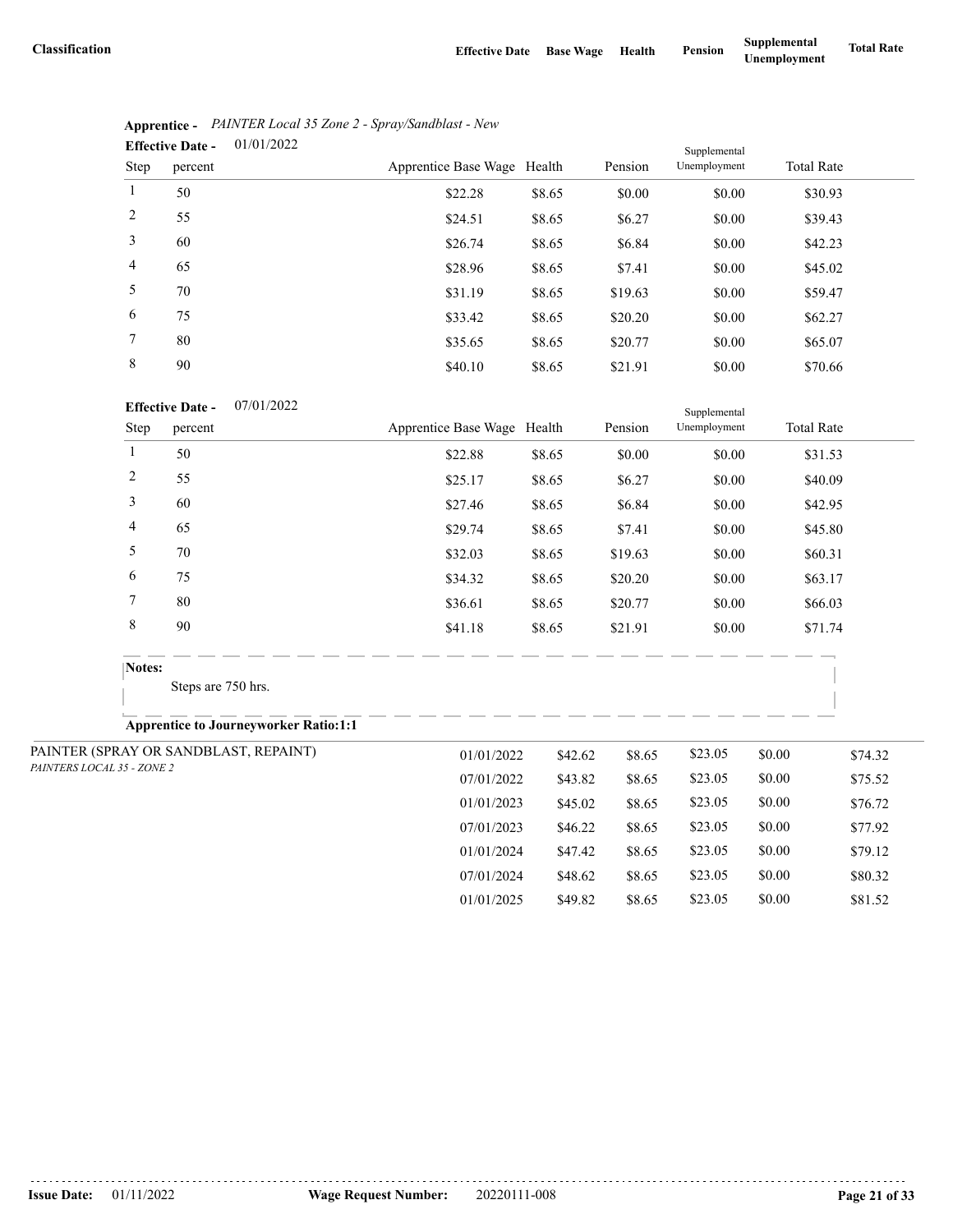| Classification | Effective Date | Base Wage | Health | Pension | Supplemental Unemployment | Total Rate |
|---|---|---|---|---|---|---|

**Apprentice -** *PAINTER Local 35 Zone 2 - Spray/Sandblast - New*

**Effective Date -** 01/01/2022

| Step | percent | Apprentice Base Wage | Health | Pension | Supplemental Unemployment | Total Rate |
|---|---|---|---|---|---|---|
| 1 | 50 | $22.28 | $8.65 | $0.00 | $0.00 | $30.93 |
| 2 | 55 | $24.51 | $8.65 | $6.27 | $0.00 | $39.43 |
| 3 | 60 | $26.74 | $8.65 | $6.84 | $0.00 | $42.23 |
| 4 | 65 | $28.96 | $8.65 | $7.41 | $0.00 | $45.02 |
| 5 | 70 | $31.19 | $8.65 | $19.63 | $0.00 | $59.47 |
| 6 | 75 | $33.42 | $8.65 | $20.20 | $0.00 | $62.27 |
| 7 | 80 | $35.65 | $8.65 | $20.77 | $0.00 | $65.07 |
| 8 | 90 | $40.10 | $8.65 | $21.91 | $0.00 | $70.66 |

**Effective Date -** 07/01/2022

| Step | percent | Apprentice Base Wage | Health | Pension | Supplemental Unemployment | Total Rate |
|---|---|---|---|---|---|---|
| 1 | 50 | $22.88 | $8.65 | $0.00 | $0.00 | $31.53 |
| 2 | 55 | $25.17 | $8.65 | $6.27 | $0.00 | $40.09 |
| 3 | 60 | $27.46 | $8.65 | $6.84 | $0.00 | $42.95 |
| 4 | 65 | $29.74 | $8.65 | $7.41 | $0.00 | $45.80 |
| 5 | 70 | $32.03 | $8.65 | $19.63 | $0.00 | $60.31 |
| 6 | 75 | $34.32 | $8.65 | $20.20 | $0.00 | $63.17 |
| 7 | 80 | $36.61 | $8.65 | $20.77 | $0.00 | $66.03 |
| 8 | 90 | $41.18 | $8.65 | $21.91 | $0.00 | $71.74 |

**Notes:**

Steps are 750 hrs.

**Apprentice to Journeyworker Ratio:1:1**

| Classification | Effective Date | Base Wage | Health | Pension | Supplemental Unemployment | Total Rate |
|---|---|---|---|---|---|---|
| PAINTER (SPRAY OR SANDBLAST, REPAINT) *PAINTERS LOCAL 35 - ZONE 2* | 01/01/2022 | $42.62 | $8.65 | $23.05 | $0.00 | $74.32 |
| | 07/01/2022 | $43.82 | $8.65 | $23.05 | $0.00 | $75.52 |
| | 01/01/2023 | $45.02 | $8.65 | $23.05 | $0.00 | $76.72 |
| | 07/01/2023 | $46.22 | $8.65 | $23.05 | $0.00 | $77.92 |
| | 01/01/2024 | $47.42 | $8.65 | $23.05 | $0.00 | $79.12 |
| | 07/01/2024 | $48.62 | $8.65 | $23.05 | $0.00 | $80.32 |
| | 01/01/2025 | $49.82 | $8.65 | $23.05 | $0.00 | $81.52 |

**Issue Date:** 01/11/2022 **Wage Request Number:** 20220111-008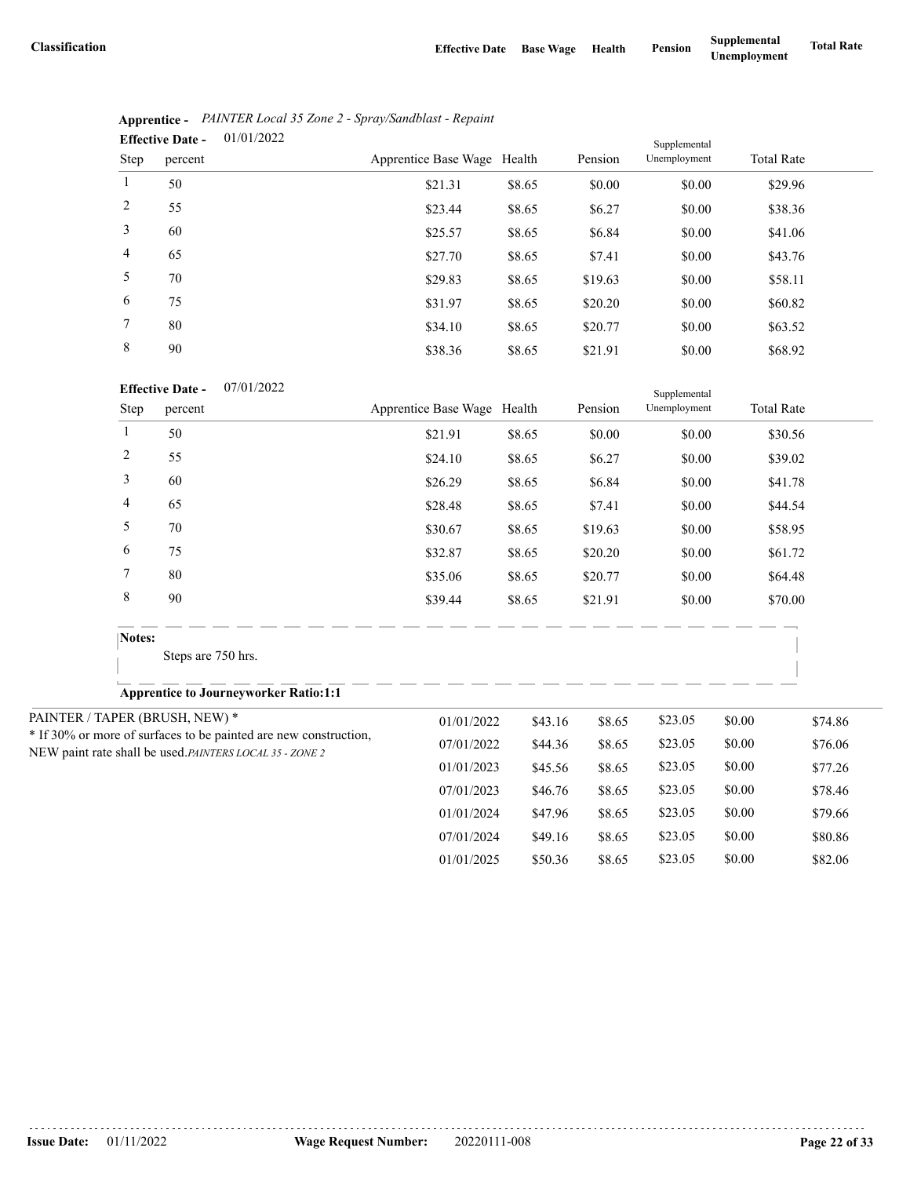| Classification | Effective Date | Base Wage | Health | Pension | Supplemental Unemployment | Total Rate |
|---|---|---|---|---|---|---|

**Apprentice -** *PAINTER Local 35 Zone 2 - Spray/Sandblast - Repaint*

**Effective Date -** 01/01/2022

| Step | percent | Apprentice Base Wage | Health | Pension | Supplemental Unemployment | Total Rate |
|---|---|---|---|---|---|---|
| 1 | 50 | $21.31 | $8.65 | $0.00 | $0.00 | $29.96 |
| 2 | 55 | $23.44 | $8.65 | $6.27 | $0.00 | $38.36 |
| 3 | 60 | $25.57 | $8.65 | $6.84 | $0.00 | $41.06 |
| 4 | 65 | $27.70 | $8.65 | $7.41 | $0.00 | $43.76 |
| 5 | 70 | $29.83 | $8.65 | $19.63 | $0.00 | $58.11 |
| 6 | 75 | $31.97 | $8.65 | $20.20 | $0.00 | $60.82 |
| 7 | 80 | $34.10 | $8.65 | $20.77 | $0.00 | $63.52 |
| 8 | 90 | $38.36 | $8.65 | $21.91 | $0.00 | $68.92 |

**Effective Date -** 07/01/2022

| Step | percent | Apprentice Base Wage | Health | Pension | Supplemental Unemployment | Total Rate |
|---|---|---|---|---|---|---|
| 1 | 50 | $21.91 | $8.65 | $0.00 | $0.00 | $30.56 |
| 2 | 55 | $24.10 | $8.65 | $6.27 | $0.00 | $39.02 |
| 3 | 60 | $26.29 | $8.65 | $6.84 | $0.00 | $41.78 |
| 4 | 65 | $28.48 | $8.65 | $7.41 | $0.00 | $44.54 |
| 5 | 70 | $30.67 | $8.65 | $19.63 | $0.00 | $58.95 |
| 6 | 75 | $32.87 | $8.65 | $20.20 | $0.00 | $61.72 |
| 7 | 80 | $35.06 | $8.65 | $20.77 | $0.00 | $64.48 |
| 8 | 90 | $39.44 | $8.65 | $21.91 | $0.00 | $70.00 |

**Notes:**

Steps are 750 hrs.

**Apprentice to Journeyworker Ratio:1:1**

| Classification | Effective Date | Base Wage | Health | Pension | Supplemental Unemployment | Total Rate |
|---|---|---|---|---|---|---|
| PAINTER / TAPER (BRUSH, NEW) * <br> * If 30% or more of surfaces to be painted are new construction, NEW paint rate shall be used. *PAINTERS LOCAL 35 - ZONE 2* | 01/01/2022 | $43.16 | $8.65 | $23.05 | $0.00 | $74.86 |
| | 07/01/2022 | $44.36 | $8.65 | $23.05 | $0.00 | $76.06 |
| | 01/01/2023 | $45.56 | $8.65 | $23.05 | $0.00 | $77.26 |
| | 07/01/2023 | $46.76 | $8.65 | $23.05 | $0.00 | $78.46 |
| | 01/01/2024 | $47.96 | $8.65 | $23.05 | $0.00 | $79.66 |
| | 07/01/2024 | $49.16 | $8.65 | $23.05 | $0.00 | $80.86 |
| | 01/01/2025 | $50.36 | $8.65 | $23.05 | $0.00 | $82.06 |

**Issue Date:** 01/11/2022 **Wage Request Number:** 20220111-008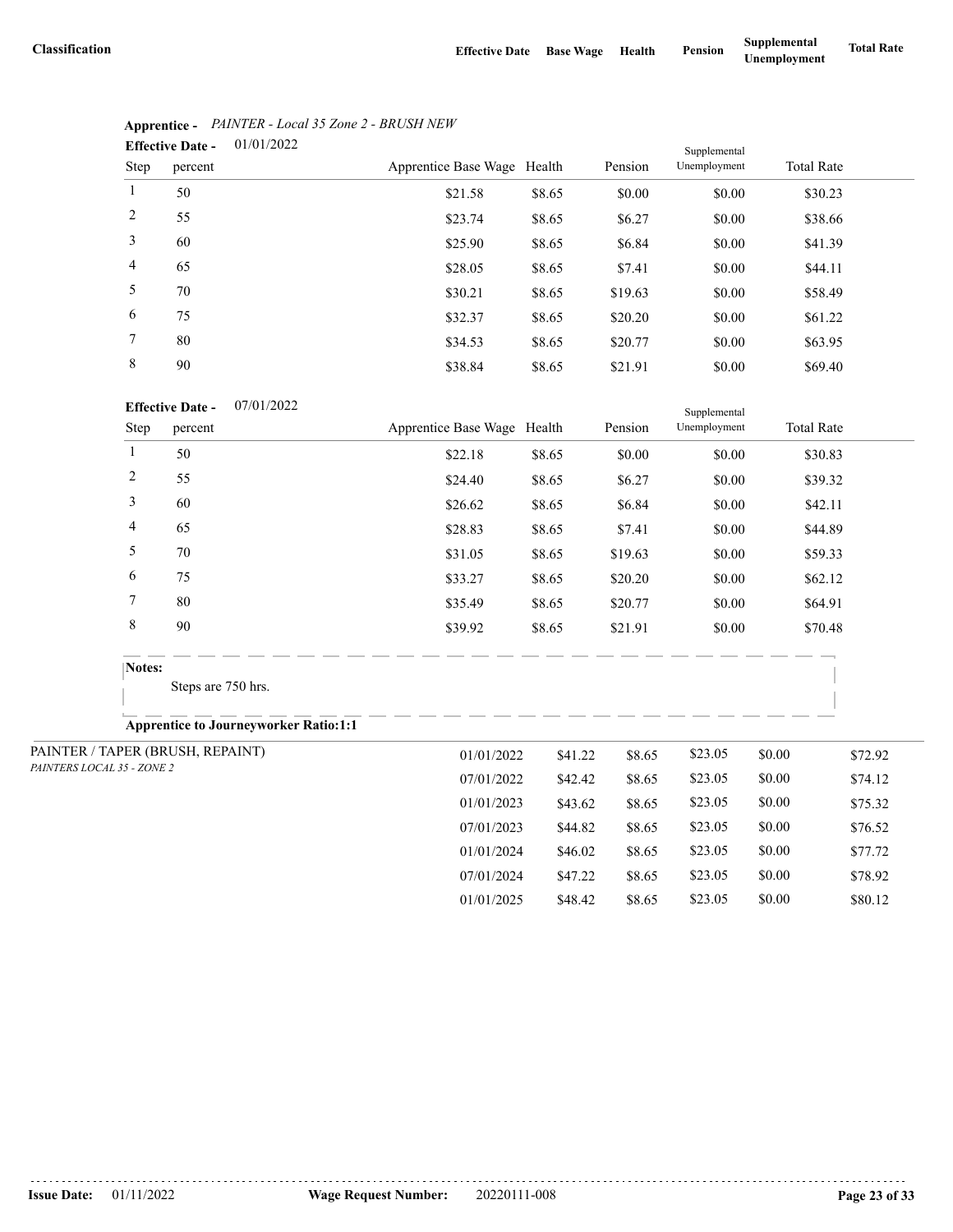| Classification | Effective Date | Base Wage | Health | Pension | Supplemental Unemployment | Total Rate |
|---|---|---|---|---|---|---|

**Apprentice -** *PAINTER - Local 35 Zone 2 - BRUSH NEW*

**Effective Date -** 01/01/2022

| Step | percent | Apprentice Base Wage | Health | Pension | Supplemental Unemployment | Total Rate |
|---|---|---|---|---|---|---|
| 1 | 50 | $21.58 | $8.65 | $0.00 | $0.00 | $30.23 |
| 2 | 55 | $23.74 | $8.65 | $6.27 | $0.00 | $38.66 |
| 3 | 60 | $25.90 | $8.65 | $6.84 | $0.00 | $41.39 |
| 4 | 65 | $28.05 | $8.65 | $7.41 | $0.00 | $44.11 |
| 5 | 70 | $30.21 | $8.65 | $19.63 | $0.00 | $58.49 |
| 6 | 75 | $32.37 | $8.65 | $20.20 | $0.00 | $61.22 |
| 7 | 80 | $34.53 | $8.65 | $20.77 | $0.00 | $63.95 |
| 8 | 90 | $38.84 | $8.65 | $21.91 | $0.00 | $69.40 |

**Effective Date -** 07/01/2022

| Step | percent | Apprentice Base Wage | Health | Pension | Supplemental Unemployment | Total Rate |
|---|---|---|---|---|---|---|
| 1 | 50 | $22.18 | $8.65 | $0.00 | $0.00 | $30.83 |
| 2 | 55 | $24.40 | $8.65 | $6.27 | $0.00 | $39.32 |
| 3 | 60 | $26.62 | $8.65 | $6.84 | $0.00 | $42.11 |
| 4 | 65 | $28.83 | $8.65 | $7.41 | $0.00 | $44.89 |
| 5 | 70 | $31.05 | $8.65 | $19.63 | $0.00 | $59.33 |
| 6 | 75 | $33.27 | $8.65 | $20.20 | $0.00 | $62.12 |
| 7 | 80 | $35.49 | $8.65 | $20.77 | $0.00 | $64.91 |
| 8 | 90 | $39.92 | $8.65 | $21.91 | $0.00 | $70.48 |

**Notes:**

Steps are 750 hrs.

**Apprentice to Journeyworker Ratio:1:1**

| Classification | Effective Date | Base Wage | Health | Pension | Supplemental Unemployment | Total Rate |
|---|---|---|---|---|---|---|
| PAINTER / TAPER (BRUSH, REPAINT) *PAINTERS LOCAL 35 - ZONE 2* | 01/01/2022 | $41.22 | $8.65 | $23.05 | $0.00 | $72.92 |
| | 07/01/2022 | $42.42 | $8.65 | $23.05 | $0.00 | $74.12 |
| | 01/01/2023 | $43.62 | $8.65 | $23.05 | $0.00 | $75.32 |
| | 07/01/2023 | $44.82 | $8.65 | $23.05 | $0.00 | $76.52 |
| | 01/01/2024 | $46.02 | $8.65 | $23.05 | $0.00 | $77.72 |
| | 07/01/2024 | $47.22 | $8.65 | $23.05 | $0.00 | $78.92 |
| | 01/01/2025 | $48.42 | $8.65 | $23.05 | $0.00 | $80.12 |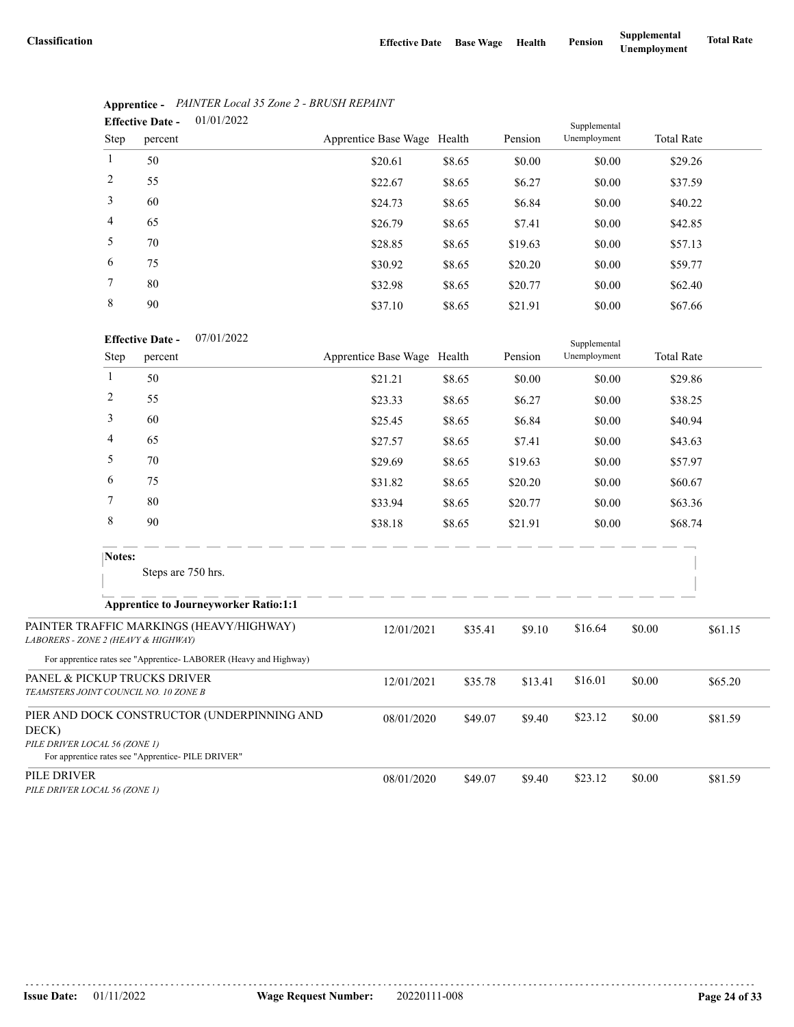| Classification | Effective Date | Base Wage | Health | Pension | Supplemental Unemployment | Total Rate |
|---|---|---|---|---|---|---|

**Apprentice -** *PAINTER Local 35 Zone 2 - BRUSH REPAINT*

**Effective Date -** 01/01/2022

| Step | percent | Apprentice Base Wage | Health | Pension | Supplemental Unemployment | Total Rate |
|---|---|---|---|---|---|---|
| 1 | 50 | $20.61 | $8.65 | $0.00 | $0.00 | $29.26 |
| 2 | 55 | $22.67 | $8.65 | $6.27 | $0.00 | $37.59 |
| 3 | 60 | $24.73 | $8.65 | $6.84 | $0.00 | $40.22 |
| 4 | 65 | $26.79 | $8.65 | $7.41 | $0.00 | $42.85 |
| 5 | 70 | $28.85 | $8.65 | $19.63 | $0.00 | $57.13 |
| 6 | 75 | $30.92 | $8.65 | $20.20 | $0.00 | $59.77 |
| 7 | 80 | $32.98 | $8.65 | $20.77 | $0.00 | $62.40 |
| 8 | 90 | $37.10 | $8.65 | $21.91 | $0.00 | $67.66 |

**Effective Date -** 07/01/2022

| Step | percent | Apprentice Base Wage | Health | Pension | Supplemental Unemployment | Total Rate |
|---|---|---|---|---|---|---|
| 1 | 50 | $21.21 | $8.65 | $0.00 | $0.00 | $29.86 |
| 2 | 55 | $23.33 | $8.65 | $6.27 | $0.00 | $38.25 |
| 3 | 60 | $25.45 | $8.65 | $6.84 | $0.00 | $40.94 |
| 4 | 65 | $27.57 | $8.65 | $7.41 | $0.00 | $43.63 |
| 5 | 70 | $29.69 | $8.65 | $19.63 | $0.00 | $57.97 |
| 6 | 75 | $31.82 | $8.65 | $20.20 | $0.00 | $60.67 |
| 7 | 80 | $33.94 | $8.65 | $20.77 | $0.00 | $63.36 |
| 8 | 90 | $38.18 | $8.65 | $21.91 | $0.00 | $68.74 |

**Notes:**

Steps are 750 hrs.

**Apprentice to Journeyworker Ratio:1:1**

| Classification | Effective Date | Base Wage | Health | Pension | Supplemental Unemployment | Total Rate |
|---|---|---|---|---|---|---|
| PAINTER TRAFFIC MARKINGS (HEAVY/HIGHWAY)<br>*LABORERS - ZONE 2 (HEAVY & HIGHWAY)*<br>For apprentice rates see "Apprentice- LABORER (Heavy and Highway) | 12/01/2021 | $35.41 | $9.10 | $16.64 | $0.00 | $61.15 |
| PANEL & PICKUP TRUCKS DRIVER<br>*TEAMSTERS JOINT COUNCIL NO. 10 ZONE B* | 12/01/2021 | $35.78 | $13.41 | $16.01 | $0.00 | $65.20 |
| PIER AND DOCK CONSTRUCTOR (UNDERPINNING AND DECK)<br>*PILE DRIVER LOCAL 56 (ZONE 1)*<br>For apprentice rates see "Apprentice- PILE DRIVER" | 08/01/2020 | $49.07 | $9.40 | $23.12 | $0.00 | $81.59 |
| PILE DRIVER<br>*PILE DRIVER LOCAL 56 (ZONE 1)* | 08/01/2020 | $49.07 | $9.40 | $23.12 | $0.00 | $81.59 |

**Issue Date:** 01/11/2022 **Wage Request Number:** 20220111-008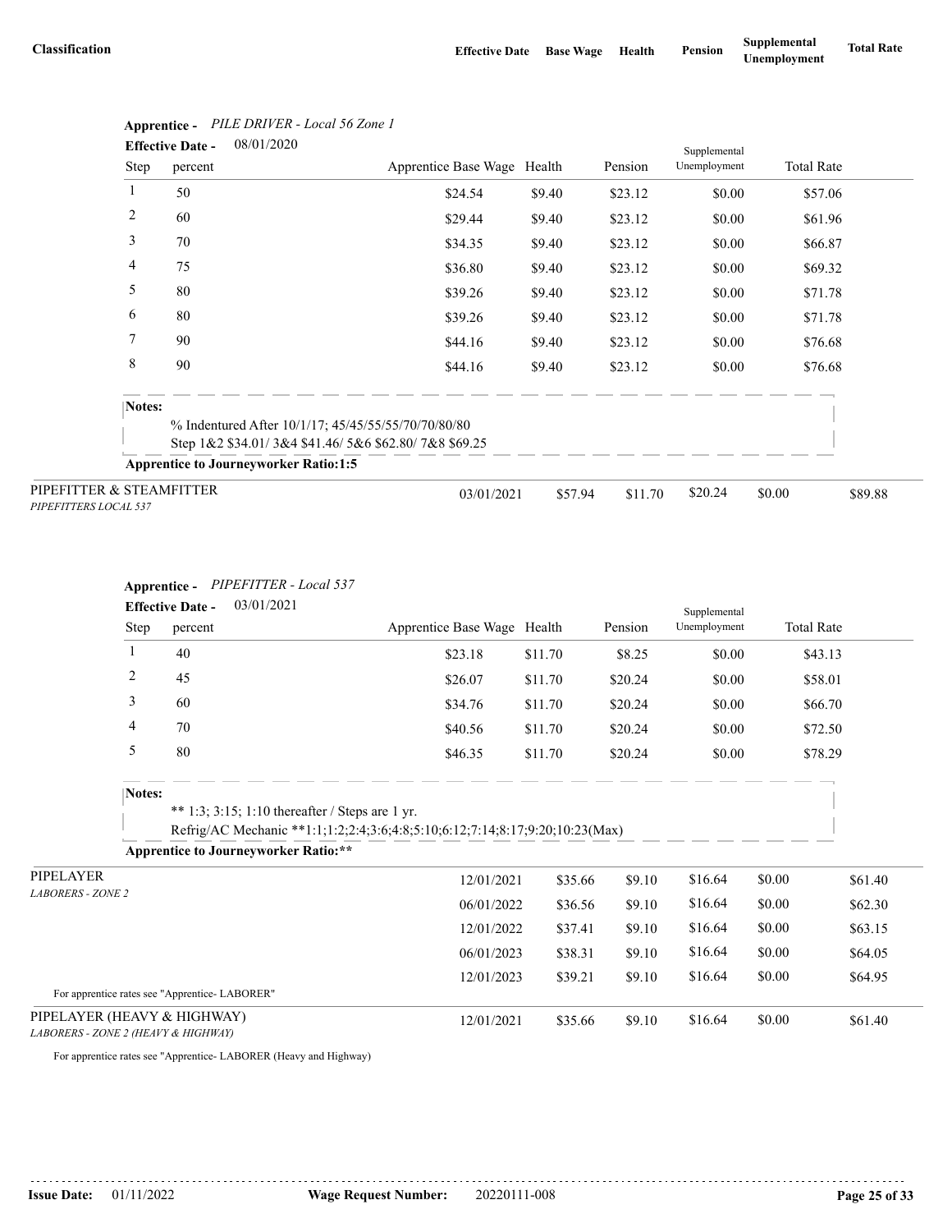| Classification | Effective Date | Base Wage | Health | Pension | Supplemental Unemployment | Total Rate |
|---|---|---|---|---|---|---|

**Apprentice -** *PILE DRIVER - Local 56 Zone 1*

**Effective Date -** 08/01/2020

| Step | percent | Apprentice Base Wage | Health | Pension | Supplemental Unemployment | Total Rate |
|---|---|---|---|---|---|---|
| 1 | 50 | $24.54 | $9.40 | $23.12 | $0.00 | $57.06 |
| 2 | 60 | $29.44 | $9.40 | $23.12 | $0.00 | $61.96 |
| 3 | 70 | $34.35 | $9.40 | $23.12 | $0.00 | $66.87 |
| 4 | 75 | $36.80 | $9.40 | $23.12 | $0.00 | $69.32 |
| 5 | 80 | $39.26 | $9.40 | $23.12 | $0.00 | $71.78 |
| 6 | 80 | $39.26 | $9.40 | $23.12 | $0.00 | $71.78 |
| 7 | 90 | $44.16 | $9.40 | $23.12 | $0.00 | $76.68 |
| 8 | 90 | $44.16 | $9.40 | $23.12 | $0.00 | $76.68 |

**Notes:**

% Indentured After 10/1/17; 45/45/55/55/70/70/80/80

Step 1&2 $34.01/ 3&4 $41.46/ 5&6 $62.80/ 7&8 $69.25

**Apprentice to Journeyworker Ratio:1:5**

| Classification | Effective Date | Base Wage | Health | Pension | Supplemental Unemployment | Total Rate |
|---|---|---|---|---|---|---|
| PIPEFITTER & STEAMFITTER *PIPEFITTERS LOCAL 537* | 03/01/2021 | $57.94 | $11.70 | $20.24 | $0.00 | $89.88 |

**Apprentice -** *PIPEFITTER - Local 537*

**Effective Date -** 03/01/2021

| Step | percent | Apprentice Base Wage | Health | Pension | Supplemental Unemployment | Total Rate |
|---|---|---|---|---|---|---|
| 1 | 40 | $23.18 | $11.70 | $8.25 | $0.00 | $43.13 |
| 2 | 45 | $26.07 | $11.70 | $20.24 | $0.00 | $58.01 |
| 3 | 60 | $34.76 | $11.70 | $20.24 | $0.00 | $66.70 |
| 4 | 70 | $40.56 | $11.70 | $20.24 | $0.00 | $72.50 |
| 5 | 80 | $46.35 | $11.70 | $20.24 | $0.00 | $78.29 |

**Notes:**

** 1:3; 3:15; 1:10 thereafter / Steps are 1 yr.

Refrig/AC Mechanic **1:1;1:2;2:4;3:6;4:8;5:10;6:12;7:14;8:17;9:20;10:23(Max)

**Apprentice to Journeyworker Ratio:****

| Classification | Effective Date | Base Wage | Health | Pension | Supplemental Unemployment | Total Rate |
|---|---|---|---|---|---|---|
| PIPELAYER *LABORERS - ZONE 2* | 12/01/2021 | $35.66 | $9.10 | $16.64 | $0.00 | $61.40 |
| | 06/01/2022 | $36.56 | $9.10 | $16.64 | $0.00 | $62.30 |
| | 12/01/2022 | $37.41 | $9.10 | $16.64 | $0.00 | $63.15 |
| | 06/01/2023 | $38.31 | $9.10 | $16.64 | $0.00 | $64.05 |
| | 12/01/2023 | $39.21 | $9.10 | $16.64 | $0.00 | $64.95 |

For apprentice rates see "Apprentice- LABORER"

| Classification | Effective Date | Base Wage | Health | Pension | Supplemental Unemployment | Total Rate |
|---|---|---|---|---|---|---|
| PIPELAYER (HEAVY & HIGHWAY) *LABORERS - ZONE 2 (HEAVY & HIGHWAY)* | 12/01/2021 | $35.66 | $9.10 | $16.64 | $0.00 | $61.40 |

For apprentice rates see "Apprentice- LABORER (Heavy and Highway)

**Issue Date:** 01/11/2022 **Wage Request Number:** 20220111-008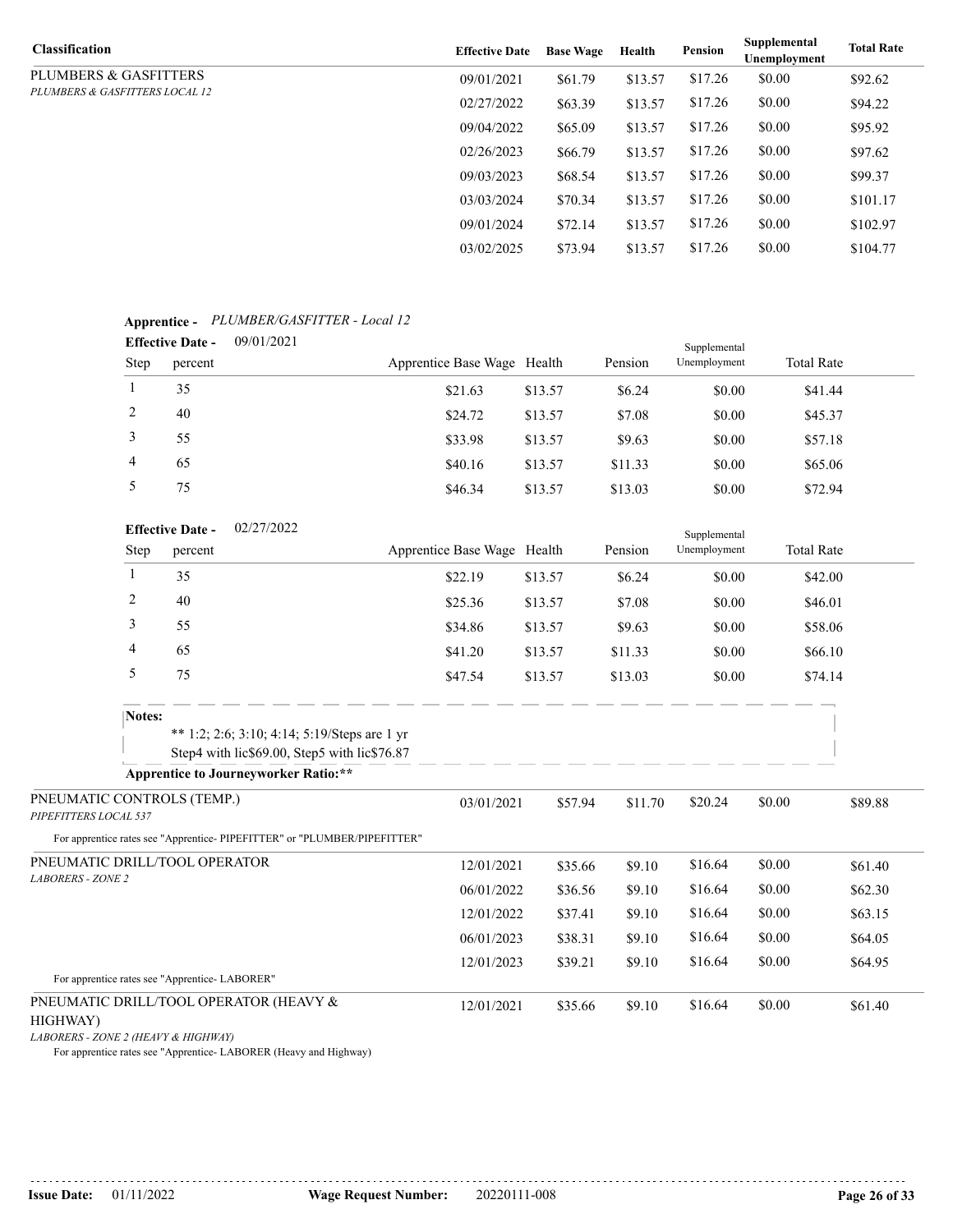| Classification | Effective Date | Base Wage | Health | Pension | Supplemental Unemployment | Total Rate |
|---|---|---|---|---|---|---|
| PLUMBERS & GASFITTERS *PLUMBERS & GASFITTERS LOCAL 12* | 09/01/2021 | $61.79 | $13.57 | $17.26 | $0.00 | $92.62 |
| | 02/27/2022 | $63.39 | $13.57 | $17.26 | $0.00 | $94.22 |
| | 09/04/2022 | $65.09 | $13.57 | $17.26 | $0.00 | $95.92 |
| | 02/26/2023 | $66.79 | $13.57 | $17.26 | $0.00 | $97.62 |
| | 09/03/2023 | $68.54 | $13.57 | $17.26 | $0.00 | $99.37 |
| | 03/03/2024 | $70.34 | $13.57 | $17.26 | $0.00 | $101.17 |
| | 09/01/2024 | $72.14 | $13.57 | $17.26 | $0.00 | $102.97 |
| | 03/02/2025 | $73.94 | $13.57 | $17.26 | $0.00 | $104.77 |

**Apprentice -** *PLUMBER/GASFITTER - Local 12*

**Effective Date -** 09/01/2021

| Step | percent | Apprentice Base Wage | Health | Pension | Supplemental Unemployment | Total Rate |
|---|---|---|---|---|---|---|
| 1 | 35 | $21.63 | $13.57 | $6.24 | $0.00 | $41.44 |
| 2 | 40 | $24.72 | $13.57 | $7.08 | $0.00 | $45.37 |
| 3 | 55 | $33.98 | $13.57 | $9.63 | $0.00 | $57.18 |
| 4 | 65 | $40.16 | $13.57 | $11.33 | $0.00 | $65.06 |
| 5 | 75 | $46.34 | $13.57 | $13.03 | $0.00 | $72.94 |

**Effective Date -** 02/27/2022

| Step | percent | Apprentice Base Wage | Health | Pension | Supplemental Unemployment | Total Rate |
|---|---|---|---|---|---|---|
| 1 | 35 | $22.19 | $13.57 | $6.24 | $0.00 | $42.00 |
| 2 | 40 | $25.36 | $13.57 | $7.08 | $0.00 | $46.01 |
| 3 | 55 | $34.86 | $13.57 | $9.63 | $0.00 | $58.06 |
| 4 | 65 | $41.20 | $13.57 | $11.33 | $0.00 | $66.10 |
| 5 | 75 | $47.54 | $13.57 | $13.03 | $0.00 | $74.14 |

**Notes:**

** 1:2; 2:6; 3:10; 4:14; 5:19/Steps are 1 yr
Step4 with lic$69.00, Step5 with lic$76.87

**Apprentice to Journeyworker Ratio:****

| Classification | Effective Date | Base Wage | Health | Pension | Supplemental Unemployment | Total Rate |
|---|---|---|---|---|---|---|
| PNEUMATIC CONTROLS (TEMP.) *PIPEFITTERS LOCAL 537* | 03/01/2021 | $57.94 | $11.70 | $20.24 | $0.00 | $89.88 |

For apprentice rates see "Apprentice- PIPEFITTER" or "PLUMBER/PIPEFITTER"

| Classification | Effective Date | Base Wage | Health | Pension | Supplemental Unemployment | Total Rate |
|---|---|---|---|---|---|---|
| PNEUMATIC DRILL/TOOL OPERATOR *LABORERS - ZONE 2* | 12/01/2021 | $35.66 | $9.10 | $16.64 | $0.00 | $61.40 |
| | 06/01/2022 | $36.56 | $9.10 | $16.64 | $0.00 | $62.30 |
| | 12/01/2022 | $37.41 | $9.10 | $16.64 | $0.00 | $63.15 |
| | 06/01/2023 | $38.31 | $9.10 | $16.64 | $0.00 | $64.05 |
| | 12/01/2023 | $39.21 | $9.10 | $16.64 | $0.00 | $64.95 |

For apprentice rates see "Apprentice- LABORER"

| Classification | Effective Date | Base Wage | Health | Pension | Supplemental Unemployment | Total Rate |
|---|---|---|---|---|---|---|
| PNEUMATIC DRILL/TOOL OPERATOR (HEAVY & HIGHWAY) *LABORERS - ZONE 2 (HEAVY & HIGHWAY)* | 12/01/2021 | $35.66 | $9.10 | $16.64 | $0.00 | $61.40 |

For apprentice rates see "Apprentice- LABORER (Heavy and Highway)

**Issue Date:** 01/11/2022 **Wage Request Number:** 20220111-008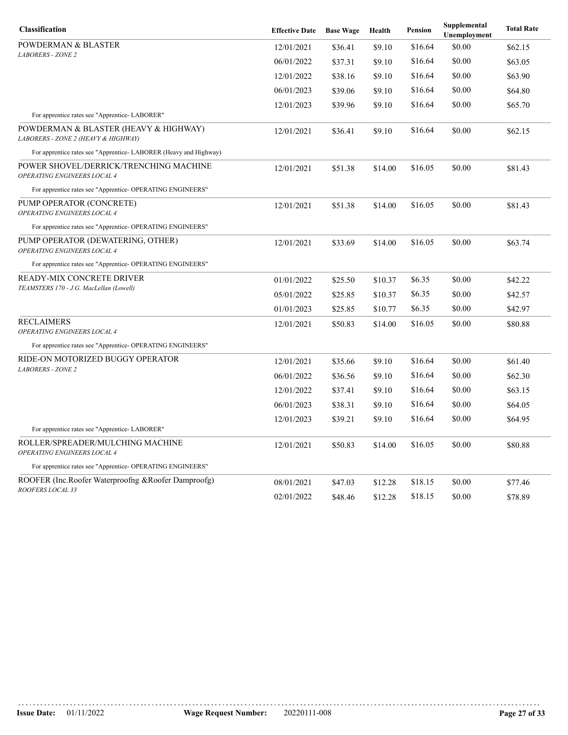| Classification | Effective Date | Base Wage | Health | Pension | Supplemental Unemployment | Total Rate |
|---|---|---|---|---|---|---|
| POWDERMAN & BLASTER<br>*LABORERS - ZONE 2* | 12/01/2021 | $36.41 | $9.10 | $16.64 | $0.00 | $62.15 |
| | 06/01/2022 | $37.31 | $9.10 | $16.64 | $0.00 | $63.05 |
| | 12/01/2022 | $38.16 | $9.10 | $16.64 | $0.00 | $63.90 |
| | 06/01/2023 | $39.06 | $9.10 | $16.64 | $0.00 | $64.80 |
| | 12/01/2023 | $39.96 | $9.10 | $16.64 | $0.00 | $65.70 |
| For apprentice rates see "Apprentice- LABORER" | | | | | | |
| POWDERMAN & BLASTER (HEAVY & HIGHWAY)<br>*LABORERS - ZONE 2 (HEAVY & HIGHWAY)* | 12/01/2021 | $36.41 | $9.10 | $16.64 | $0.00 | $62.15 |
| For apprentice rates see "Apprentice- LABORER (Heavy and Highway) | | | | | | |
| POWER SHOVEL/DERRICK/TRENCHING MACHINE<br>*OPERATING ENGINEERS LOCAL 4* | 12/01/2021 | $51.38 | $14.00 | $16.05 | $0.00 | $81.43 |
| For apprentice rates see "Apprentice- OPERATING ENGINEERS" | | | | | | |
| PUMP OPERATOR (CONCRETE)<br>*OPERATING ENGINEERS LOCAL 4* | 12/01/2021 | $51.38 | $14.00 | $16.05 | $0.00 | $81.43 |
| For apprentice rates see "Apprentice- OPERATING ENGINEERS" | | | | | | |
| PUMP OPERATOR (DEWATERING, OTHER)<br>*OPERATING ENGINEERS LOCAL 4* | 12/01/2021 | $33.69 | $14.00 | $16.05 | $0.00 | $63.74 |
| For apprentice rates see "Apprentice- OPERATING ENGINEERS" | | | | | | |
| READY-MIX CONCRETE DRIVER<br>*TEAMSTERS 170 - J.G. MacLellan (Lowell)* | 01/01/2022 | $25.50 | $10.37 | $6.35 | $0.00 | $42.22 |
| | 05/01/2022 | $25.85 | $10.37 | $6.35 | $0.00 | $42.57 |
| | 01/01/2023 | $25.85 | $10.77 | $6.35 | $0.00 | $42.97 |
| RECLAIMERS<br>*OPERATING ENGINEERS LOCAL 4* | 12/01/2021 | $50.83 | $14.00 | $16.05 | $0.00 | $80.88 |
| For apprentice rates see "Apprentice- OPERATING ENGINEERS" | | | | | | |
| RIDE-ON MOTORIZED BUGGY OPERATOR<br>*LABORERS - ZONE 2* | 12/01/2021 | $35.66 | $9.10 | $16.64 | $0.00 | $61.40 |
| | 06/01/2022 | $36.56 | $9.10 | $16.64 | $0.00 | $62.30 |
| | 12/01/2022 | $37.41 | $9.10 | $16.64 | $0.00 | $63.15 |
| | 06/01/2023 | $38.31 | $9.10 | $16.64 | $0.00 | $64.05 |
| | 12/01/2023 | $39.21 | $9.10 | $16.64 | $0.00 | $64.95 |
| For apprentice rates see "Apprentice- LABORER" | | | | | | |
| ROLLER/SPREADER/MULCHING MACHINE<br>*OPERATING ENGINEERS LOCAL 4* | 12/01/2021 | $50.83 | $14.00 | $16.05 | $0.00 | $80.88 |
| For apprentice rates see "Apprentice- OPERATING ENGINEERS" | | | | | | |
| ROOFER (Inc.Roofer Waterproofng &Roofer Damproofg)<br>*ROOFERS LOCAL 33* | 08/01/2021 | $47.03 | $12.28 | $18.15 | $0.00 | $77.46 |
| | 02/01/2022 | $48.46 | $12.28 | $18.15 | $0.00 | $78.89 |

**Issue Date:** 01/11/2022 **Wage Request Number:** 20220111-008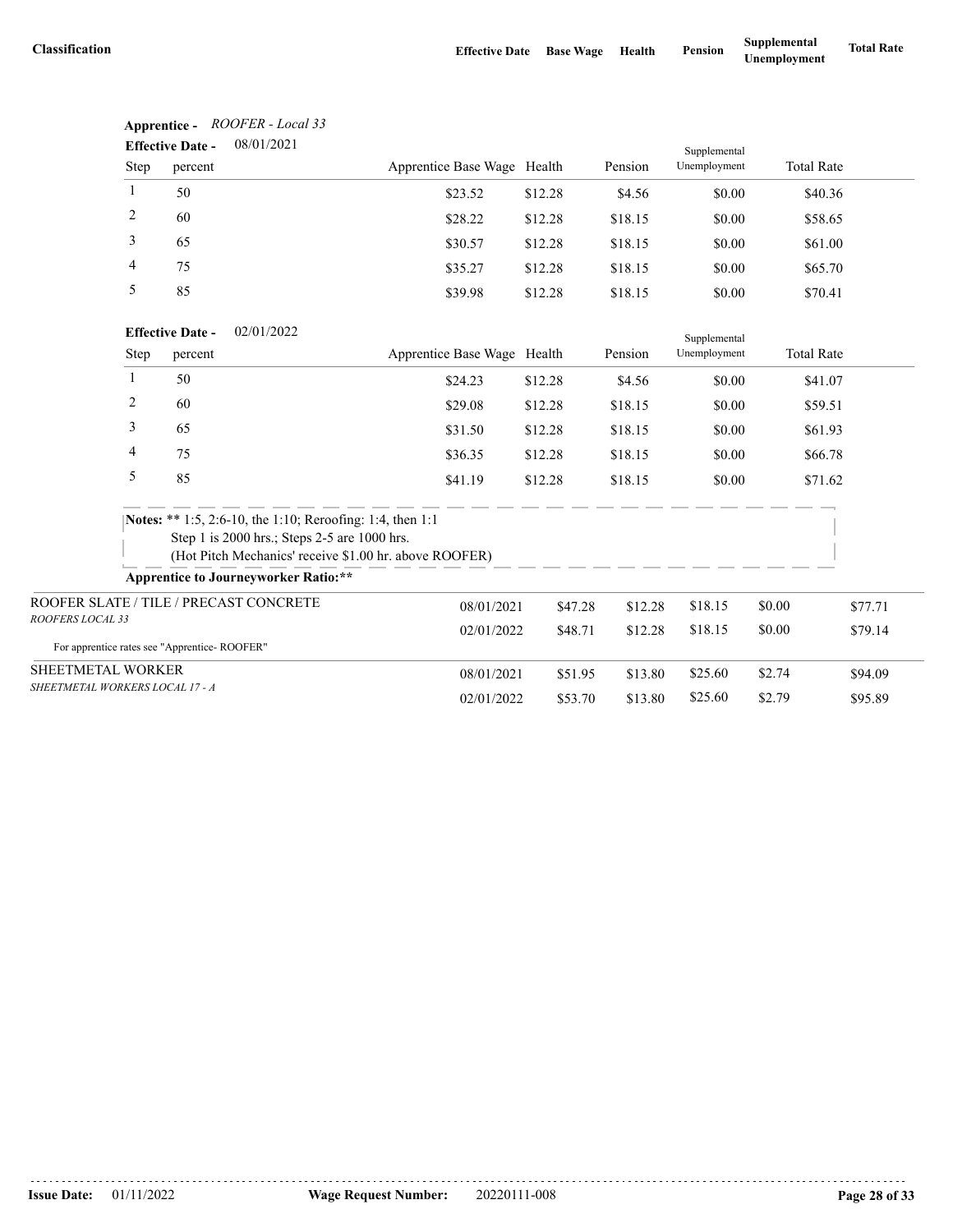| Classification | Effective Date | Base Wage | Health | Pension | Supplemental Unemployment | Total Rate |
|---|---|---|---|---|---|---|

**Apprentice -** *ROOFER - Local 33*

**Effective Date -** 08/01/2021

| Step | percent | Apprentice Base Wage | Health | Pension | Supplemental Unemployment | Total Rate |
|---|---|---|---|---|---|---|
| 1 | 50 | $23.52 | $12.28 | $4.56 | $0.00 | $40.36 |
| 2 | 60 | $28.22 | $12.28 | $18.15 | $0.00 | $58.65 |
| 3 | 65 | $30.57 | $12.28 | $18.15 | $0.00 | $61.00 |
| 4 | 75 | $35.27 | $12.28 | $18.15 | $0.00 | $65.70 |
| 5 | 85 | $39.98 | $12.28 | $18.15 | $0.00 | $70.41 |

**Effective Date -** 02/01/2022

| Step | percent | Apprentice Base Wage | Health | Pension | Supplemental Unemployment | Total Rate |
|---|---|---|---|---|---|---|
| 1 | 50 | $24.23 | $12.28 | $4.56 | $0.00 | $41.07 |
| 2 | 60 | $29.08 | $12.28 | $18.15 | $0.00 | $59.51 |
| 3 | 65 | $31.50 | $12.28 | $18.15 | $0.00 | $61.93 |
| 4 | 75 | $36.35 | $12.28 | $18.15 | $0.00 | $66.78 |
| 5 | 85 | $41.19 | $12.28 | $18.15 | $0.00 | $71.62 |

**Notes:** ** 1:5, 2:6-10, the 1:10; Reroofing: 1:4, then 1:1
Step 1 is 2000 hrs.; Steps 2-5 are 1000 hrs.
(Hot Pitch Mechanics' receive $1.00 hr. above ROOFER)

**Apprentice to Journeyworker Ratio:****

| Classification | Effective Date | Base Wage | Health | Pension | Supplemental Unemployment | Total Rate |
|---|---|---|---|---|---|---|
| ROOFER SLATE / TILE / PRECAST CONCRETE<br>*ROOFERS LOCAL 33* | 08/01/2021 | $47.28 | $12.28 | $18.15 | $0.00 | $77.71 |
| | 02/01/2022 | $48.71 | $12.28 | $18.15 | $0.00 | $79.14 |
| For apprentice rates see "Apprentice- ROOFER" | | | | | | |
| SHEETMETAL WORKER<br>*SHEETMETAL WORKERS LOCAL 17 - A* | 08/01/2021 | $51.95 | $13.80 | $25.60 | $2.74 | $94.09 |
| | 02/01/2022 | $53.70 | $13.80 | $25.60 | $2.79 | $95.89 |

**Issue Date:** 01/11/2022 **Wage Request Number:** 20220111-008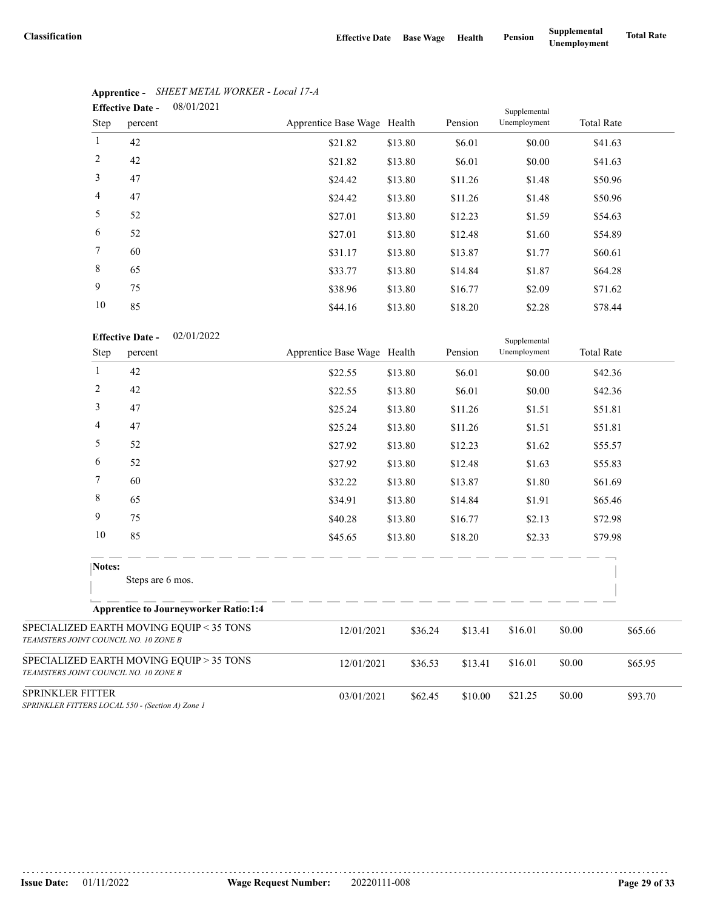| Classification | Effective Date | Base Wage | Health | Pension | Supplemental Unemployment | Total Rate |
|---|---|---|---|---|---|---|

**Apprentice -** *SHEET METAL WORKER - Local 17-A*

**Effective Date -** 08/01/2021

| Step | percent | Apprentice Base Wage | Health | Pension | Supplemental Unemployment | Total Rate |
|---|---|---|---|---|---|---|
| 1 | 42 | $21.82 | $13.80 | $6.01 | $0.00 | $41.63 |
| 2 | 42 | $21.82 | $13.80 | $6.01 | $0.00 | $41.63 |
| 3 | 47 | $24.42 | $13.80 | $11.26 | $1.48 | $50.96 |
| 4 | 47 | $24.42 | $13.80 | $11.26 | $1.48 | $50.96 |
| 5 | 52 | $27.01 | $13.80 | $12.23 | $1.59 | $54.63 |
| 6 | 52 | $27.01 | $13.80 | $12.48 | $1.60 | $54.89 |
| 7 | 60 | $31.17 | $13.80 | $13.87 | $1.77 | $60.61 |
| 8 | 65 | $33.77 | $13.80 | $14.84 | $1.87 | $64.28 |
| 9 | 75 | $38.96 | $13.80 | $16.77 | $2.09 | $71.62 |
| 10 | 85 | $44.16 | $13.80 | $18.20 | $2.28 | $78.44 |

**Effective Date -** 02/01/2022

| Step | percent | Apprentice Base Wage | Health | Pension | Supplemental Unemployment | Total Rate |
|---|---|---|---|---|---|---|
| 1 | 42 | $22.55 | $13.80 | $6.01 | $0.00 | $42.36 |
| 2 | 42 | $22.55 | $13.80 | $6.01 | $0.00 | $42.36 |
| 3 | 47 | $25.24 | $13.80 | $11.26 | $1.51 | $51.81 |
| 4 | 47 | $25.24 | $13.80 | $11.26 | $1.51 | $51.81 |
| 5 | 52 | $27.92 | $13.80 | $12.23 | $1.62 | $55.57 |
| 6 | 52 | $27.92 | $13.80 | $12.48 | $1.63 | $55.83 |
| 7 | 60 | $32.22 | $13.80 | $13.87 | $1.80 | $61.69 |
| 8 | 65 | $34.91 | $13.80 | $14.84 | $1.91 | $65.46 |
| 9 | 75 | $40.28 | $13.80 | $16.77 | $2.13 | $72.98 |
| 10 | 85 | $45.65 | $13.80 | $18.20 | $2.33 | $79.98 |

**Notes:**

Steps are 6 mos.

**Apprentice to Journeyworker Ratio:1:4**

| Classification | Effective Date | Base Wage | Health | Pension | Supplemental Unemployment | Total Rate |
|---|---|---|---|---|---|---|
| SPECIALIZED EARTH MOVING EQUIP < 35 TONS *TEAMSTERS JOINT COUNCIL NO. 10 ZONE B* | 12/01/2021 | $36.24 | $13.41 | $16.01 | $0.00 | $65.66 |
| SPECIALIZED EARTH MOVING EQUIP > 35 TONS *TEAMSTERS JOINT COUNCIL NO. 10 ZONE B* | 12/01/2021 | $36.53 | $13.41 | $16.01 | $0.00 | $65.95 |
| SPRINKLER FITTER *SPRINKLER FITTERS LOCAL 550 - (Section A) Zone 1* | 03/01/2021 | $62.45 | $10.00 | $21.25 | $0.00 | $93.70 |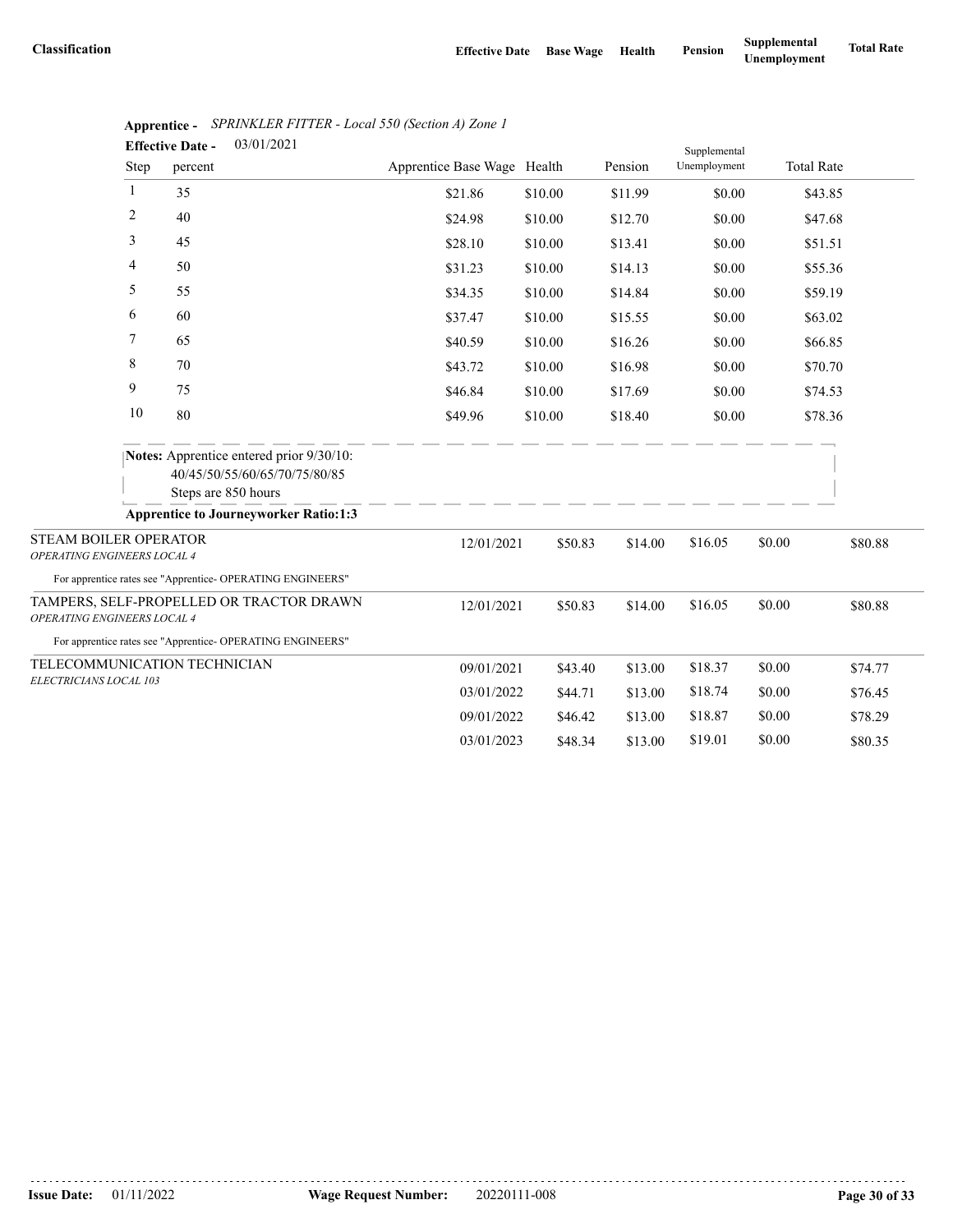| Classification | Effective Date | Base Wage | Health | Pension | Supplemental Unemployment | Total Rate |
|---|---|---|---|---|---|---|

**Apprentice -** *SPRINKLER FITTER - Local 550 (Section A) Zone 1*

**Effective Date -** 03/01/2021

| Step | percent | Apprentice Base Wage | Health | Pension | Supplemental Unemployment | Total Rate |
|---|---|---|---|---|---|---|
| 1 | 35 | $21.86 | $10.00 | $11.99 | $0.00 | $43.85 |
| 2 | 40 | $24.98 | $10.00 | $12.70 | $0.00 | $47.68 |
| 3 | 45 | $28.10 | $10.00 | $13.41 | $0.00 | $51.51 |
| 4 | 50 | $31.23 | $10.00 | $14.13 | $0.00 | $55.36 |
| 5 | 55 | $34.35 | $10.00 | $14.84 | $0.00 | $59.19 |
| 6 | 60 | $37.47 | $10.00 | $15.55 | $0.00 | $63.02 |
| 7 | 65 | $40.59 | $10.00 | $16.26 | $0.00 | $66.85 |
| 8 | 70 | $43.72 | $10.00 | $16.98 | $0.00 | $70.70 |
| 9 | 75 | $46.84 | $10.00 | $17.69 | $0.00 | $74.53 |
| 10 | 80 | $49.96 | $10.00 | $18.40 | $0.00 | $78.36 |

**Notes:** Apprentice entered prior 9/30/10:
40/45/50/55/60/65/70/75/80/85
Steps are 850 hours

**Apprentice to Journeyworker Ratio:1:3**

| Classification | Effective Date | Base Wage | Health | Pension | Supplemental Unemployment | Total Rate |
|---|---|---|---|---|---|---|
| STEAM BOILER OPERATOR<br>*OPERATING ENGINEERS LOCAL 4* | 12/01/2021 | $50.83 | $14.00 | $16.05 | $0.00 | $80.88 |
| For apprentice rates see "Apprentice- OPERATING ENGINEERS" | | | | | | |
| TAMPERS, SELF-PROPELLED OR TRACTOR DRAWN<br>*OPERATING ENGINEERS LOCAL 4* | 12/01/2021 | $50.83 | $14.00 | $16.05 | $0.00 | $80.88 |
| For apprentice rates see "Apprentice- OPERATING ENGINEERS" | | | | | | |
| TELECOMMUNICATION TECHNICIAN<br>*ELECTRICIANS LOCAL 103* | 09/01/2021 | $43.40 | $13.00 | $18.37 | $0.00 | $74.77 |
| | 03/01/2022 | $44.71 | $13.00 | $18.74 | $0.00 | $76.45 |
| | 09/01/2022 | $46.42 | $13.00 | $18.87 | $0.00 | $78.29 |
| | 03/01/2023 | $48.34 | $13.00 | $19.01 | $0.00 | $80.35 |

**Issue Date:** 01/11/2022 **Wage Request Number:** 20220111-008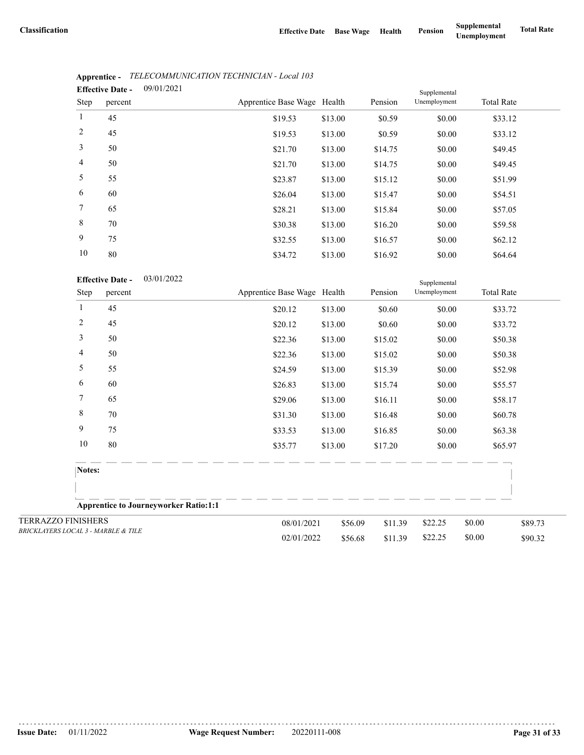| Classification | Effective Date | Base Wage | Health | Pension | Supplemental Unemployment | Total Rate |
|---|---|---|---|---|---|---|

**Apprentice -** *TELECOMMUNICATION TECHNICIAN - Local 103*

**Effective Date -** 09/01/2021

| Step | percent | Apprentice Base Wage | Health | Pension | Supplemental Unemployment | Total Rate |
|---|---|---|---|---|---|---|
| 1 | 45 | $19.53 | $13.00 | $0.59 | $0.00 | $33.12 |
| 2 | 45 | $19.53 | $13.00 | $0.59 | $0.00 | $33.12 |
| 3 | 50 | $21.70 | $13.00 | $14.75 | $0.00 | $49.45 |
| 4 | 50 | $21.70 | $13.00 | $14.75 | $0.00 | $49.45 |
| 5 | 55 | $23.87 | $13.00 | $15.12 | $0.00 | $51.99 |
| 6 | 60 | $26.04 | $13.00 | $15.47 | $0.00 | $54.51 |
| 7 | 65 | $28.21 | $13.00 | $15.84 | $0.00 | $57.05 |
| 8 | 70 | $30.38 | $13.00 | $16.20 | $0.00 | $59.58 |
| 9 | 75 | $32.55 | $13.00 | $16.57 | $0.00 | $62.12 |
| 10 | 80 | $34.72 | $13.00 | $16.92 | $0.00 | $64.64 |

**Effective Date -** 03/01/2022

| Step | percent | Apprentice Base Wage | Health | Pension | Supplemental Unemployment | Total Rate |
|---|---|---|---|---|---|---|
| 1 | 45 | $20.12 | $13.00 | $0.60 | $0.00 | $33.72 |
| 2 | 45 | $20.12 | $13.00 | $0.60 | $0.00 | $33.72 |
| 3 | 50 | $22.36 | $13.00 | $15.02 | $0.00 | $50.38 |
| 4 | 50 | $22.36 | $13.00 | $15.02 | $0.00 | $50.38 |
| 5 | 55 | $24.59 | $13.00 | $15.39 | $0.00 | $52.98 |
| 6 | 60 | $26.83 | $13.00 | $15.74 | $0.00 | $55.57 |
| 7 | 65 | $29.06 | $13.00 | $16.11 | $0.00 | $58.17 |
| 8 | 70 | $31.30 | $13.00 | $16.48 | $0.00 | $60.78 |
| 9 | 75 | $33.53 | $13.00 | $16.85 | $0.00 | $63.38 |
| 10 | 80 | $35.77 | $13.00 | $17.20 | $0.00 | $65.97 |

**Notes:**

**Apprentice to Journeyworker Ratio:1:1**

| Classification | Effective Date | Base Wage | Health | Pension | Supplemental Unemployment | Total Rate |
|---|---|---|---|---|---|---|
| TERRAZZO FINISHERS *BRICKLAYERS LOCAL 3 - MARBLE & TILE* | 08/01/2021 | $56.09 | $11.39 | $22.25 | $0.00 | $89.73 |
| | 02/01/2022 | $56.68 | $11.39 | $22.25 | $0.00 | $90.32 |

Issue Date: 01/11/2022 Wage Request Number: 20220111-008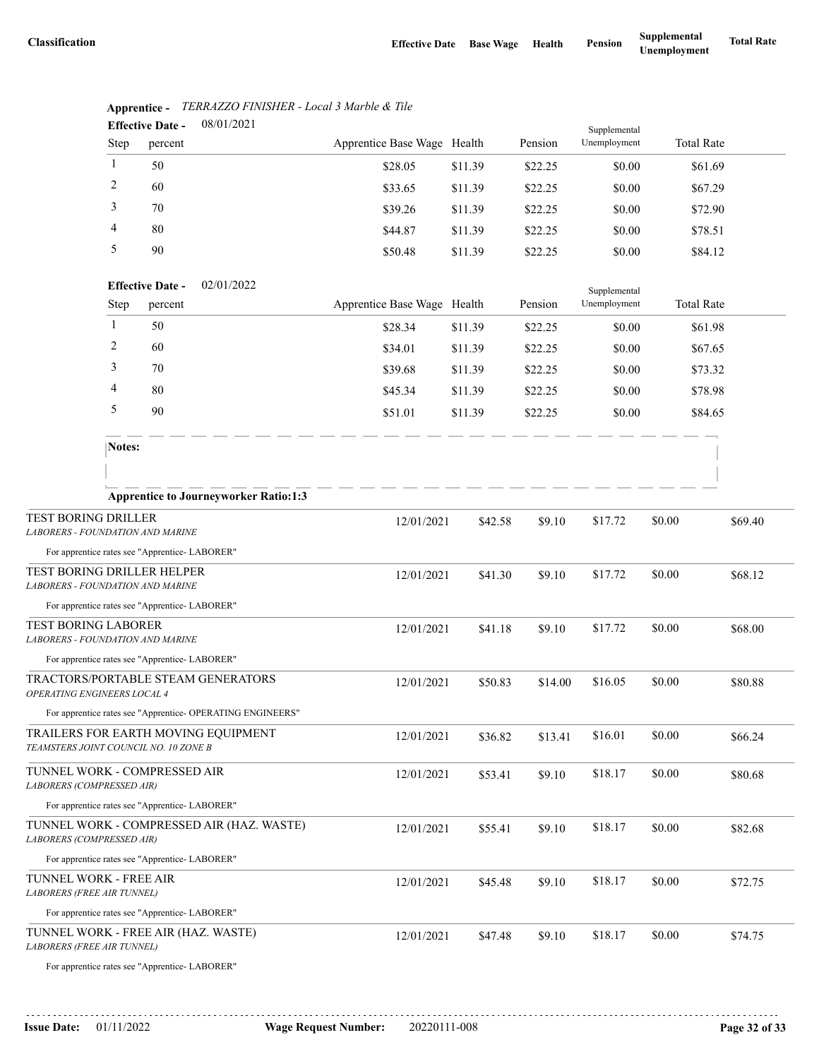| Classification | Effective Date | Base Wage | Health | Pension | Supplemental Unemployment | Total Rate |
|---|---|---|---|---|---|---|

**Apprentice -** *TERRAZZO FINISHER - Local 3 Marble & Tile*

**Effective Date -** 08/01/2021

| Step | percent | Apprentice Base Wage | Health | Pension | Supplemental Unemployment | Total Rate |
|---|---|---|---|---|---|---|
| 1 | 50 | $28.05 | $11.39 | $22.25 | $0.00 | $61.69 |
| 2 | 60 | $33.65 | $11.39 | $22.25 | $0.00 | $67.29 |
| 3 | 70 | $39.26 | $11.39 | $22.25 | $0.00 | $72.90 |
| 4 | 80 | $44.87 | $11.39 | $22.25 | $0.00 | $78.51 |
| 5 | 90 | $50.48 | $11.39 | $22.25 | $0.00 | $84.12 |

**Effective Date -** 02/01/2022

| Step | percent | Apprentice Base Wage | Health | Pension | Supplemental Unemployment | Total Rate |
|---|---|---|---|---|---|---|
| 1 | 50 | $28.34 | $11.39 | $22.25 | $0.00 | $61.98 |
| 2 | 60 | $34.01 | $11.39 | $22.25 | $0.00 | $67.65 |
| 3 | 70 | $39.68 | $11.39 | $22.25 | $0.00 | $73.32 |
| 4 | 80 | $45.34 | $11.39 | $22.25 | $0.00 | $78.98 |
| 5 | 90 | $51.01 | $11.39 | $22.25 | $0.00 | $84.65 |

**Notes:**

**Apprentice to Journeyworker Ratio:1:3**

| Classification | Effective Date | Base Wage | Health | Pension | Supplemental Unemployment | Total Rate |
|---|---|---|---|---|---|---|
| TEST BORING DRILLER<br>*LABORERS - FOUNDATION AND MARINE* | 12/01/2021 | $42.58 | $9.10 | $17.72 | $0.00 | $69.40 |
| For apprentice rates see "Apprentice- LABORER" | | | | | | |
| TEST BORING DRILLER HELPER<br>*LABORERS - FOUNDATION AND MARINE* | 12/01/2021 | $41.30 | $9.10 | $17.72 | $0.00 | $68.12 |
| For apprentice rates see "Apprentice- LABORER" | | | | | | |
| TEST BORING LABORER<br>*LABORERS - FOUNDATION AND MARINE* | 12/01/2021 | $41.18 | $9.10 | $17.72 | $0.00 | $68.00 |
| For apprentice rates see "Apprentice- LABORER" | | | | | | |
| TRACTORS/PORTABLE STEAM GENERATORS<br>*OPERATING ENGINEERS LOCAL 4* | 12/01/2021 | $50.83 | $14.00 | $16.05 | $0.00 | $80.88 |
| For apprentice rates see "Apprentice- OPERATING ENGINEERS" | | | | | | |
| TRAILERS FOR EARTH MOVING EQUIPMENT<br>*TEAMSTERS JOINT COUNCIL NO. 10 ZONE B* | 12/01/2021 | $36.82 | $13.41 | $16.01 | $0.00 | $66.24 |
| TUNNEL WORK - COMPRESSED AIR<br>*LABORERS (COMPRESSED AIR)* | 12/01/2021 | $53.41 | $9.10 | $18.17 | $0.00 | $80.68 |
| For apprentice rates see "Apprentice- LABORER" | | | | | | |
| TUNNEL WORK - COMPRESSED AIR (HAZ. WASTE)<br>*LABORERS (COMPRESSED AIR)* | 12/01/2021 | $55.41 | $9.10 | $18.17 | $0.00 | $82.68 |
| For apprentice rates see "Apprentice- LABORER" | | | | | | |
| TUNNEL WORK - FREE AIR<br>*LABORERS (FREE AIR TUNNEL)* | 12/01/2021 | $45.48 | $9.10 | $18.17 | $0.00 | $72.75 |
| For apprentice rates see "Apprentice- LABORER" | | | | | | |
| TUNNEL WORK - FREE AIR (HAZ. WASTE)<br>*LABORERS (FREE AIR TUNNEL)* | 12/01/2021 | $47.48 | $9.10 | $18.17 | $0.00 | $74.75 |
| For apprentice rates see "Apprentice- LABORER" | | | | | | |

**Issue Date:** 01/11/2022 **Wage Request Number:** 20220111-008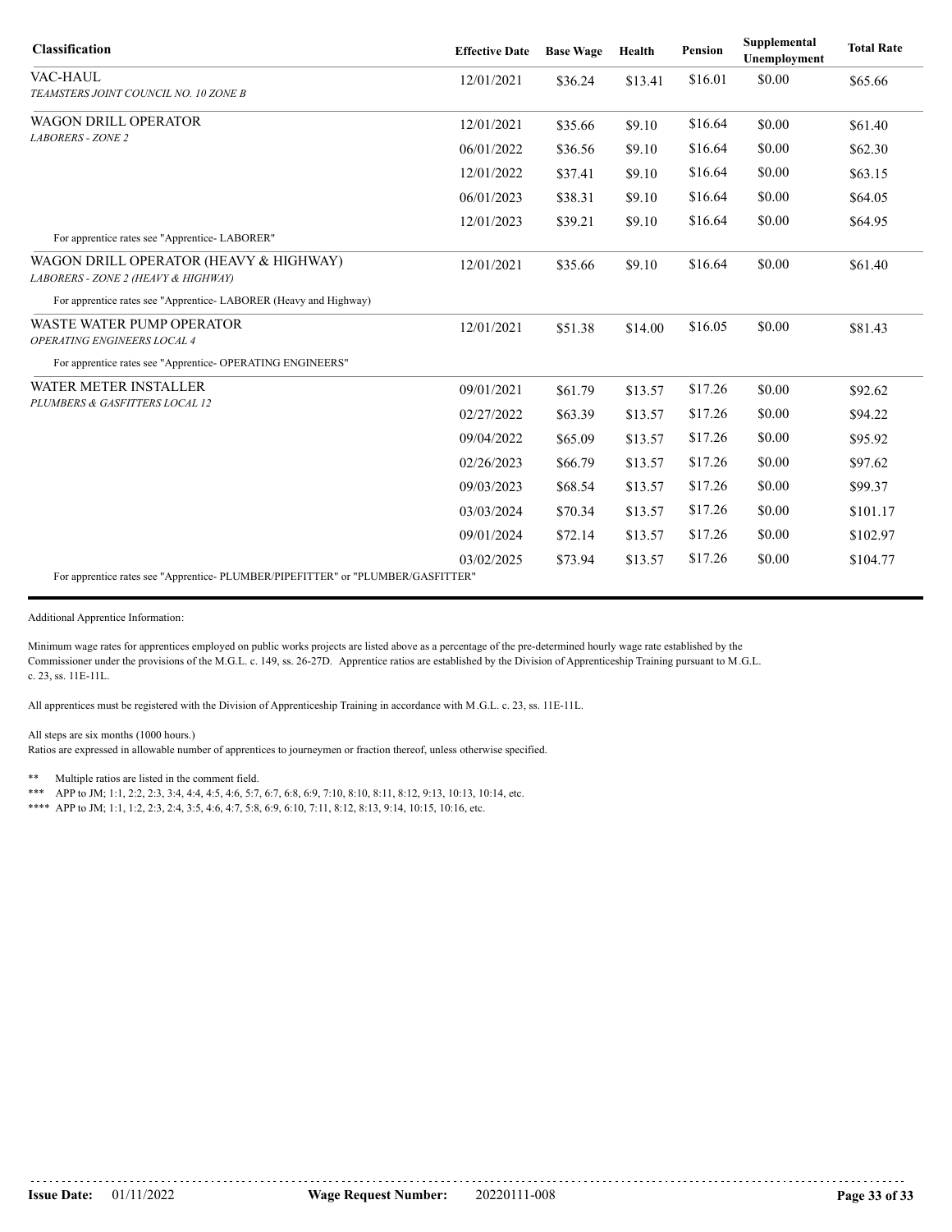| Classification | Effective Date | Base Wage | Health | Pension | Supplemental Unemployment | Total Rate |
|---|---|---|---|---|---|---|
| VAC-HAUL<br>*TEAMSTERS JOINT COUNCIL NO. 10 ZONE B* | 12/01/2021 | $36.24 | $13.41 | $16.01 | $0.00 | $65.66 |
| WAGON DRILL OPERATOR<br>*LABORERS - ZONE 2* | 12/01/2021 | $35.66 | $9.10 | $16.64 | $0.00 | $61.40 |
| | 06/01/2022 | $36.56 | $9.10 | $16.64 | $0.00 | $62.30 |
| | 12/01/2022 | $37.41 | $9.10 | $16.64 | $0.00 | $63.15 |
| | 06/01/2023 | $38.31 | $9.10 | $16.64 | $0.00 | $64.05 |
| | 12/01/2023 | $39.21 | $9.10 | $16.64 | $0.00 | $64.95 |
| For apprentice rates see "Apprentice- LABORER" | | | | | | |
| WAGON DRILL OPERATOR (HEAVY & HIGHWAY)<br>*LABORERS - ZONE 2 (HEAVY & HIGHWAY)* | 12/01/2021 | $35.66 | $9.10 | $16.64 | $0.00 | $61.40 |
| For apprentice rates see "Apprentice- LABORER (Heavy and Highway) | | | | | | |
| WASTE WATER PUMP OPERATOR<br>*OPERATING ENGINEERS LOCAL 4* | 12/01/2021 | $51.38 | $14.00 | $16.05 | $0.00 | $81.43 |
| For apprentice rates see "Apprentice- OPERATING ENGINEERS" | | | | | | |
| WATER METER INSTALLER<br>*PLUMBERS & GASFITTERS LOCAL 12* | 09/01/2021 | $61.79 | $13.57 | $17.26 | $0.00 | $92.62 |
| | 02/27/2022 | $63.39 | $13.57 | $17.26 | $0.00 | $94.22 |
| | 09/04/2022 | $65.09 | $13.57 | $17.26 | $0.00 | $95.92 |
| | 02/26/2023 | $66.79 | $13.57 | $17.26 | $0.00 | $97.62 |
| | 09/03/2023 | $68.54 | $13.57 | $17.26 | $0.00 | $99.37 |
| | 03/03/2024 | $70.34 | $13.57 | $17.26 | $0.00 | $101.17 |
| | 09/01/2024 | $72.14 | $13.57 | $17.26 | $0.00 | $102.97 |
| | 03/02/2025 | $73.94 | $13.57 | $17.26 | $0.00 | $104.77 |
| For apprentice rates see "Apprentice- PLUMBER/PIPEFITTER" or "PLUMBER/GASFITTER" | | | | | | |

Additional Apprentice Information:

Minimum wage rates for apprentices employed on public works projects are listed above as a percentage of the pre-determined hourly wage rate established by the Commissioner under the provisions of the M.G.L. c. 149, ss. 26-27D. Apprentice ratios are established by the Division of Apprenticeship Training pursuant to M.G.L. c. 23, ss. 11E-11L.

All apprentices must be registered with the Division of Apprenticeship Training in accordance with M.G.L. c. 23, ss. 11E-11L.

All steps are six months (1000 hours.)
Ratios are expressed in allowable number of apprentices to journeymen or fraction thereof, unless otherwise specified.

** Multiple ratios are listed in the comment field.
*** APP to JM; 1:1, 2:2, 2:3, 3:4, 4:4, 4:5, 4:6, 5:7, 6:7, 6:8, 6:9, 7:10, 8:10, 8:11, 8:12, 9:13, 10:13, 10:14, etc.
**** APP to JM; 1:1, 1:2, 2:3, 2:4, 3:5, 4:6, 4:7, 5:8, 6:9, 6:10, 7:11, 8:12, 8:13, 9:14, 10:15, 10:16, etc.

**Issue Date:** 01/11/2022 **Wage Request Number:** 20220111-008